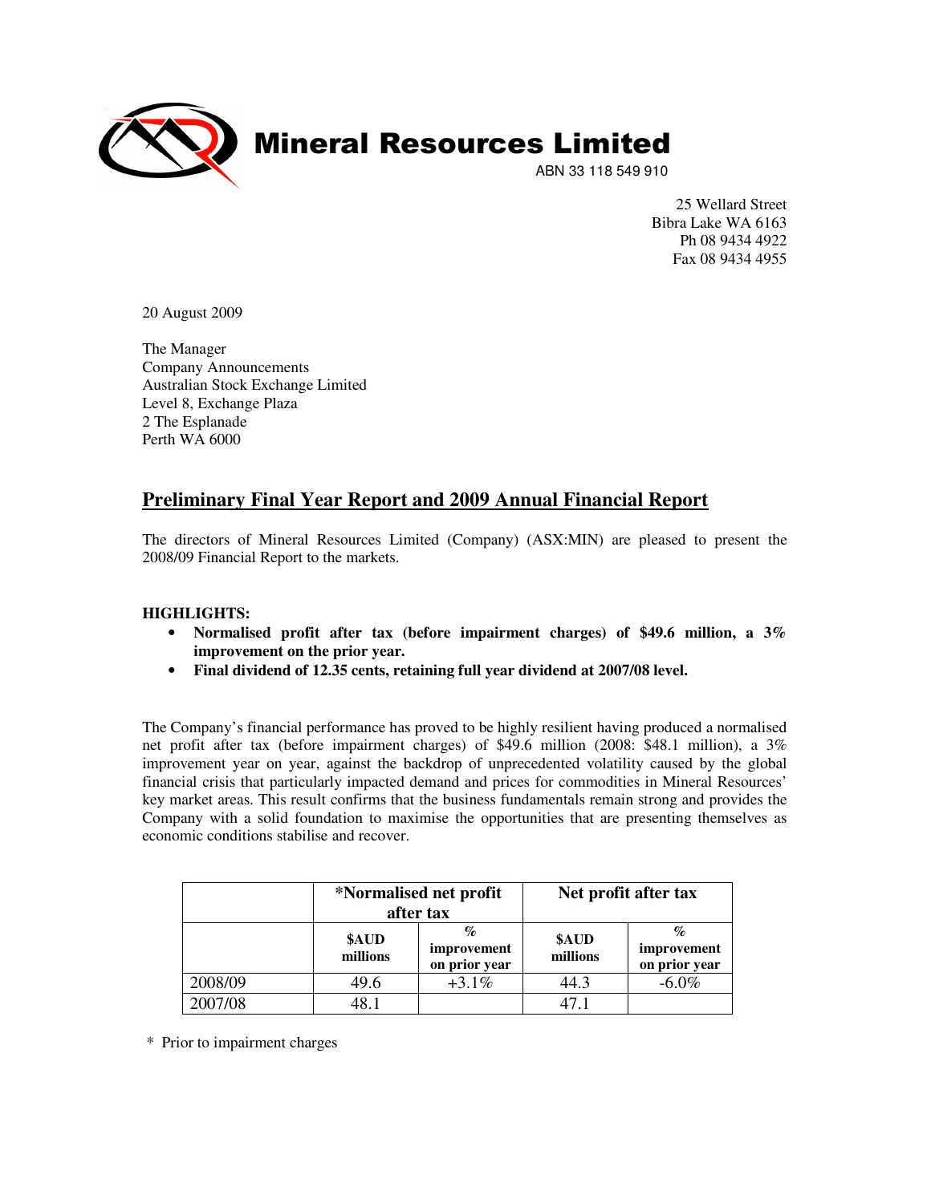# Mineral Resources Limited

ABN 33 118 549 910

25 Wellard Street
Bibra Lake WA 6163
Ph 08 9434 4922
Fax 08 9434 4955

20 August 2009

The Manager
Company Announcements
Australian Stock Exchange Limited
Level 8, Exchange Plaza
2 The Esplanade
Perth WA 6000

## Preliminary Final Year Report and 2009 Annual Financial Report

The directors of Mineral Resources Limited (Company) (ASX:MIN) are pleased to present the 2008/09 Financial Report to the markets.

**HIGHLIGHTS:**

- **Normalised profit after tax (before impairment charges) of $49.6 million, a 3% improvement on the prior year.**
- **Final dividend of 12.35 cents, retaining full year dividend at 2007/08 level.**

The Company's financial performance has proved to be highly resilient having produced a normalised net profit after tax (before impairment charges) of $49.6 million (2008: $48.1 million), a 3% improvement year on year, against the backdrop of unprecedented volatility caused by the global financial crisis that particularly impacted demand and prices for commodities in Mineral Resources' key market areas. This result confirms that the business fundamentals remain strong and provides the Company with a solid foundation to maximise the opportunities that are presenting themselves as economic conditions stabilise and recover.

| | *Normalised net profit after tax | | Net profit after tax | |
|---|---|---|---|---|
| | $AUD millions | % improvement on prior year | $AUD millions | % improvement on prior year |
| 2008/09 | 49.6 | +3.1% | 44.3 | -6.0% |
| 2007/08 | 48.1 | | 47.1 | |

\* Prior to impairment charges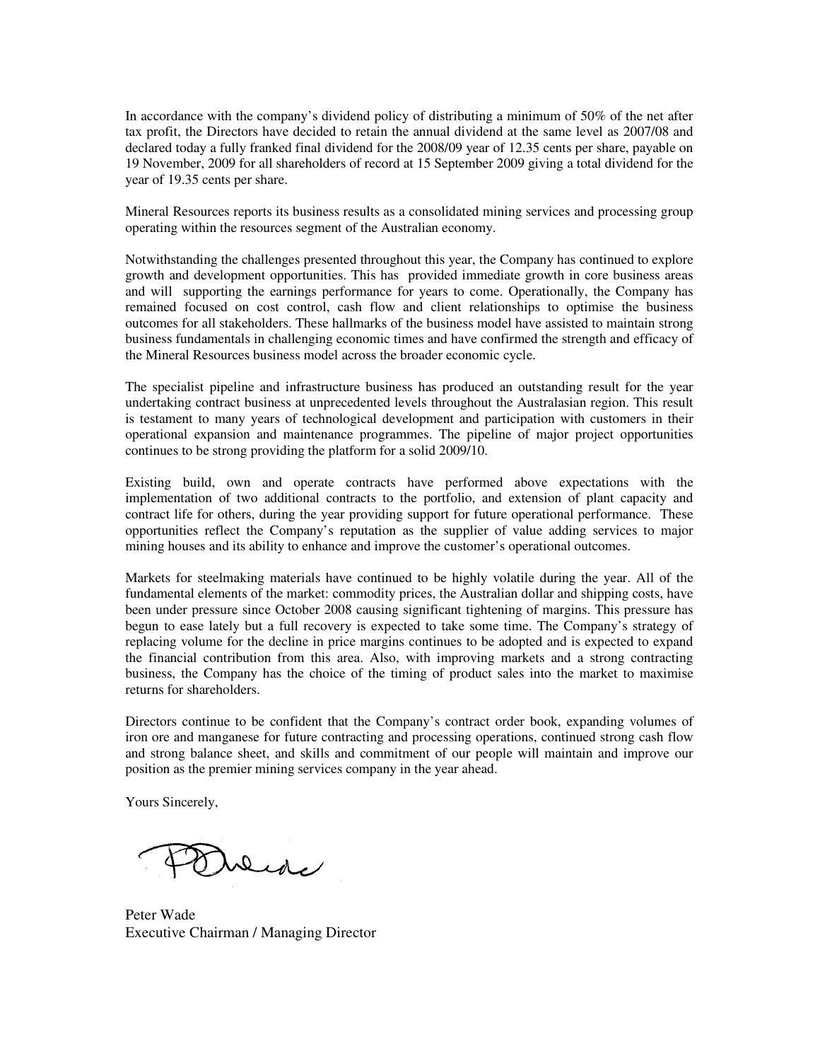In accordance with the company's dividend policy of distributing a minimum of 50% of the net after tax profit, the Directors have decided to retain the annual dividend at the same level as 2007/08 and declared today a fully franked final dividend for the 2008/09 year of 12.35 cents per share, payable on 19 November, 2009 for all shareholders of record at 15 September 2009 giving a total dividend for the year of 19.35 cents per share.

Mineral Resources reports its business results as a consolidated mining services and processing group operating within the resources segment of the Australian economy.

Notwithstanding the challenges presented throughout this year, the Company has continued to explore growth and development opportunities. This has provided immediate growth in core business areas and will supporting the earnings performance for years to come. Operationally, the Company has remained focused on cost control, cash flow and client relationships to optimise the business outcomes for all stakeholders. These hallmarks of the business model have assisted to maintain strong business fundamentals in challenging economic times and have confirmed the strength and efficacy of the Mineral Resources business model across the broader economic cycle.

The specialist pipeline and infrastructure business has produced an outstanding result for the year undertaking contract business at unprecedented levels throughout the Australasian region. This result is testament to many years of technological development and participation with customers in their operational expansion and maintenance programmes. The pipeline of major project opportunities continues to be strong providing the platform for a solid 2009/10.

Existing build, own and operate contracts have performed above expectations with the implementation of two additional contracts to the portfolio, and extension of plant capacity and contract life for others, during the year providing support for future operational performance. These opportunities reflect the Company's reputation as the supplier of value adding services to major mining houses and its ability to enhance and improve the customer's operational outcomes.

Markets for steelmaking materials have continued to be highly volatile during the year. All of the fundamental elements of the market: commodity prices, the Australian dollar and shipping costs, have been under pressure since October 2008 causing significant tightening of margins. This pressure has begun to ease lately but a full recovery is expected to take some time. The Company's strategy of replacing volume for the decline in price margins continues to be adopted and is expected to expand the financial contribution from this area. Also, with improving markets and a strong contracting business, the Company has the choice of the timing of product sales into the market to maximise returns for shareholders.

Directors continue to be confident that the Company's contract order book, expanding volumes of iron ore and manganese for future contracting and processing operations, continued strong cash flow and strong balance sheet, and skills and commitment of our people will maintain and improve our position as the premier mining services company in the year ahead.

Yours Sincerely,

Peter Wade
Executive Chairman / Managing Director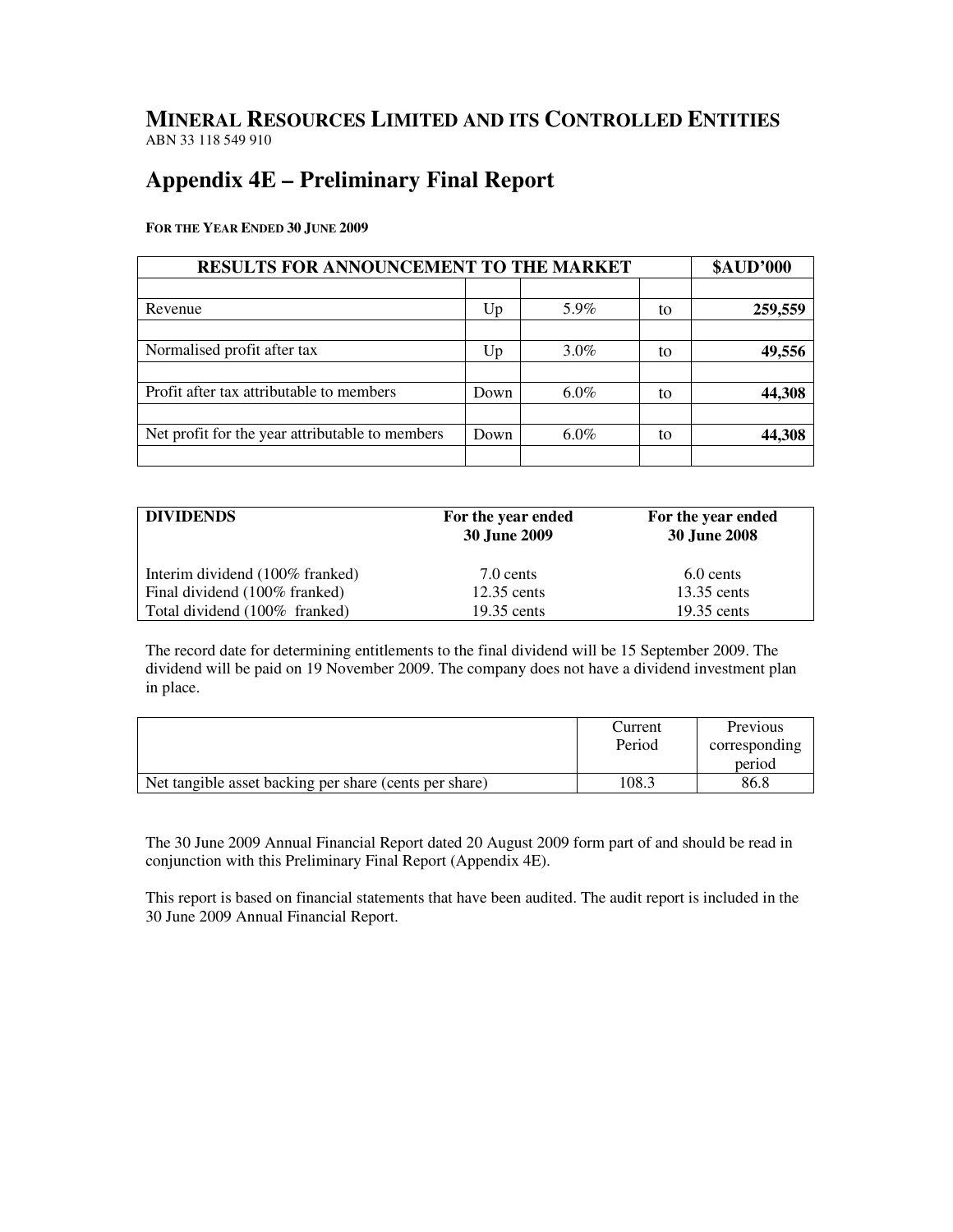# MINERAL RESOURCES LIMITED AND ITS CONTROLLED ENTITIES

ABN 33 118 549 910

# Appendix 4E – Preliminary Final Report

**FOR THE YEAR ENDED 30 JUNE 2009**

| RESULTS FOR ANNOUNCEMENT TO THE MARKET | | | | $AUD'000 |
|---|---|---|---|---|
| | | | | |
| Revenue | Up | 5.9% | to | **259,559** |
| | | | | |
| Normalised profit after tax | Up | 3.0% | to | **49,556** |
| | | | | |
| Profit after tax attributable to members | Down | 6.0% | to | **44,308** |
| | | | | |
| Net profit for the year attributable to members | Down | 6.0% | to | **44,308** |
| | | | | |

| **DIVIDENDS** | **For the year ended 30 June 2009** | **For the year ended 30 June 2008** |
|---|---|---|
| Interim dividend (100% franked) | 7.0 cents | 6.0 cents |
| Final dividend (100% franked) | 12.35 cents | 13.35 cents |
| Total dividend (100% franked) | 19.35 cents | 19.35 cents |

The record date for determining entitlements to the final dividend will be 15 September 2009. The dividend will be paid on 19 November 2009. The company does not have a dividend investment plan in place.

| | Current Period | Previous corresponding period |
|---|---|---|
| Net tangible asset backing per share (cents per share) | 108.3 | 86.8 |

The 30 June 2009 Annual Financial Report dated 20 August 2009 form part of and should be read in conjunction with this Preliminary Final Report (Appendix 4E).

This report is based on financial statements that have been audited. The audit report is included in the 30 June 2009 Annual Financial Report.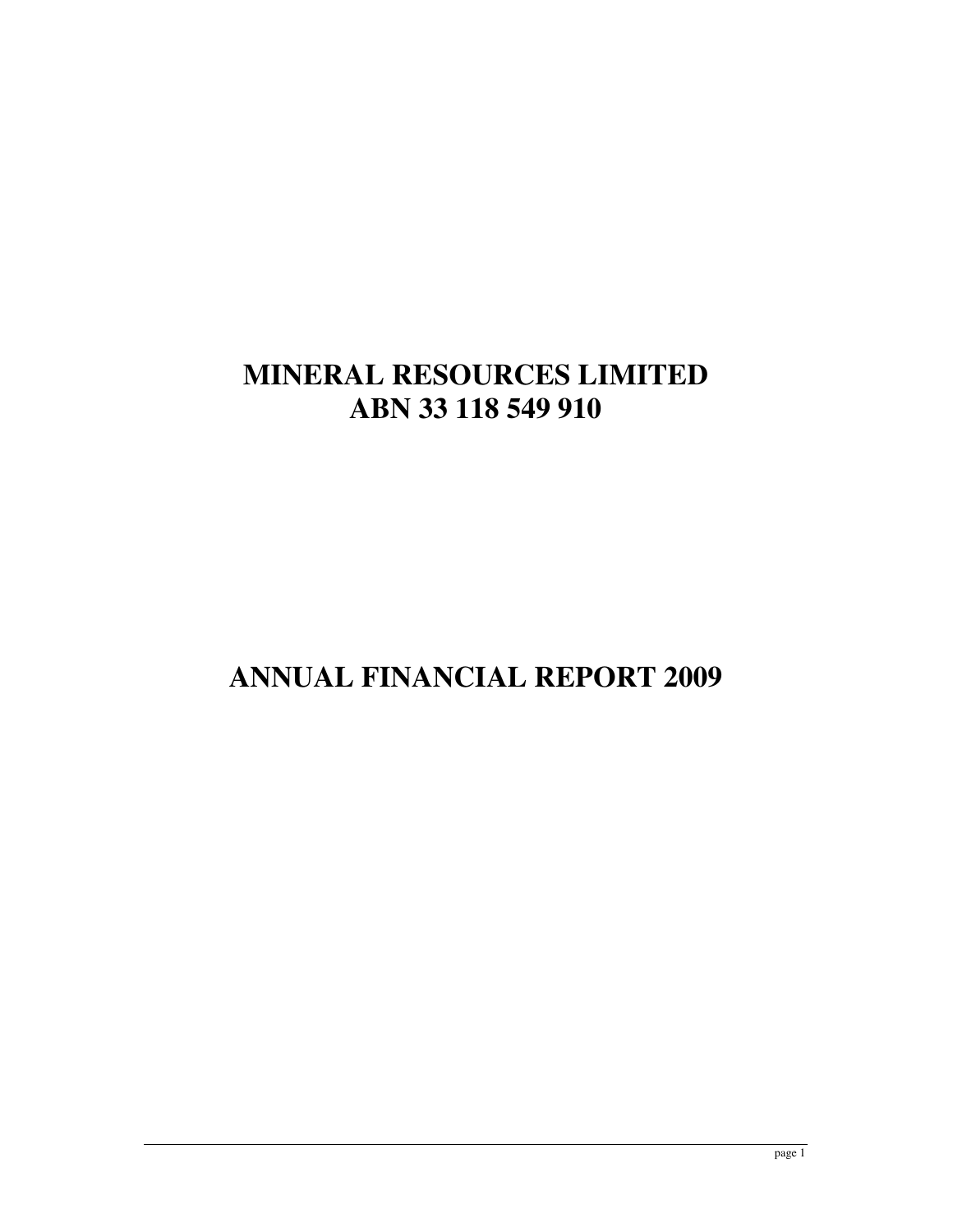# MINERAL RESOURCES LIMITED
# ABN 33 118 549 910

# ANNUAL FINANCIAL REPORT 2009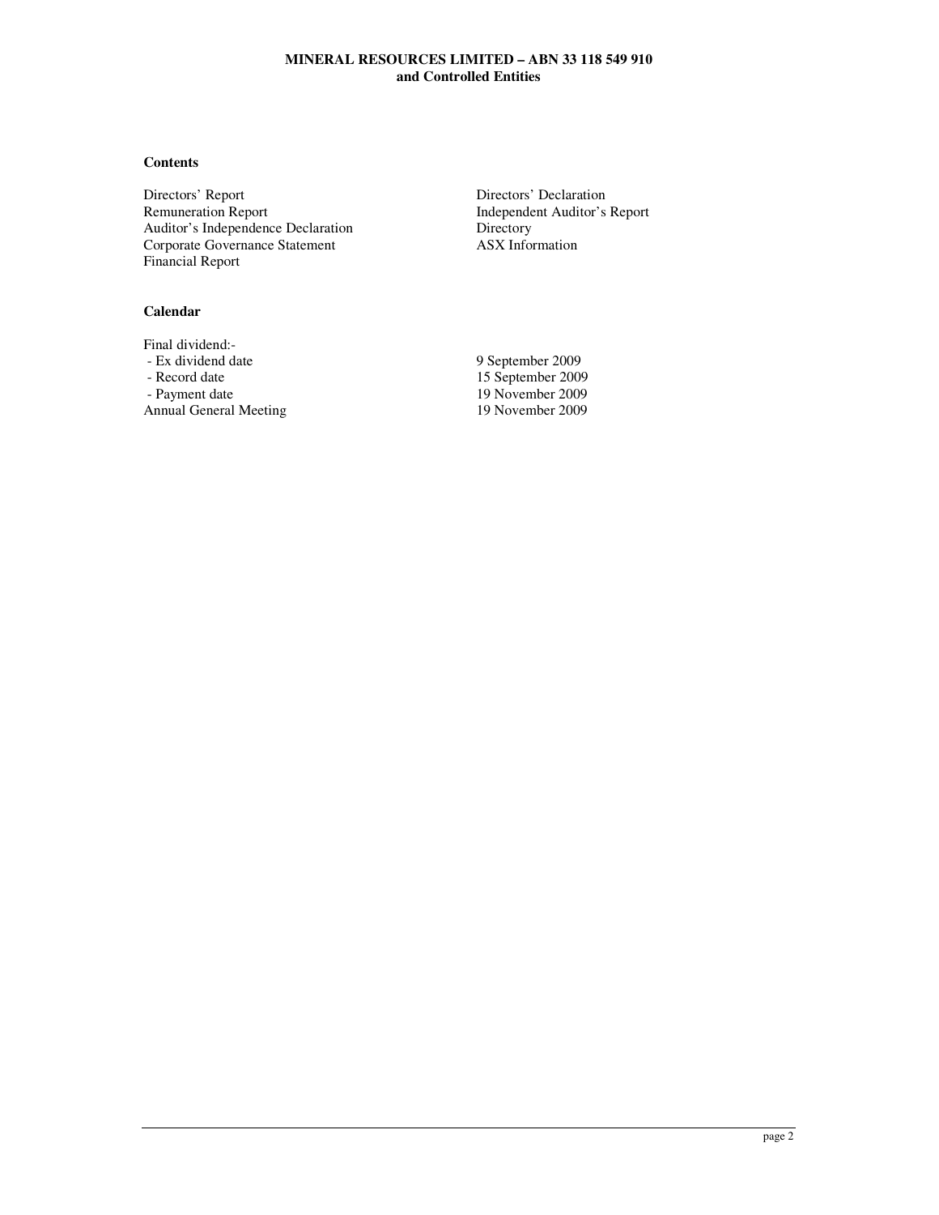## Contents

Directors' Report
Remuneration Report
Auditor's Independence Declaration
Corporate Governance Statement
Financial Report
Directors' Declaration
Independent Auditor's Report
Directory
ASX Information

## Calendar

| | |
|---|---|
| Final dividend:- | |
| - Ex dividend date | 9 September 2009 |
| - Record date | 15 September 2009 |
| - Payment date | 19 November 2009 |
| Annual General Meeting | 19 November 2009 |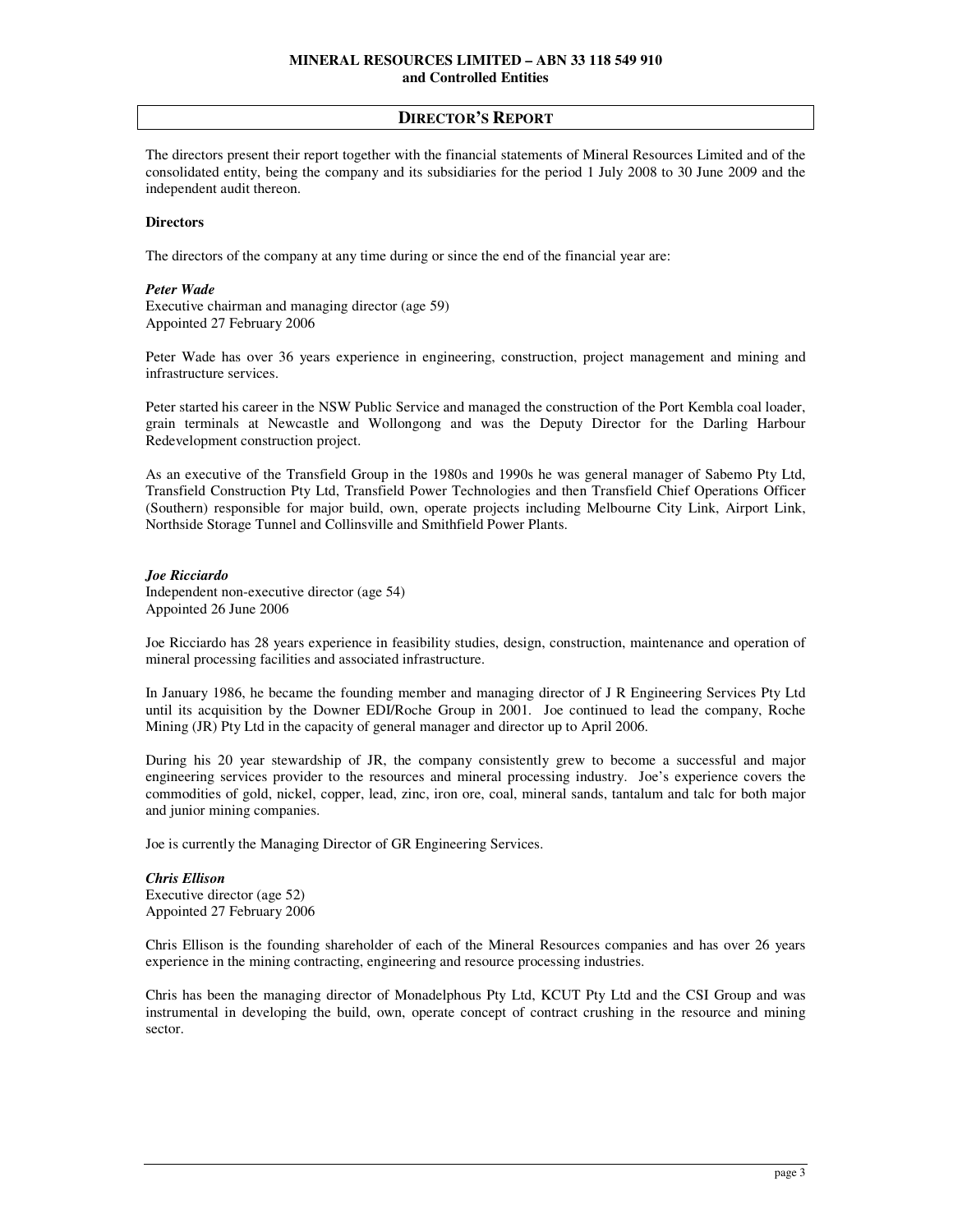## DIRECTOR'S REPORT

The directors present their report together with the financial statements of Mineral Resources Limited and of the consolidated entity, being the company and its subsidiaries for the period 1 July 2008 to 30 June 2009 and the independent audit thereon.

**Directors**

The directors of the company at any time during or since the end of the financial year are:

***Peter Wade***
Executive chairman and managing director (age 59)
Appointed 27 February 2006

Peter Wade has over 36 years experience in engineering, construction, project management and mining and infrastructure services.

Peter started his career in the NSW Public Service and managed the construction of the Port Kembla coal loader, grain terminals at Newcastle and Wollongong and was the Deputy Director for the Darling Harbour Redevelopment construction project.

As an executive of the Transfield Group in the 1980s and 1990s he was general manager of Sabemo Pty Ltd, Transfield Construction Pty Ltd, Transfield Power Technologies and then Transfield Chief Operations Officer (Southern) responsible for major build, own, operate projects including Melbourne City Link, Airport Link, Northside Storage Tunnel and Collinsville and Smithfield Power Plants.

***Joe Ricciardo***
Independent non-executive director (age 54)
Appointed 26 June 2006

Joe Ricciardo has 28 years experience in feasibility studies, design, construction, maintenance and operation of mineral processing facilities and associated infrastructure.

In January 1986, he became the founding member and managing director of J R Engineering Services Pty Ltd until its acquisition by the Downer EDI/Roche Group in 2001. Joe continued to lead the company, Roche Mining (JR) Pty Ltd in the capacity of general manager and director up to April 2006.

During his 20 year stewardship of JR, the company consistently grew to become a successful and major engineering services provider to the resources and mineral processing industry. Joe's experience covers the commodities of gold, nickel, copper, lead, zinc, iron ore, coal, mineral sands, tantalum and talc for both major and junior mining companies.

Joe is currently the Managing Director of GR Engineering Services.

***Chris Ellison***
Executive director (age 52)
Appointed 27 February 2006

Chris Ellison is the founding shareholder of each of the Mineral Resources companies and has over 26 years experience in the mining contracting, engineering and resource processing industries.

Chris has been the managing director of Monadelphous Pty Ltd, KCUT Pty Ltd and the CSI Group and was instrumental in developing the build, own, operate concept of contract crushing in the resource and mining sector.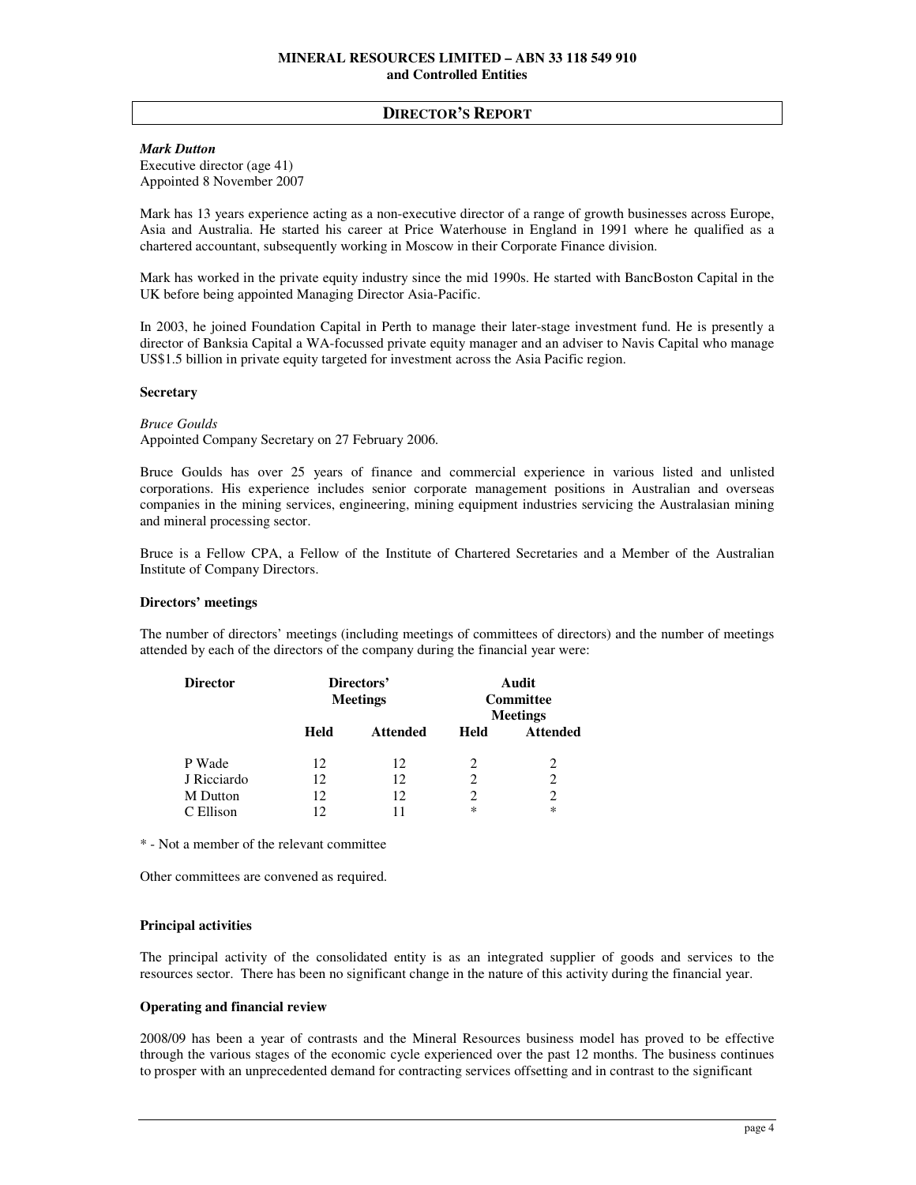## DIRECTOR'S REPORT

***Mark Dutton***
Executive director (age 41)
Appointed 8 November 2007

Mark has 13 years experience acting as a non-executive director of a range of growth businesses across Europe, Asia and Australia. He started his career at Price Waterhouse in England in 1991 where he qualified as a chartered accountant, subsequently working in Moscow in their Corporate Finance division.

Mark has worked in the private equity industry since the mid 1990s. He started with BancBoston Capital in the UK before being appointed Managing Director Asia-Pacific.

In 2003, he joined Foundation Capital in Perth to manage their later-stage investment fund. He is presently a director of Banksia Capital a WA-focussed private equity manager and an adviser to Navis Capital who manage US$1.5 billion in private equity targeted for investment across the Asia Pacific region.

**Secretary**

*Bruce Goulds*
Appointed Company Secretary on 27 February 2006.

Bruce Goulds has over 25 years of finance and commercial experience in various listed and unlisted corporations. His experience includes senior corporate management positions in Australian and overseas companies in the mining services, engineering, mining equipment industries servicing the Australasian mining and mineral processing sector.

Bruce is a Fellow CPA, a Fellow of the Institute of Chartered Secretaries and a Member of the Australian Institute of Company Directors.

**Directors' meetings**

The number of directors' meetings (including meetings of committees of directors) and the number of meetings attended by each of the directors of the company during the financial year were:

| Director | Directors' Meetings | | Audit Committee Meetings | |
|---|---|---|---|---|
| | Held | Attended | Held | Attended |
| P Wade | 12 | 12 | 2 | 2 |
| J Ricciardo | 12 | 12 | 2 | 2 |
| M Dutton | 12 | 12 | 2 | 2 |
| C Ellison | 12 | 11 | * | * |

* - Not a member of the relevant committee

Other committees are convened as required.

**Principal activities**

The principal activity of the consolidated entity is as an integrated supplier of goods and services to the resources sector. There has been no significant change in the nature of this activity during the financial year.

**Operating and financial review**

2008/09 has been a year of contrasts and the Mineral Resources business model has proved to be effective through the various stages of the economic cycle experienced over the past 12 months. The business continues to prosper with an unprecedented demand for contracting services offsetting and in contrast to the significant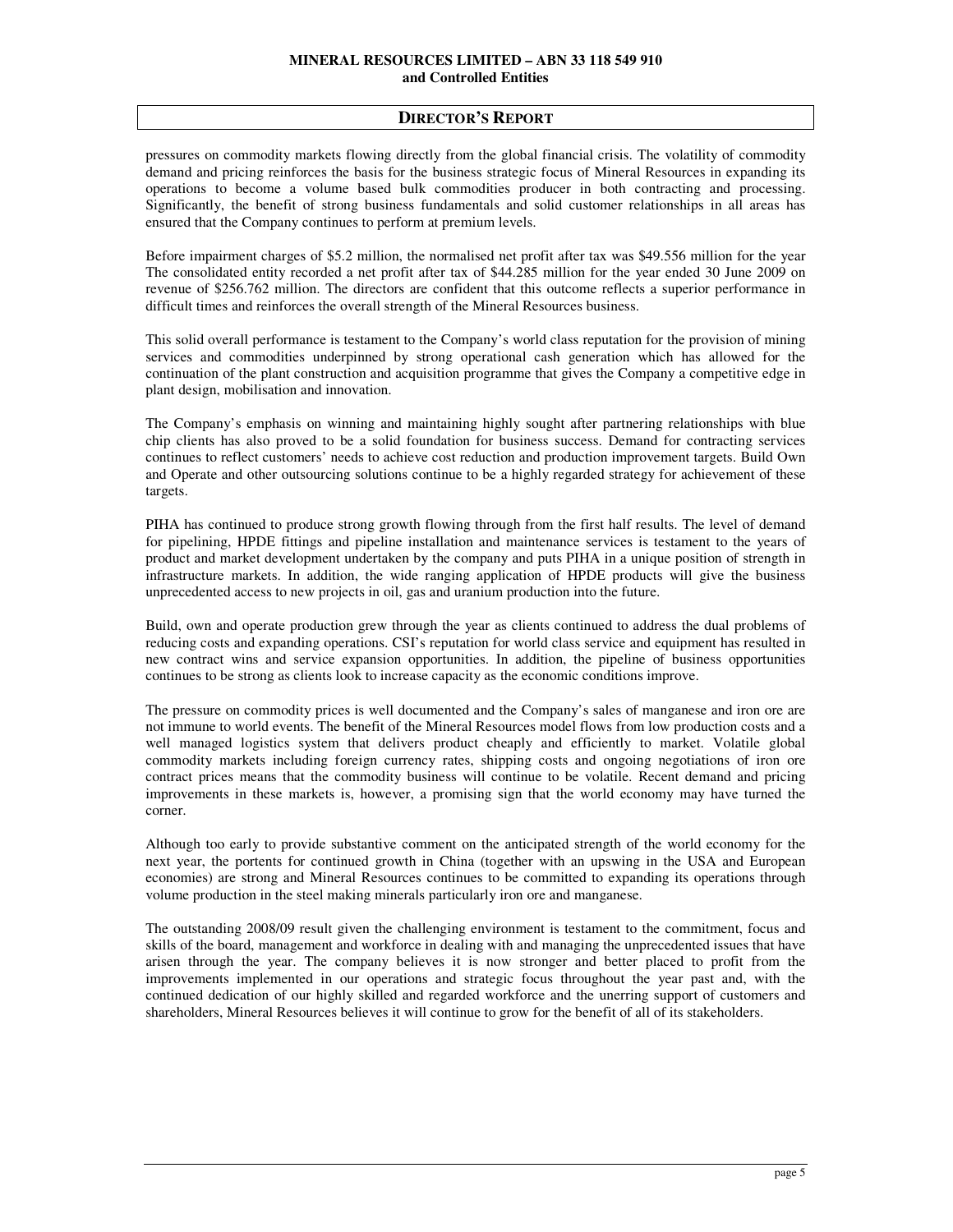pressures on commodity markets flowing directly from the global financial crisis. The volatility of commodity demand and pricing reinforces the basis for the business strategic focus of Mineral Resources in expanding its operations to become a volume based bulk commodities producer in both contracting and processing. Significantly, the benefit of strong business fundamentals and solid customer relationships in all areas has ensured that the Company continues to perform at premium levels.

Before impairment charges of $5.2 million, the normalised net profit after tax was $49.556 million for the year The consolidated entity recorded a net profit after tax of $44.285 million for the year ended 30 June 2009 on revenue of $256.762 million. The directors are confident that this outcome reflects a superior performance in difficult times and reinforces the overall strength of the Mineral Resources business.

This solid overall performance is testament to the Company's world class reputation for the provision of mining services and commodities underpinned by strong operational cash generation which has allowed for the continuation of the plant construction and acquisition programme that gives the Company a competitive edge in plant design, mobilisation and innovation.

The Company's emphasis on winning and maintaining highly sought after partnering relationships with blue chip clients has also proved to be a solid foundation for business success. Demand for contracting services continues to reflect customers' needs to achieve cost reduction and production improvement targets. Build Own and Operate and other outsourcing solutions continue to be a highly regarded strategy for achievement of these targets.

PIHA has continued to produce strong growth flowing through from the first half results. The level of demand for pipelining, HPDE fittings and pipeline installation and maintenance services is testament to the years of product and market development undertaken by the company and puts PIHA in a unique position of strength in infrastructure markets. In addition, the wide ranging application of HPDE products will give the business unprecedented access to new projects in oil, gas and uranium production into the future.

Build, own and operate production grew through the year as clients continued to address the dual problems of reducing costs and expanding operations. CSI's reputation for world class service and equipment has resulted in new contract wins and service expansion opportunities. In addition, the pipeline of business opportunities continues to be strong as clients look to increase capacity as the economic conditions improve.

The pressure on commodity prices is well documented and the Company's sales of manganese and iron ore are not immune to world events. The benefit of the Mineral Resources model flows from low production costs and a well managed logistics system that delivers product cheaply and efficiently to market. Volatile global commodity markets including foreign currency rates, shipping costs and ongoing negotiations of iron ore contract prices means that the commodity business will continue to be volatile. Recent demand and pricing improvements in these markets is, however, a promising sign that the world economy may have turned the corner.

Although too early to provide substantive comment on the anticipated strength of the world economy for the next year, the portents for continued growth in China (together with an upswing in the USA and European economies) are strong and Mineral Resources continues to be committed to expanding its operations through volume production in the steel making minerals particularly iron ore and manganese.

The outstanding 2008/09 result given the challenging environment is testament to the commitment, focus and skills of the board, management and workforce in dealing with and managing the unprecedented issues that have arisen through the year. The company believes it is now stronger and better placed to profit from the improvements implemented in our operations and strategic focus throughout the year past and, with the continued dedication of our highly skilled and regarded workforce and the unerring support of customers and shareholders, Mineral Resources believes it will continue to grow for the benefit of all of its stakeholders.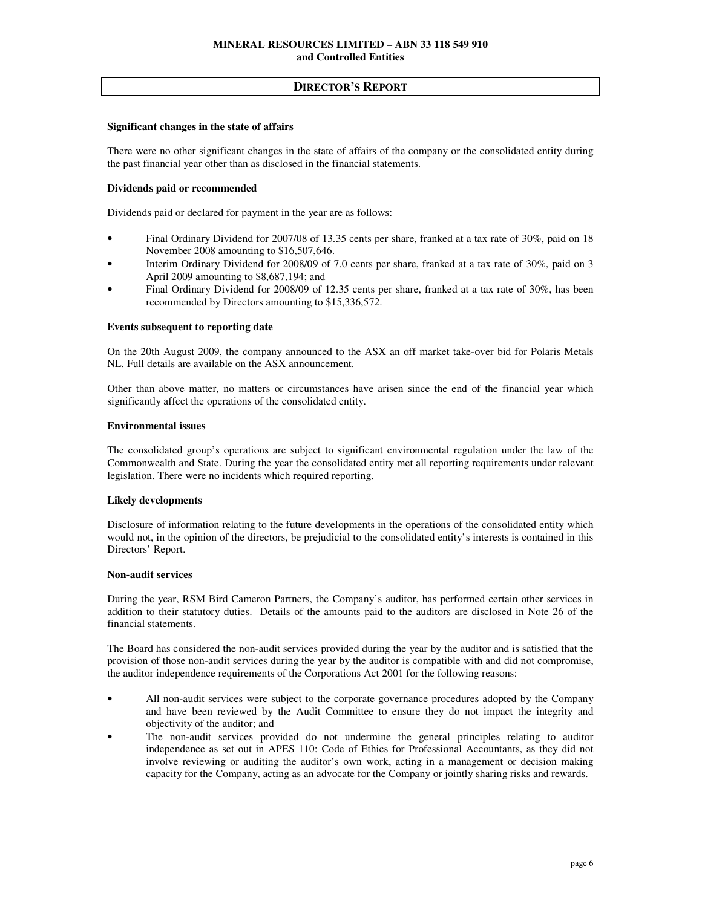# DIRECTOR'S REPORT

**Significant changes in the state of affairs**

There were no other significant changes in the state of affairs of the company or the consolidated entity during the past financial year other than as disclosed in the financial statements.

**Dividends paid or recommended**

Dividends paid or declared for payment in the year are as follows:

- Final Ordinary Dividend for 2007/08 of 13.35 cents per share, franked at a tax rate of 30%, paid on 18 November 2008 amounting to $16,507,646.
- Interim Ordinary Dividend for 2008/09 of 7.0 cents per share, franked at a tax rate of 30%, paid on 3 April 2009 amounting to $8,687,194; and
- Final Ordinary Dividend for 2008/09 of 12.35 cents per share, franked at a tax rate of 30%, has been recommended by Directors amounting to $15,336,572.

**Events subsequent to reporting date**

On the 20th August 2009, the company announced to the ASX an off market take-over bid for Polaris Metals NL. Full details are available on the ASX announcement.

Other than above matter, no matters or circumstances have arisen since the end of the financial year which significantly affect the operations of the consolidated entity.

**Environmental issues**

The consolidated group's operations are subject to significant environmental regulation under the law of the Commonwealth and State. During the year the consolidated entity met all reporting requirements under relevant legislation. There were no incidents which required reporting.

**Likely developments**

Disclosure of information relating to the future developments in the operations of the consolidated entity which would not, in the opinion of the directors, be prejudicial to the consolidated entity's interests is contained in this Directors' Report.

**Non-audit services**

During the year, RSM Bird Cameron Partners, the Company's auditor, has performed certain other services in addition to their statutory duties. Details of the amounts paid to the auditors are disclosed in Note 26 of the financial statements.

The Board has considered the non-audit services provided during the year by the auditor and is satisfied that the provision of those non-audit services during the year by the auditor is compatible with and did not compromise, the auditor independence requirements of the Corporations Act 2001 for the following reasons:

- All non-audit services were subject to the corporate governance procedures adopted by the Company and have been reviewed by the Audit Committee to ensure they do not impact the integrity and objectivity of the auditor; and
- The non-audit services provided do not undermine the general principles relating to auditor independence as set out in APES 110: Code of Ethics for Professional Accountants, as they did not involve reviewing or auditing the auditor's own work, acting in a management or decision making capacity for the Company, acting as an advocate for the Company or jointly sharing risks and rewards.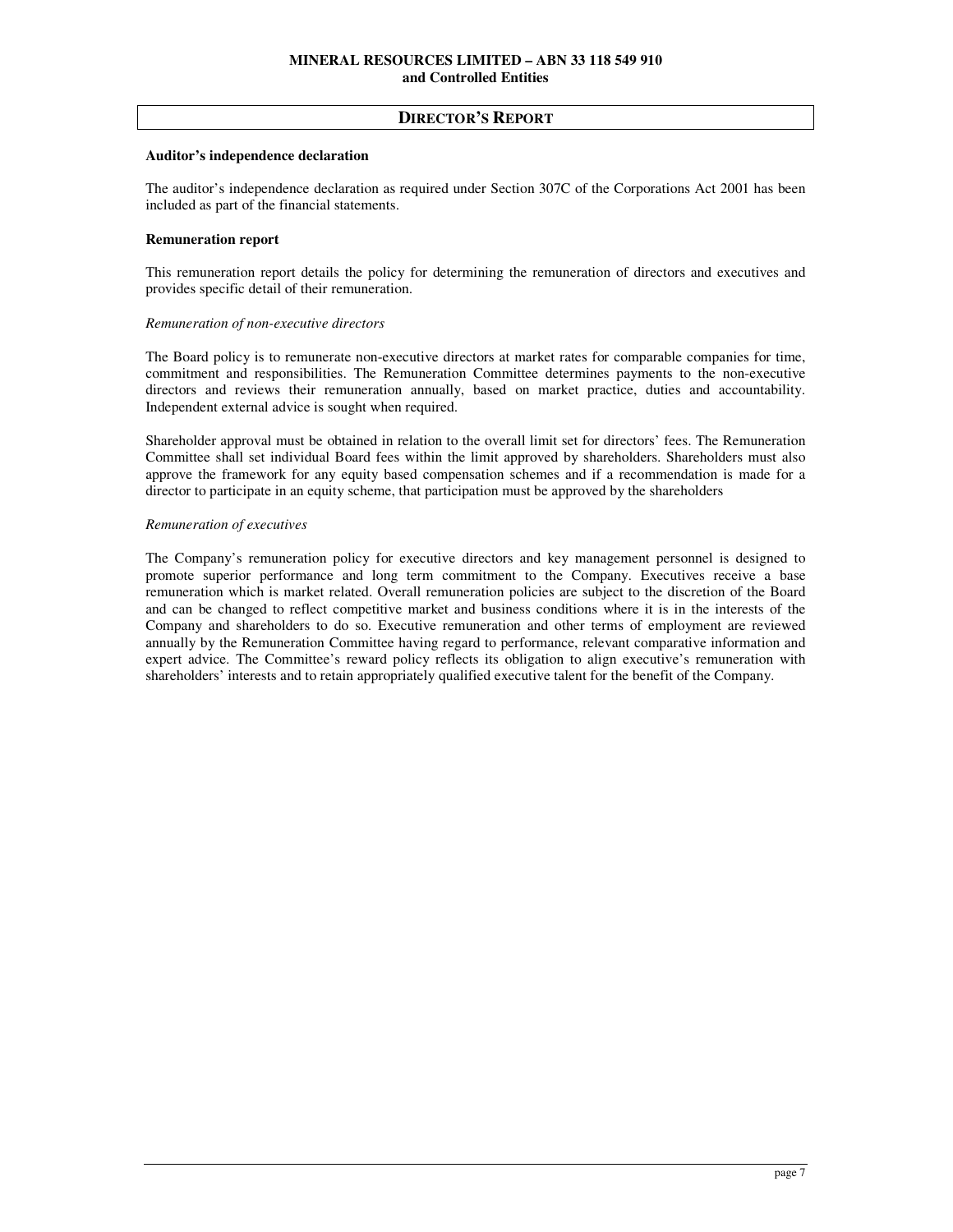## DIRECTOR'S REPORT

**Auditor's independence declaration**

The auditor's independence declaration as required under Section 307C of the Corporations Act 2001 has been included as part of the financial statements.

**Remuneration report**

This remuneration report details the policy for determining the remuneration of directors and executives and provides specific detail of their remuneration.

*Remuneration of non-executive directors*

The Board policy is to remunerate non-executive directors at market rates for comparable companies for time, commitment and responsibilities. The Remuneration Committee determines payments to the non-executive directors and reviews their remuneration annually, based on market practice, duties and accountability. Independent external advice is sought when required.

Shareholder approval must be obtained in relation to the overall limit set for directors' fees. The Remuneration Committee shall set individual Board fees within the limit approved by shareholders. Shareholders must also approve the framework for any equity based compensation schemes and if a recommendation is made for a director to participate in an equity scheme, that participation must be approved by the shareholders

*Remuneration of executives*

The Company's remuneration policy for executive directors and key management personnel is designed to promote superior performance and long term commitment to the Company. Executives receive a base remuneration which is market related. Overall remuneration policies are subject to the discretion of the Board and can be changed to reflect competitive market and business conditions where it is in the interests of the Company and shareholders to do so. Executive remuneration and other terms of employment are reviewed annually by the Remuneration Committee having regard to performance, relevant comparative information and expert advice. The Committee's reward policy reflects its obligation to align executive's remuneration with shareholders' interests and to retain appropriately qualified executive talent for the benefit of the Company.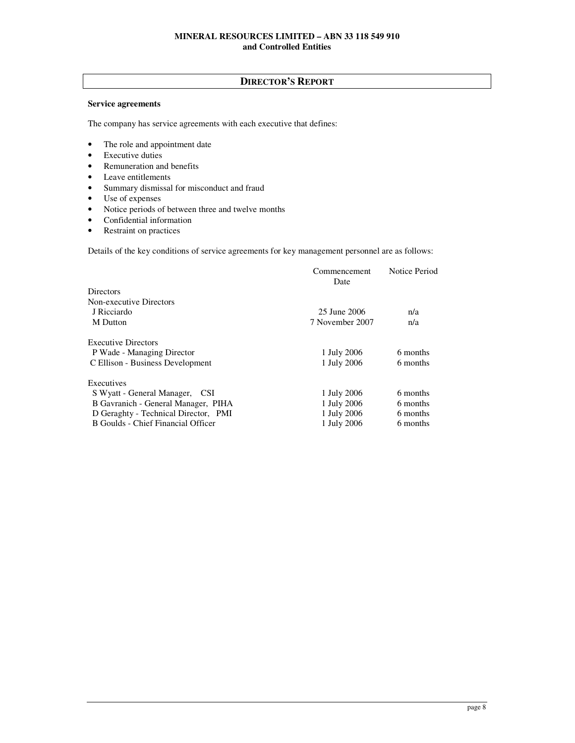## DIRECTOR'S REPORT

**Service agreements**

The company has service agreements with each executive that defines:

- The role and appointment date
- Executive duties
- Remuneration and benefits
- Leave entitlements
- Summary dismissal for misconduct and fraud
- Use of expenses
- Notice periods of between three and twelve months
- Confidential information
- Restraint on practices

Details of the key conditions of service agreements for key management personnel are as follows:

| | Commencement Date | Notice Period |
|---|---|---|
| Directors | | |
| Non-executive Directors | | |
| J Ricciardo | 25 June 2006 | n/a |
| M Dutton | 7 November 2007 | n/a |
| | | |
| Executive Directors | | |
| P Wade - Managing Director | 1 July 2006 | 6 months |
| C Ellison - Business Development | 1 July 2006 | 6 months |
| | | |
| Executives | | |
| S Wyatt - General Manager, CSI | 1 July 2006 | 6 months |
| B Gavranich - General Manager, PIHA | 1 July 2006 | 6 months |
| D Geraghty - Technical Director, PMI | 1 July 2006 | 6 months |
| B Goulds - Chief Financial Officer | 1 July 2006 | 6 months |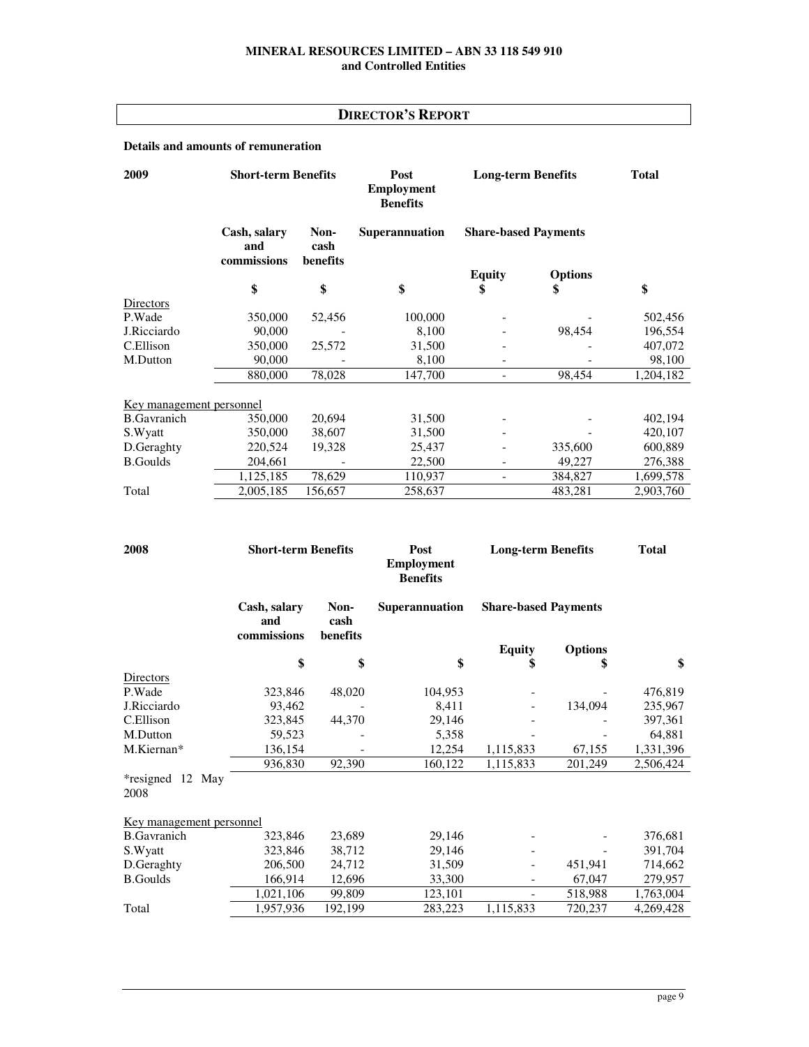## DIRECTOR'S REPORT

**Details and amounts of remuneration**

| 2009 | Short-term Benefits | | Post Employment Benefits | Long-term Benefits | | Total |
|---|---|---|---|---|---|---|
| | Cash, salary and commissions | Non-cash benefits | Superannuation | Share-based Payments | | |
| | | | | Equity | Options | |
| | $ | $ | $ | $ | $ | $ |
| Directors | | | | | | |
| P.Wade | 350,000 | 52,456 | 100,000 | - | - | 502,456 |
| J.Ricciardo | 90,000 | - | 8,100 | - | 98,454 | 196,554 |
| C.Ellison | 350,000 | 25,572 | 31,500 | - | - | 407,072 |
| M.Dutton | 90,000 | - | 8,100 | - | - | 98,100 |
| | 880,000 | 78,028 | 147,700 | - | 98,454 | 1,204,182 |
| Key management personnel | | | | | | |
| B.Gavranich | 350,000 | 20,694 | 31,500 | - | - | 402,194 |
| S.Wyatt | 350,000 | 38,607 | 31,500 | - | - | 420,107 |
| D.Geraghty | 220,524 | 19,328 | 25,437 | - | 335,600 | 600,889 |
| B.Goulds | 204,661 | - | 22,500 | - | 49,227 | 276,388 |
| | 1,125,185 | 78,629 | 110,937 | - | 384,827 | 1,699,578 |
| Total | 2,005,185 | 156,657 | 258,637 | | 483,281 | 2,903,760 |

| 2008 | Short-term Benefits | | Post Employment Benefits | Long-term Benefits | | Total |
|---|---|---|---|---|---|---|
| | Cash, salary and commissions | Non-cash benefits | Superannuation | Share-based Payments | | |
| | | | | Equity | Options | |
| | $ | $ | $ | $ | $ | $ |
| Directors | | | | | | |
| P.Wade | 323,846 | 48,020 | 104,953 | - | - | 476,819 |
| J.Ricciardo | 93,462 | - | 8,411 | - | 134,094 | 235,967 |
| C.Ellison | 323,845 | 44,370 | 29,146 | - | - | 397,361 |
| M.Dutton | 59,523 | - | 5,358 | - | - | 64,881 |
| M.Kiernan* | 136,154 | - | 12,254 | 1,115,833 | 67,155 | 1,331,396 |
| | 936,830 | 92,390 | 160,122 | 1,115,833 | 201,249 | 2,506,424 |
| *resigned 12 May 2008 | | | | | | |
| Key management personnel | | | | | | |
| B.Gavranich | 323,846 | 23,689 | 29,146 | - | - | 376,681 |
| S.Wyatt | 323,846 | 38,712 | 29,146 | - | - | 391,704 |
| D.Geraghty | 206,500 | 24,712 | 31,509 | - | 451,941 | 714,662 |
| B.Goulds | 166,914 | 12,696 | 33,300 | - | 67,047 | 279,957 |
| | 1,021,106 | 99,809 | 123,101 | - | 518,988 | 1,763,004 |
| Total | 1,957,936 | 192,199 | 283,223 | 1,115,833 | 720,237 | 4,269,428 |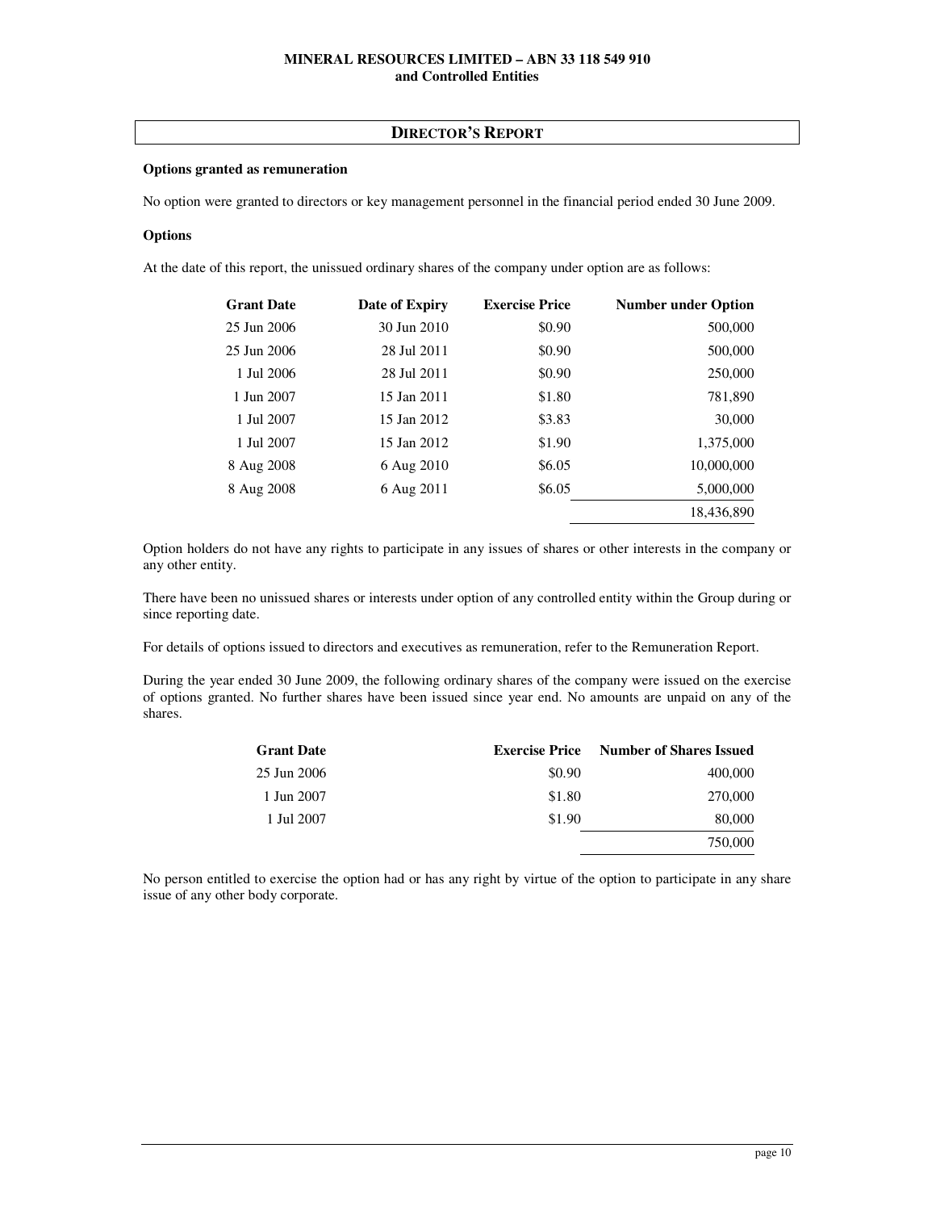## DIRECTOR'S REPORT

**Options granted as remuneration**

No option were granted to directors or key management personnel in the financial period ended 30 June 2009.

**Options**

At the date of this report, the unissued ordinary shares of the company under option are as follows:

| Grant Date | Date of Expiry | Exercise Price | Number under Option |
|---|---|---|---|
| 25 Jun 2006 | 30 Jun 2010 | $0.90 | 500,000 |
| 25 Jun 2006 | 28 Jul 2011 | $0.90 | 500,000 |
| 1 Jul 2006 | 28 Jul 2011 | $0.90 | 250,000 |
| 1 Jun 2007 | 15 Jan 2011 | $1.80 | 781,890 |
| 1 Jul 2007 | 15 Jan 2012 | $3.83 | 30,000 |
| 1 Jul 2007 | 15 Jan 2012 | $1.90 | 1,375,000 |
| 8 Aug 2008 | 6 Aug 2010 | $6.05 | 10,000,000 |
| 8 Aug 2008 | 6 Aug 2011 | $6.05 | 5,000,000 |
| | | | 18,436,890 |

Option holders do not have any rights to participate in any issues of shares or other interests in the company or any other entity.

There have been no unissued shares or interests under option of any controlled entity within the Group during or since reporting date.

For details of options issued to directors and executives as remuneration, refer to the Remuneration Report.

During the year ended 30 June 2009, the following ordinary shares of the company were issued on the exercise of options granted. No further shares have been issued since year end. No amounts are unpaid on any of the shares.

| Grant Date | Exercise Price | Number of Shares Issued |
|---|---|---|
| 25 Jun 2006 | $0.90 | 400,000 |
| 1 Jun 2007 | $1.80 | 270,000 |
| 1 Jul 2007 | $1.90 | 80,000 |
| | | 750,000 |

No person entitled to exercise the option had or has any right by virtue of the option to participate in any share issue of any other body corporate.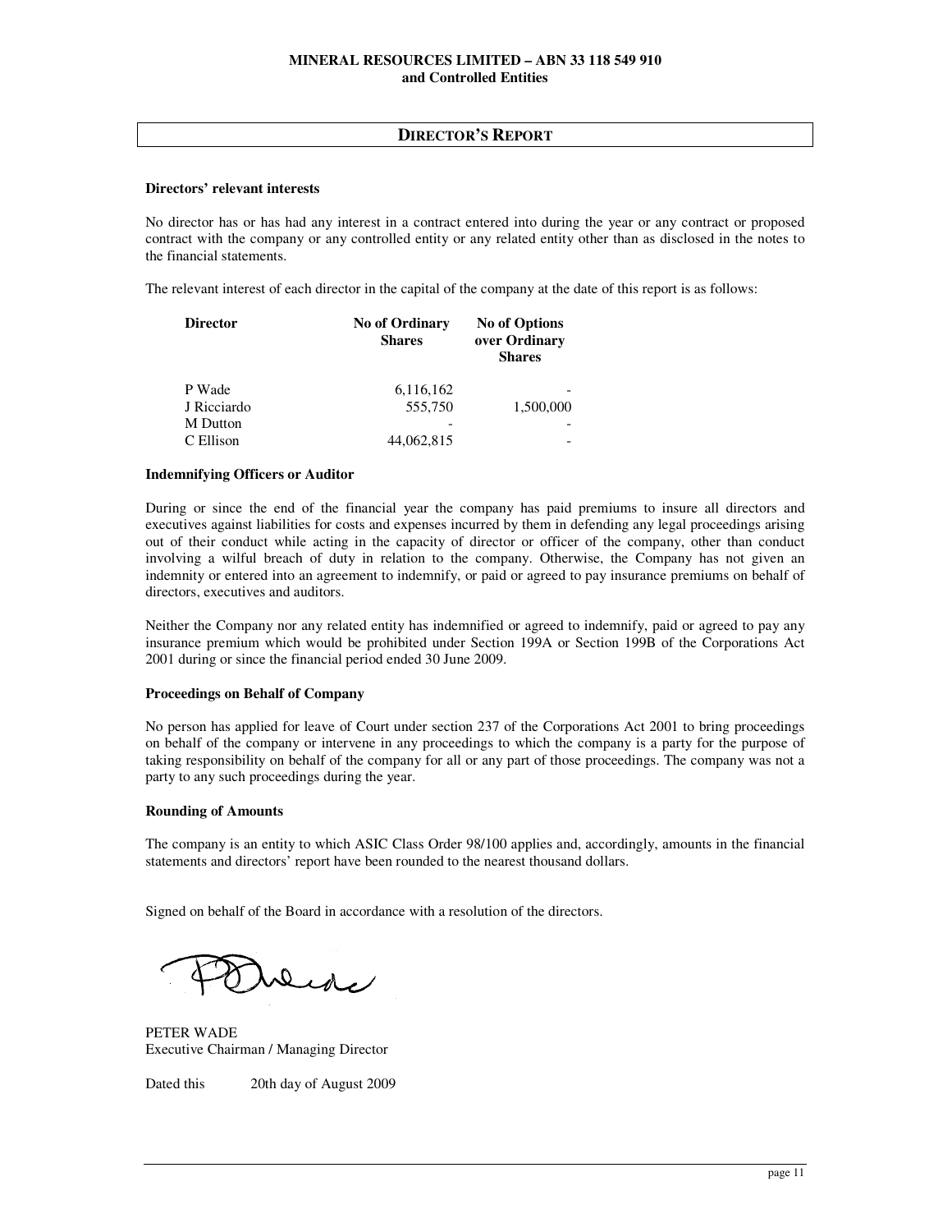## DIRECTOR'S REPORT

**Directors' relevant interests**

No director has or has had any interest in a contract entered into during the year or any contract or proposed contract with the company or any controlled entity or any related entity other than as disclosed in the notes to the financial statements.

The relevant interest of each director in the capital of the company at the date of this report is as follows:

| Director | No of Ordinary Shares | No of Options over Ordinary Shares |
|---|---|---|
| P Wade | 6,116,162 | - |
| J Ricciardo | 555,750 | 1,500,000 |
| M Dutton | - | - |
| C Ellison | 44,062,815 | - |

**Indemnifying Officers or Auditor**

During or since the end of the financial year the company has paid premiums to insure all directors and executives against liabilities for costs and expenses incurred by them in defending any legal proceedings arising out of their conduct while acting in the capacity of director or officer of the company, other than conduct involving a wilful breach of duty in relation to the company. Otherwise, the Company has not given an indemnity or entered into an agreement to indemnify, or paid or agreed to pay insurance premiums on behalf of directors, executives and auditors.

Neither the Company nor any related entity has indemnified or agreed to indemnify, paid or agreed to pay any insurance premium which would be prohibited under Section 199A or Section 199B of the Corporations Act 2001 during or since the financial period ended 30 June 2009.

**Proceedings on Behalf of Company**

No person has applied for leave of Court under section 237 of the Corporations Act 2001 to bring proceedings on behalf of the company or intervene in any proceedings to which the company is a party for the purpose of taking responsibility on behalf of the company for all or any part of those proceedings. The company was not a party to any such proceedings during the year.

**Rounding of Amounts**

The company is an entity to which ASIC Class Order 98/100 applies and, accordingly, amounts in the financial statements and directors' report have been rounded to the nearest thousand dollars.

Signed on behalf of the Board in accordance with a resolution of the directors.

PETER WADE
Executive Chairman / Managing Director

Dated this 20th day of August 2009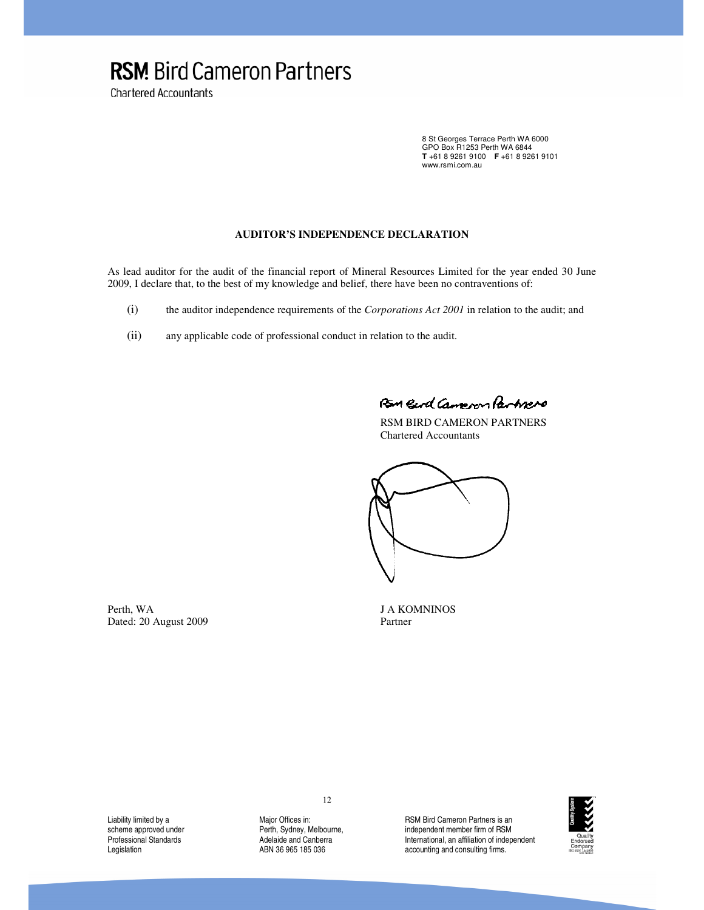**RSM Bird Cameron Partners**

Chartered Accountants

8 St Georges Terrace Perth WA 6000
GPO Box R1253 Perth WA 6844
**T** +61 8 9261 9100 **F** +61 8 9261 9101
www.rsmi.com.au

**AUDITOR'S INDEPENDENCE DECLARATION**

As lead auditor for the audit of the financial report of Mineral Resources Limited for the year ended 30 June 2009, I declare that, to the best of my knowledge and belief, there have been no contraventions of:

(i) the auditor independence requirements of the *Corporations Act 2001* in relation to the audit; and

(ii) any applicable code of professional conduct in relation to the audit.

RSM Bird Cameron Partners

RSM BIRD CAMERON PARTNERS
Chartered Accountants

Perth, WA
Dated: 20 August 2009

J A KOMNINOS
Partner

Liability limited by a scheme approved under Professional Standards Legislation

Major Offices in: Perth, Sydney, Melbourne, Adelaide and Canberra
ABN 36 965 185 036

RSM Bird Cameron Partners is an independent member firm of RSM International, an affiliation of independent accounting and consulting firms.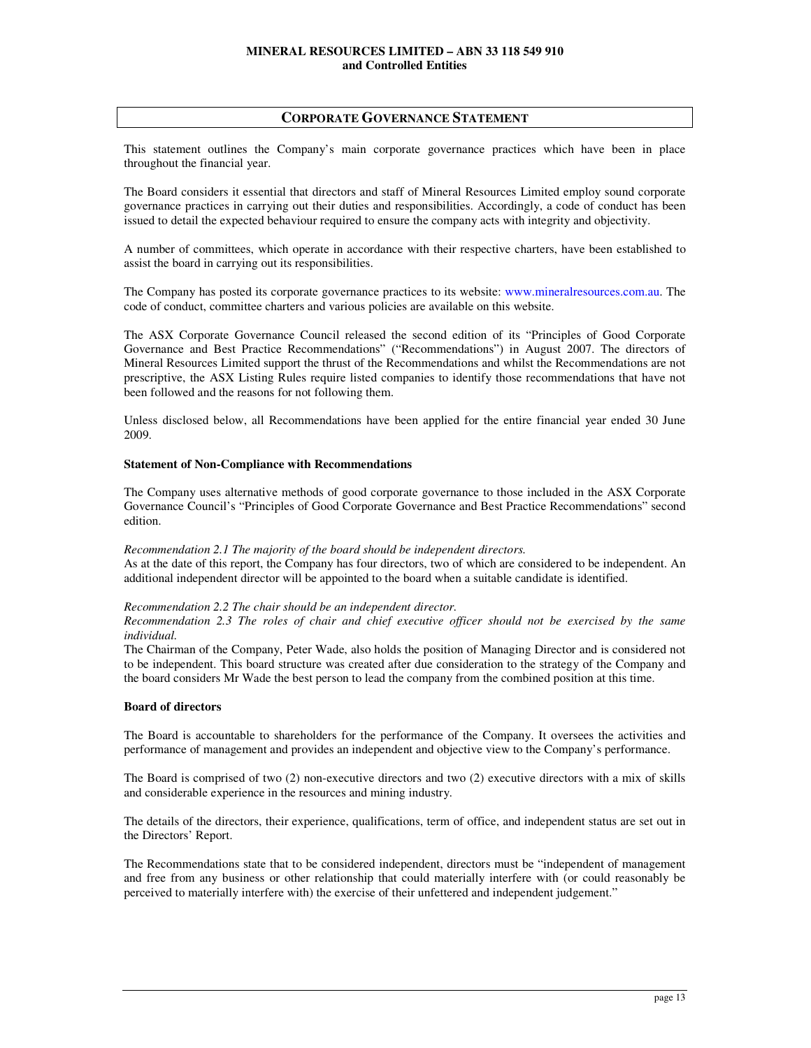## CORPORATE GOVERNANCE STATEMENT

This statement outlines the Company's main corporate governance practices which have been in place throughout the financial year.

The Board considers it essential that directors and staff of Mineral Resources Limited employ sound corporate governance practices in carrying out their duties and responsibilities. Accordingly, a code of conduct has been issued to detail the expected behaviour required to ensure the company acts with integrity and objectivity.

A number of committees, which operate in accordance with their respective charters, have been established to assist the board in carrying out its responsibilities.

The Company has posted its corporate governance practices to its website: www.mineralresources.com.au. The code of conduct, committee charters and various policies are available on this website.

The ASX Corporate Governance Council released the second edition of its "Principles of Good Corporate Governance and Best Practice Recommendations" ("Recommendations") in August 2007. The directors of Mineral Resources Limited support the thrust of the Recommendations and whilst the Recommendations are not prescriptive, the ASX Listing Rules require listed companies to identify those recommendations that have not been followed and the reasons for not following them.

Unless disclosed below, all Recommendations have been applied for the entire financial year ended 30 June 2009.

**Statement of Non-Compliance with Recommendations**

The Company uses alternative methods of good corporate governance to those included in the ASX Corporate Governance Council's "Principles of Good Corporate Governance and Best Practice Recommendations" second edition.

*Recommendation 2.1 The majority of the board should be independent directors.*
As at the date of this report, the Company has four directors, two of which are considered to be independent. An additional independent director will be appointed to the board when a suitable candidate is identified.

*Recommendation 2.2 The chair should be an independent director.*
*Recommendation 2.3 The roles of chair and chief executive officer should not be exercised by the same individual.*
The Chairman of the Company, Peter Wade, also holds the position of Managing Director and is considered not to be independent. This board structure was created after due consideration to the strategy of the Company and the board considers Mr Wade the best person to lead the company from the combined position at this time.

**Board of directors**

The Board is accountable to shareholders for the performance of the Company. It oversees the activities and performance of management and provides an independent and objective view to the Company's performance.

The Board is comprised of two (2) non-executive directors and two (2) executive directors with a mix of skills and considerable experience in the resources and mining industry.

The details of the directors, their experience, qualifications, term of office, and independent status are set out in the Directors' Report.

The Recommendations state that to be considered independent, directors must be "independent of management and free from any business or other relationship that could materially interfere with (or could reasonably be perceived to materially interfere with) the exercise of their unfettered and independent judgement."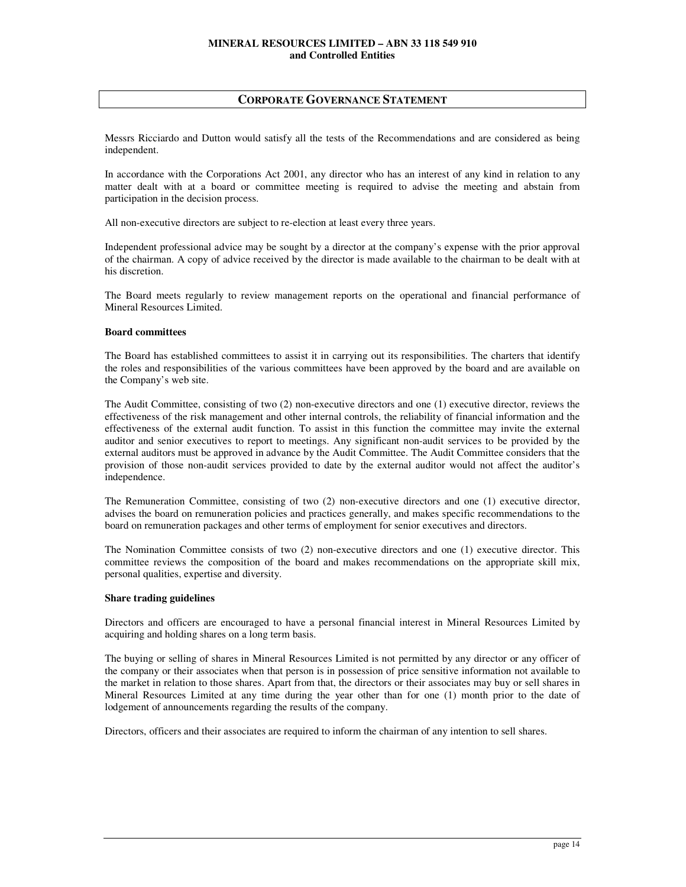## CORPORATE GOVERNANCE STATEMENT

Messrs Ricciardo and Dutton would satisfy all the tests of the Recommendations and are considered as being independent.

In accordance with the Corporations Act 2001, any director who has an interest of any kind in relation to any matter dealt with at a board or committee meeting is required to advise the meeting and abstain from participation in the decision process.

All non-executive directors are subject to re-election at least every three years.

Independent professional advice may be sought by a director at the company's expense with the prior approval of the chairman. A copy of advice received by the director is made available to the chairman to be dealt with at his discretion.

The Board meets regularly to review management reports on the operational and financial performance of Mineral Resources Limited.

**Board committees**

The Board has established committees to assist it in carrying out its responsibilities. The charters that identify the roles and responsibilities of the various committees have been approved by the board and are available on the Company's web site.

The Audit Committee, consisting of two (2) non-executive directors and one (1) executive director, reviews the effectiveness of the risk management and other internal controls, the reliability of financial information and the effectiveness of the external audit function. To assist in this function the committee may invite the external auditor and senior executives to report to meetings. Any significant non-audit services to be provided by the external auditors must be approved in advance by the Audit Committee. The Audit Committee considers that the provision of those non-audit services provided to date by the external auditor would not affect the auditor's independence.

The Remuneration Committee, consisting of two (2) non-executive directors and one (1) executive director, advises the board on remuneration policies and practices generally, and makes specific recommendations to the board on remuneration packages and other terms of employment for senior executives and directors.

The Nomination Committee consists of two (2) non-executive directors and one (1) executive director. This committee reviews the composition of the board and makes recommendations on the appropriate skill mix, personal qualities, expertise and diversity.

**Share trading guidelines**

Directors and officers are encouraged to have a personal financial interest in Mineral Resources Limited by acquiring and holding shares on a long term basis.

The buying or selling of shares in Mineral Resources Limited is not permitted by any director or any officer of the company or their associates when that person is in possession of price sensitive information not available to the market in relation to those shares. Apart from that, the directors or their associates may buy or sell shares in Mineral Resources Limited at any time during the year other than for one (1) month prior to the date of lodgement of announcements regarding the results of the company.

Directors, officers and their associates are required to inform the chairman of any intention to sell shares.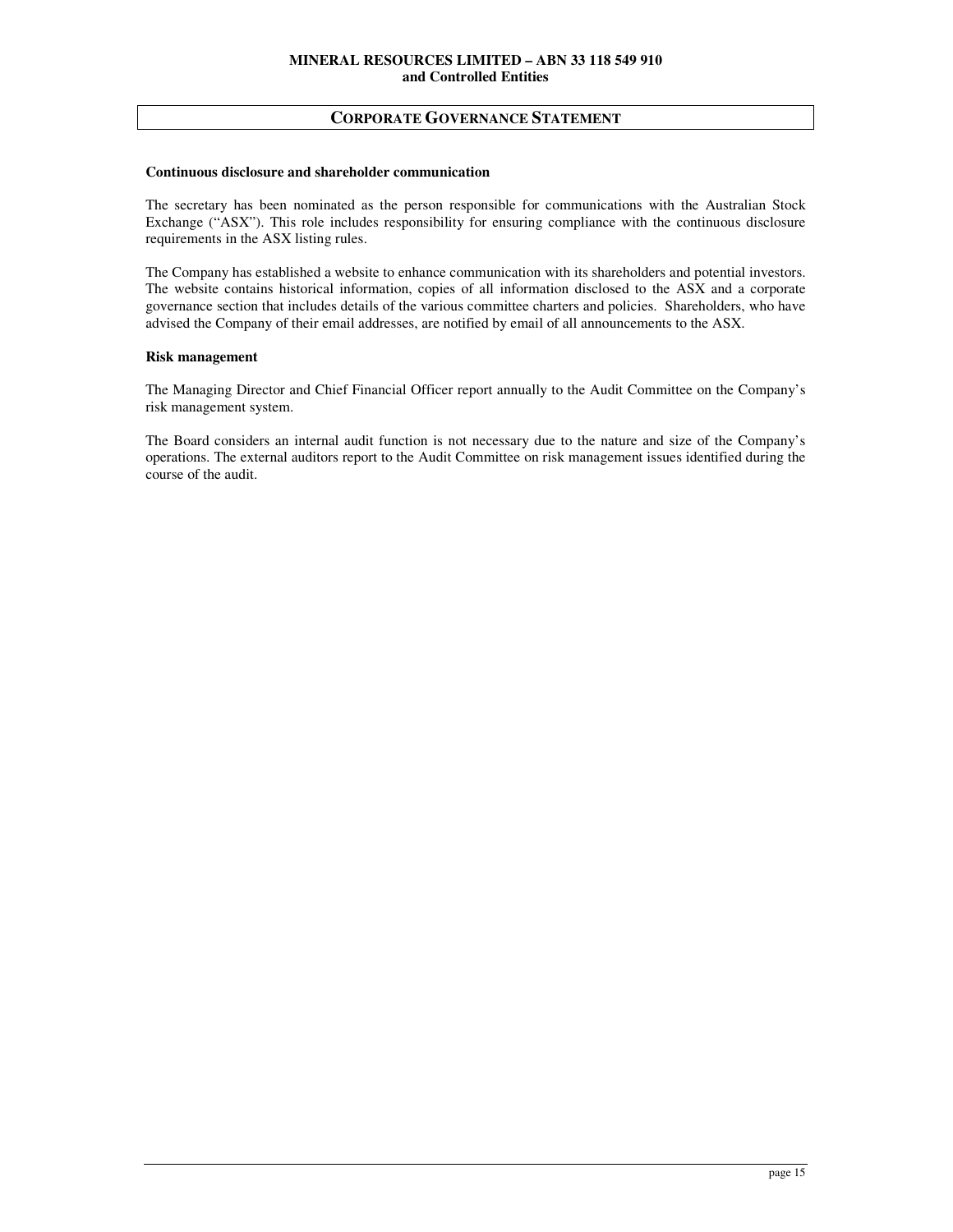## CORPORATE GOVERNANCE STATEMENT

**Continuous disclosure and shareholder communication**

The secretary has been nominated as the person responsible for communications with the Australian Stock Exchange ("ASX"). This role includes responsibility for ensuring compliance with the continuous disclosure requirements in the ASX listing rules.

The Company has established a website to enhance communication with its shareholders and potential investors. The website contains historical information, copies of all information disclosed to the ASX and a corporate governance section that includes details of the various committee charters and policies. Shareholders, who have advised the Company of their email addresses, are notified by email of all announcements to the ASX.

**Risk management**

The Managing Director and Chief Financial Officer report annually to the Audit Committee on the Company's risk management system.

The Board considers an internal audit function is not necessary due to the nature and size of the Company's operations. The external auditors report to the Audit Committee on risk management issues identified during the course of the audit.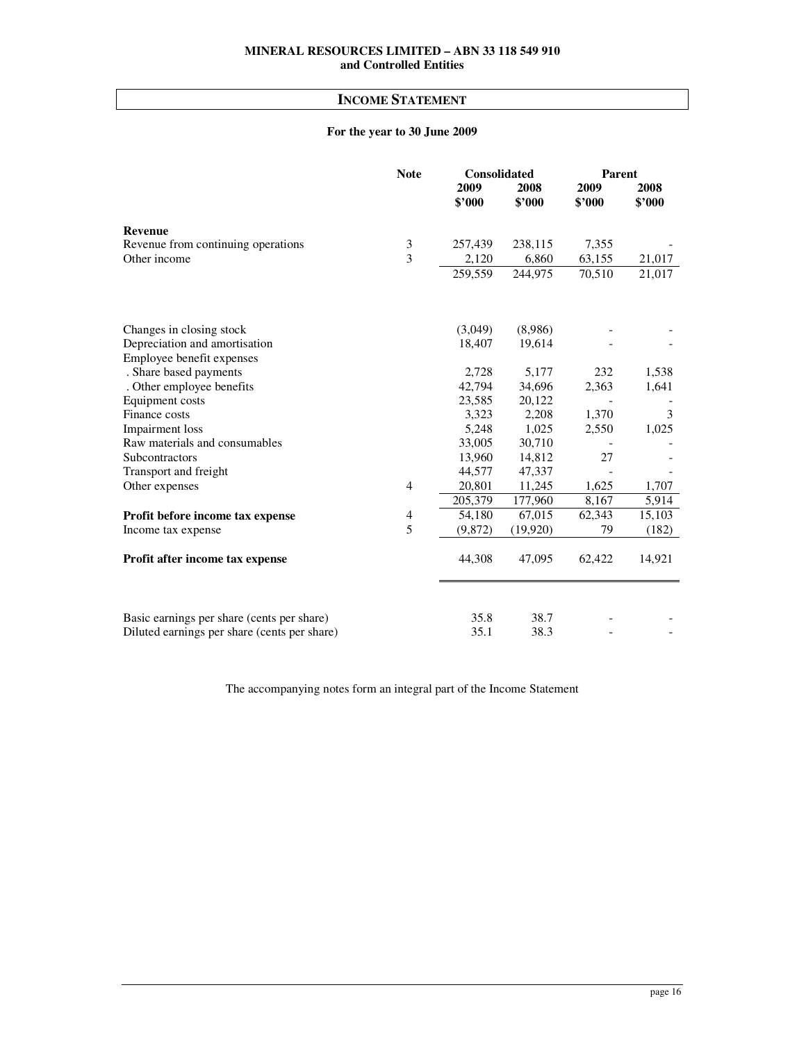MINERAL RESOURCES LIMITED – ABN 33 118 549 910
and Controlled Entities

# INCOME STATEMENT

**For the year to 30 June 2009**

| | Note | Consolidated | | Parent | |
|---|---|---|---|---|---|
| | | 2009 $'000 | 2008 $'000 | 2009 $'000 | 2008 $'000 |
| **Revenue** | | | | | |
| Revenue from continuing operations | 3 | 257,439 | 238,115 | 7,355 | - |
| Other income | 3 | 2,120 | 6,860 | 63,155 | 21,017 |
| | | 259,559 | 244,975 | 70,510 | 21,017 |
| Changes in closing stock | | (3,049) | (8,986) | - | - |
| Depreciation and amortisation | | 18,407 | 19,614 | - | - |
| Employee benefit expenses | | | | | |
| . Share based payments | | 2,728 | 5,177 | 232 | 1,538 |
| . Other employee benefits | | 42,794 | 34,696 | 2,363 | 1,641 |
| Equipment costs | | 23,585 | 20,122 | - | - |
| Finance costs | | 3,323 | 2,208 | 1,370 | 3 |
| Impairment loss | | 5,248 | 1,025 | 2,550 | 1,025 |
| Raw materials and consumables | | 33,005 | 30,710 | - | - |
| Subcontractors | | 13,960 | 14,812 | 27 | - |
| Transport and freight | | 44,577 | 47,337 | - | - |
| Other expenses | 4 | 20,801 | 11,245 | 1,625 | 1,707 |
| | | 205,379 | 177,960 | 8,167 | 5,914 |
| **Profit before income tax expense** | 4 | 54,180 | 67,015 | 62,343 | 15,103 |
| Income tax expense | 5 | (9,872) | (19,920) | 79 | (182) |
| **Profit after income tax expense** | | 44,308 | 47,095 | 62,422 | 14,921 |
| Basic earnings per share (cents per share) | | 35.8 | 38.7 | - | - |
| Diluted earnings per share (cents per share) | | 35.1 | 38.3 | - | - |

The accompanying notes form an integral part of the Income Statement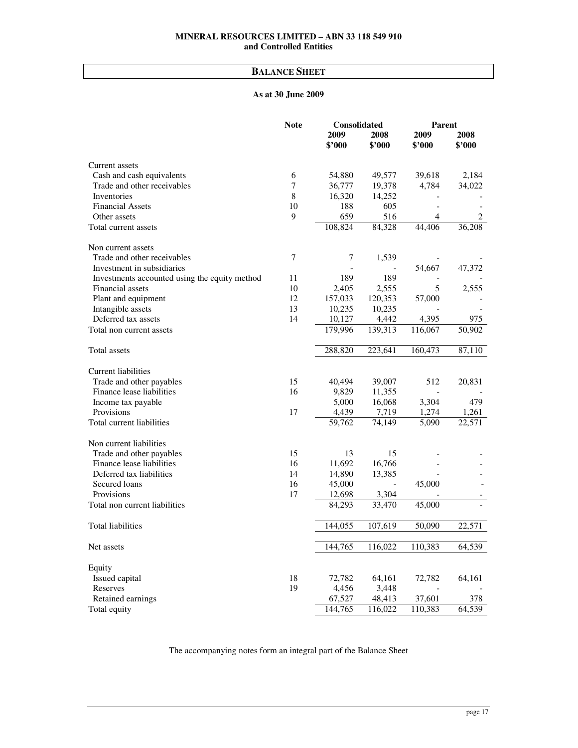**MINERAL RESOURCES LIMITED – ABN 33 118 549 910**
**and Controlled Entities**

# BALANCE SHEET

**As at 30 June 2009**

| | Note | Consolidated | | Parent | |
|---|---|---|---|---|---|
| | | 2009 $'000 | 2008 $'000 | 2009 $'000 | 2008 $'000 |
| Current assets | | | | | |
| Cash and cash equivalents | 6 | 54,880 | 49,577 | 39,618 | 2,184 |
| Trade and other receivables | 7 | 36,777 | 19,378 | 4,784 | 34,022 |
| Inventories | 8 | 16,320 | 14,252 | - | - |
| Financial Assets | 10 | 188 | 605 | - | - |
| Other assets | 9 | 659 | 516 | 4 | 2 |
| Total current assets | | 108,824 | 84,328 | 44,406 | 36,208 |
| Non current assets | | | | | |
| Trade and other receivables | 7 | 7 | 1,539 | - | - |
| Investment in subsidiaries | | - | - | 54,667 | 47,372 |
| Investments accounted using the equity method | 11 | 189 | 189 | - | - |
| Financial assets | 10 | 2,405 | 2,555 | 5 | 2,555 |
| Plant and equipment | 12 | 157,033 | 120,353 | 57,000 | - |
| Intangible assets | 13 | 10,235 | 10,235 | - | - |
| Deferred tax assets | 14 | 10,127 | 4,442 | 4,395 | 975 |
| Total non current assets | | 179,996 | 139,313 | 116,067 | 50,902 |
| Total assets | | 288,820 | 223,641 | 160,473 | 87,110 |
| Current liabilities | | | | | |
| Trade and other payables | 15 | 40,494 | 39,007 | 512 | 20,831 |
| Finance lease liabilities | 16 | 9,829 | 11,355 | - | - |
| Income tax payable | | 5,000 | 16,068 | 3,304 | 479 |
| Provisions | 17 | 4,439 | 7,719 | 1,274 | 1,261 |
| Total current liabilities | | 59,762 | 74,149 | 5,090 | 22,571 |
| Non current liabilities | | | | | |
| Trade and other payables | 15 | 13 | 15 | - | - |
| Finance lease liabilities | 16 | 11,692 | 16,766 | - | - |
| Deferred tax liabilities | 14 | 14,890 | 13,385 | - | - |
| Secured loans | 16 | 45,000 | - | 45,000 | - |
| Provisions | 17 | 12,698 | 3,304 | - | - |
| Total non current liabilities | | 84,293 | 33,470 | 45,000 | - |
| Total liabilities | | 144,055 | 107,619 | 50,090 | 22,571 |
| Net assets | | 144,765 | 116,022 | 110,383 | 64,539 |
| Equity | | | | | |
| Issued capital | 18 | 72,782 | 64,161 | 72,782 | 64,161 |
| Reserves | 19 | 4,456 | 3,448 | - | - |
| Retained earnings | | 67,527 | 48,413 | 37,601 | 378 |
| Total equity | | 144,765 | 116,022 | 110,383 | 64,539 |

The accompanying notes form an integral part of the Balance Sheet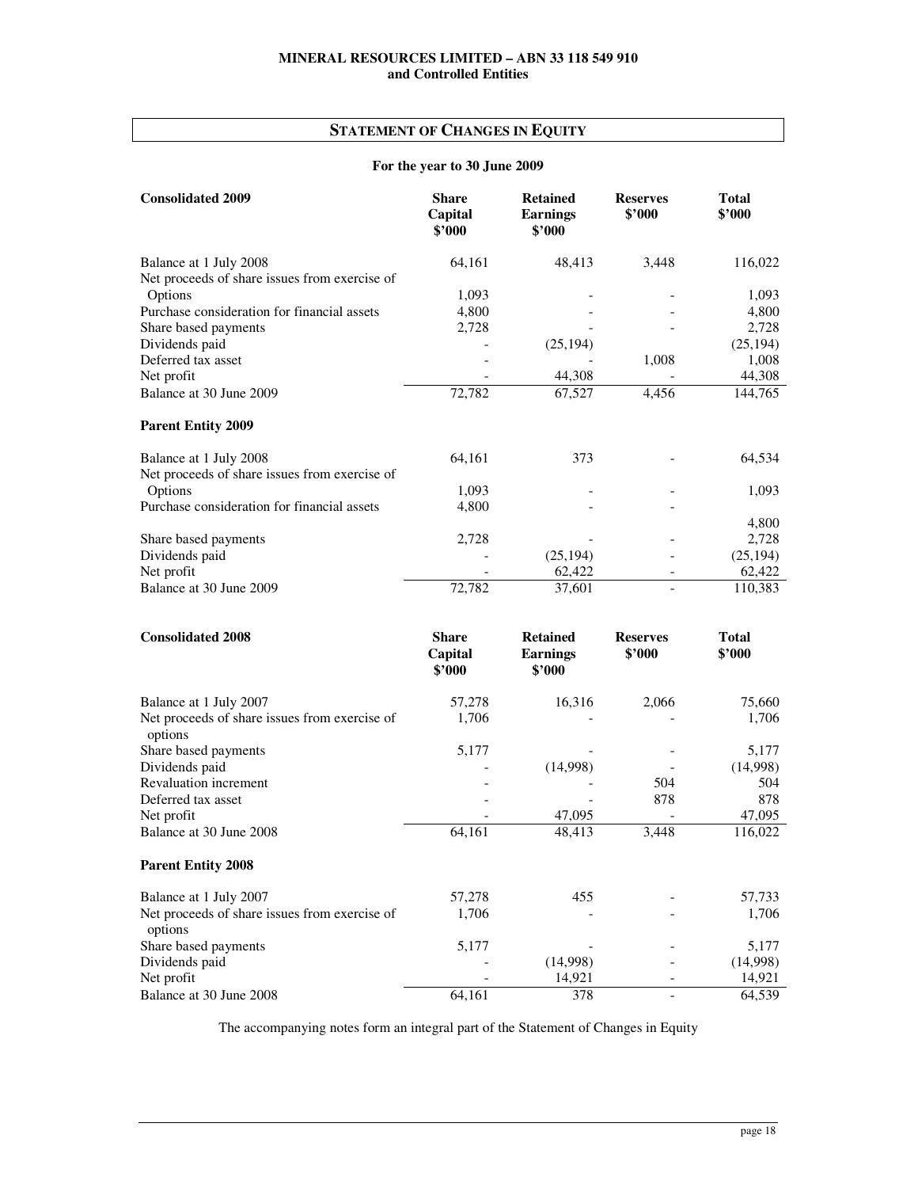MINERAL RESOURCES LIMITED – ABN 33 118 549 910
and Controlled Entities

## STATEMENT OF CHANGES IN EQUITY

### For the year to 30 June 2009

| Consolidated 2009 | Share Capital \$'000 | Retained Earnings \$'000 | Reserves \$'000 | Total \$'000 |
|---|---|---|---|---|
| Balance at 1 July 2008 | 64,161 | 48,413 | 3,448 | 116,022 |
| Net proceeds of share issues from exercise of Options | 1,093 | - | - | 1,093 |
| Purchase consideration for financial assets | 4,800 | - | - | 4,800 |
| Share based payments | 2,728 | - | - | 2,728 |
| Dividends paid | - | (25,194) | | (25,194) |
| Deferred tax asset | - | - | 1,008 | 1,008 |
| Net profit | - | 44,308 | - | 44,308 |
| Balance at 30 June 2009 | 72,782 | 67,527 | 4,456 | 144,765 |
| **Parent Entity 2009** | | | | |
| Balance at 1 July 2008 | 64,161 | 373 | - | 64,534 |
| Net proceeds of share issues from exercise of Options | 1,093 | - | - | 1,093 |
| Purchase consideration for financial assets | 4,800 | - | - | 4,800 |
| Share based payments | 2,728 | - | - | 2,728 |
| Dividends paid | - | (25,194) | - | (25,194) |
| Net profit | - | 62,422 | - | 62,422 |
| Balance at 30 June 2009 | 72,782 | 37,601 | - | 110,383 |

| Consolidated 2008 | Share Capital \$'000 | Retained Earnings \$'000 | Reserves \$'000 | Total \$'000 |
|---|---|---|---|---|
| Balance at 1 July 2007 | 57,278 | 16,316 | 2,066 | 75,660 |
| Net proceeds of share issues from exercise of options | 1,706 | - | - | 1,706 |
| Share based payments | 5,177 | - | - | 5,177 |
| Dividends paid | - | (14,998) | - | (14,998) |
| Revaluation increment | - | - | 504 | 504 |
| Deferred tax asset | - | - | 878 | 878 |
| Net profit | - | 47,095 | - | 47,095 |
| Balance at 30 June 2008 | 64,161 | 48,413 | 3,448 | 116,022 |
| **Parent Entity 2008** | | | | |
| Balance at 1 July 2007 | 57,278 | 455 | - | 57,733 |
| Net proceeds of share issues from exercise of options | 1,706 | - | - | 1,706 |
| Share based payments | 5,177 | - | - | 5,177 |
| Dividends paid | - | (14,998) | - | (14,998) |
| Net profit | - | 14,921 | - | 14,921 |
| Balance at 30 June 2008 | 64,161 | 378 | - | 64,539 |

The accompanying notes form an integral part of the Statement of Changes in Equity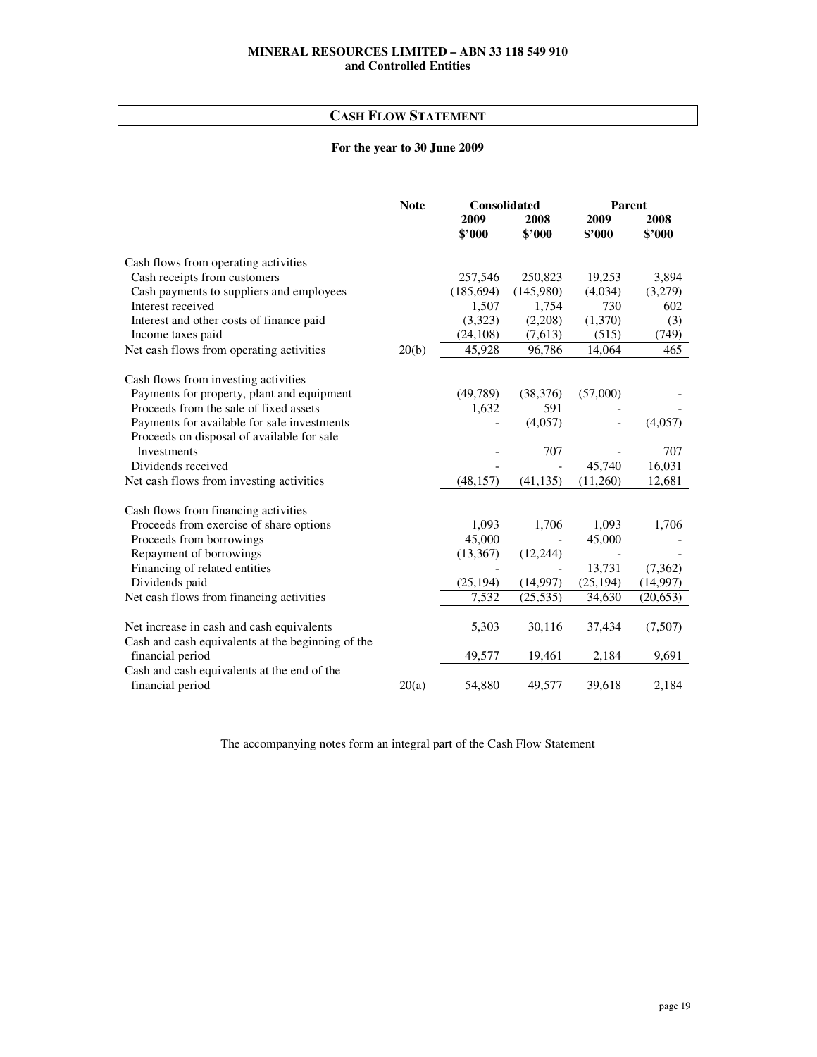**MINERAL RESOURCES LIMITED – ABN 33 118 549 910**
**and Controlled Entities**

## CASH FLOW STATEMENT

**For the year to 30 June 2009**

| | Note | Consolidated | | Parent | |
|---|---|---|---|---|---|
| | | 2009 $'000 | 2008 $'000 | 2009 $'000 | 2008 $'000 |
| Cash flows from operating activities | | | | | |
| Cash receipts from customers | | 257,546 | 250,823 | 19,253 | 3,894 |
| Cash payments to suppliers and employees | | (185,694) | (145,980) | (4,034) | (3,279) |
| Interest received | | 1,507 | 1,754 | 730 | 602 |
| Interest and other costs of finance paid | | (3,323) | (2,208) | (1,370) | (3) |
| Income taxes paid | | (24,108) | (7,613) | (515) | (749) |
| Net cash flows from operating activities | 20(b) | 45,928 | 96,786 | 14,064 | 465 |
| Cash flows from investing activities | | | | | |
| Payments for property, plant and equipment | | (49,789) | (38,376) | (57,000) | - |
| Proceeds from the sale of fixed assets | | 1,632 | 591 | - | - |
| Payments for available for sale investments | | - | (4,057) | - | (4,057) |
| Proceeds on disposal of available for sale Investments | | - | 707 | - | 707 |
| Dividends received | | - | - | 45,740 | 16,031 |
| Net cash flows from investing activities | | (48,157) | (41,135) | (11,260) | 12,681 |
| Cash flows from financing activities | | | | | |
| Proceeds from exercise of share options | | 1,093 | 1,706 | 1,093 | 1,706 |
| Proceeds from borrowings | | 45,000 | - | 45,000 | - |
| Repayment of borrowings | | (13,367) | (12,244) | - | - |
| Financing of related entities | | - | - | 13,731 | (7,362) |
| Dividends paid | | (25,194) | (14,997) | (25,194) | (14,997) |
| Net cash flows from financing activities | | 7,532 | (25,535) | 34,630 | (20,653) |
| Net increase in cash and cash equivalents | | 5,303 | 30,116 | 37,434 | (7,507) |
| Cash and cash equivalents at the beginning of the financial period | | 49,577 | 19,461 | 2,184 | 9,691 |
| Cash and cash equivalents at the end of the financial period | 20(a) | 54,880 | 49,577 | 39,618 | 2,184 |

The accompanying notes form an integral part of the Cash Flow Statement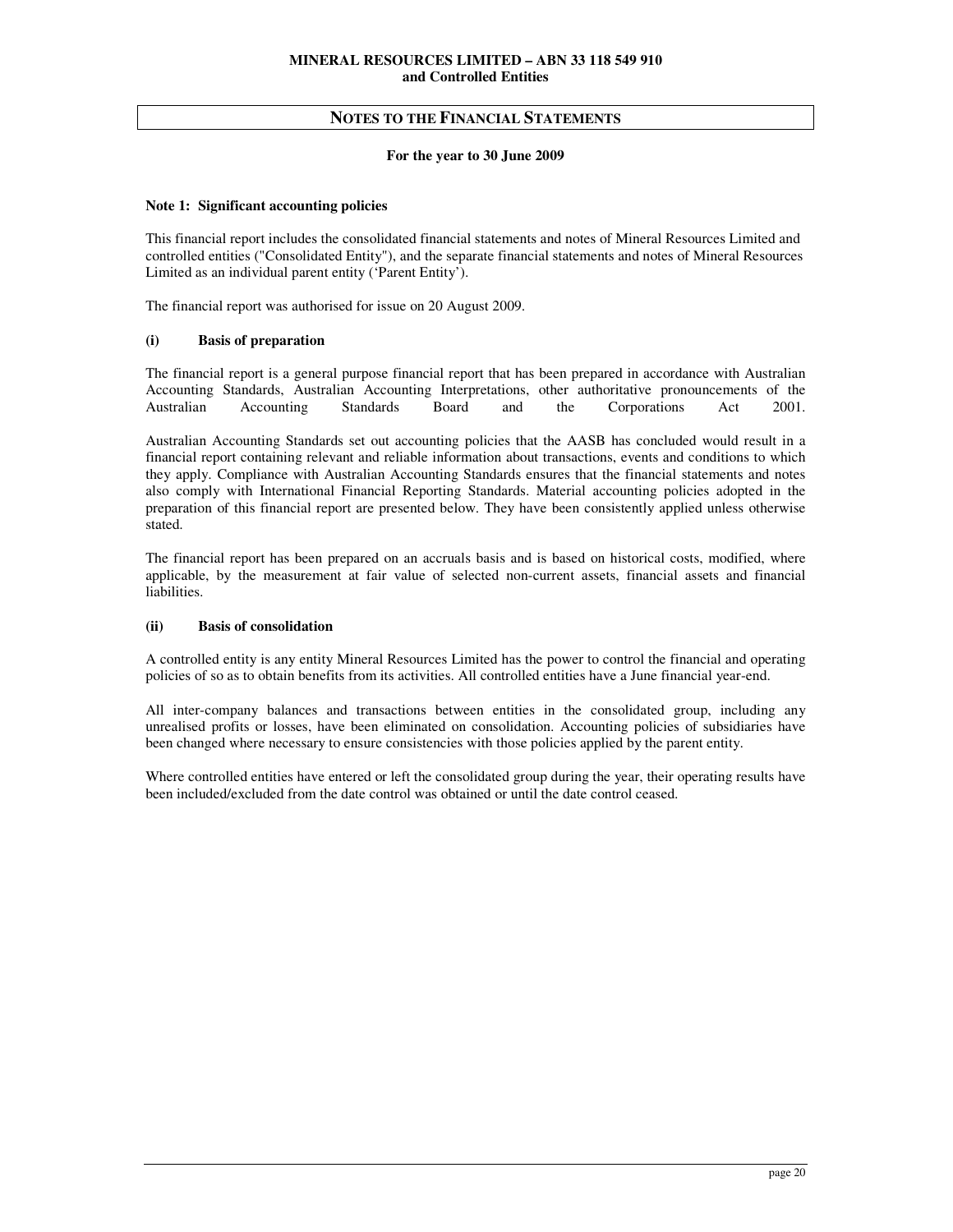## NOTES TO THE FINANCIAL STATEMENTS

**For the year to 30 June 2009**

### Note 1: Significant accounting policies

This financial report includes the consolidated financial statements and notes of Mineral Resources Limited and controlled entities ("Consolidated Entity"), and the separate financial statements and notes of Mineral Resources Limited as an individual parent entity ('Parent Entity').

The financial report was authorised for issue on 20 August 2009.

#### (i) Basis of preparation

The financial report is a general purpose financial report that has been prepared in accordance with Australian Accounting Standards, Australian Accounting Interpretations, other authoritative pronouncements of the Australian Accounting Standards Board and the Corporations Act 2001.

Australian Accounting Standards set out accounting policies that the AASB has concluded would result in a financial report containing relevant and reliable information about transactions, events and conditions to which they apply. Compliance with Australian Accounting Standards ensures that the financial statements and notes also comply with International Financial Reporting Standards. Material accounting policies adopted in the preparation of this financial report are presented below. They have been consistently applied unless otherwise stated.

The financial report has been prepared on an accruals basis and is based on historical costs, modified, where applicable, by the measurement at fair value of selected non-current assets, financial assets and financial liabilities.

#### (ii) Basis of consolidation

A controlled entity is any entity Mineral Resources Limited has the power to control the financial and operating policies of so as to obtain benefits from its activities. All controlled entities have a June financial year-end.

All inter-company balances and transactions between entities in the consolidated group, including any unrealised profits or losses, have been eliminated on consolidation. Accounting policies of subsidiaries have been changed where necessary to ensure consistencies with those policies applied by the parent entity.

Where controlled entities have entered or left the consolidated group during the year, their operating results have been included/excluded from the date control was obtained or until the date control ceased.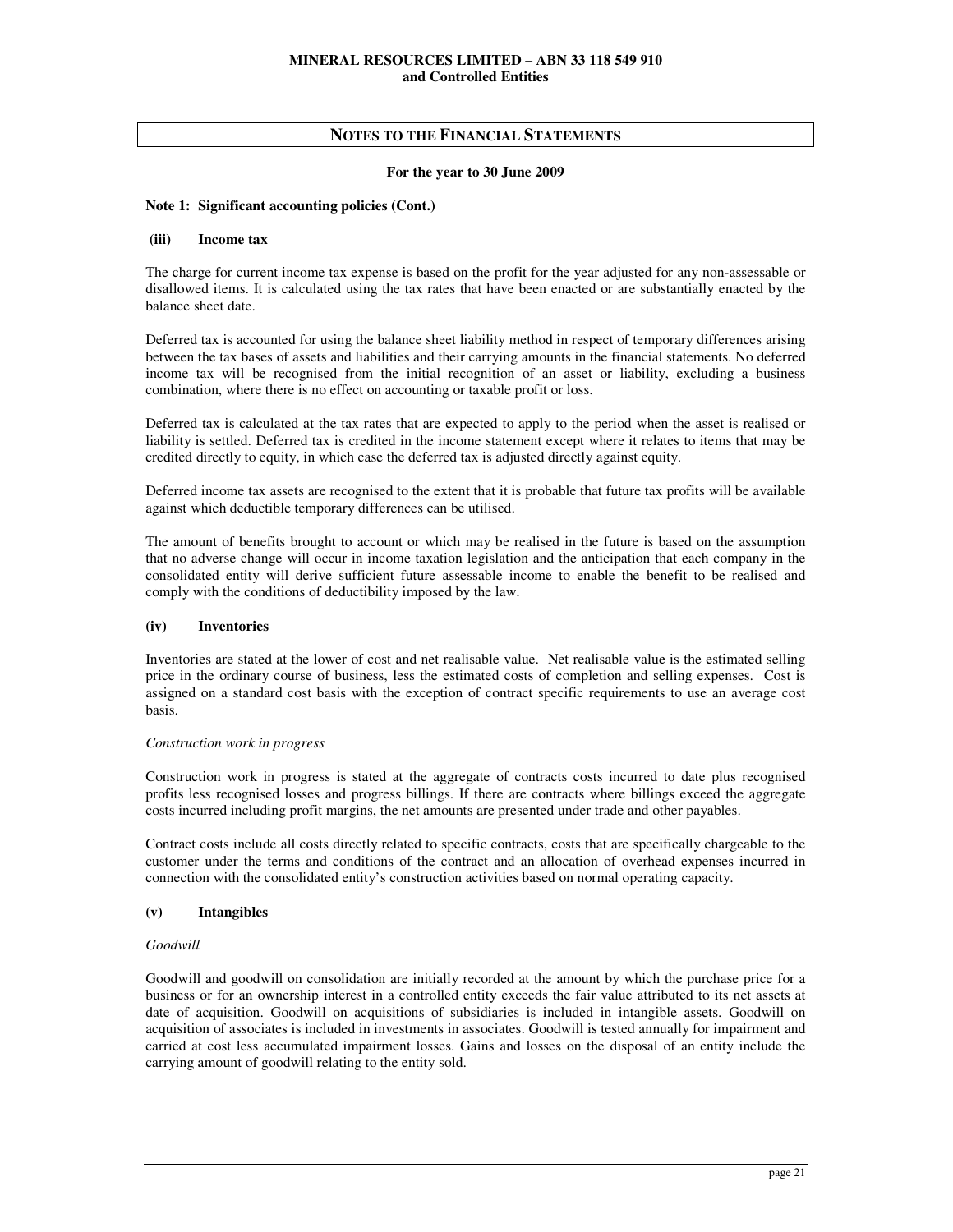# NOTES TO THE FINANCIAL STATEMENTS

**For the year to 30 June 2009**

**Note 1: Significant accounting policies (Cont.)**

**(iii) Income tax**

The charge for current income tax expense is based on the profit for the year adjusted for any non-assessable or disallowed items. It is calculated using the tax rates that have been enacted or are substantially enacted by the balance sheet date.

Deferred tax is accounted for using the balance sheet liability method in respect of temporary differences arising between the tax bases of assets and liabilities and their carrying amounts in the financial statements. No deferred income tax will be recognised from the initial recognition of an asset or liability, excluding a business combination, where there is no effect on accounting or taxable profit or loss.

Deferred tax is calculated at the tax rates that are expected to apply to the period when the asset is realised or liability is settled. Deferred tax is credited in the income statement except where it relates to items that may be credited directly to equity, in which case the deferred tax is adjusted directly against equity.

Deferred income tax assets are recognised to the extent that it is probable that future tax profits will be available against which deductible temporary differences can be utilised.

The amount of benefits brought to account or which may be realised in the future is based on the assumption that no adverse change will occur in income taxation legislation and the anticipation that each company in the consolidated entity will derive sufficient future assessable income to enable the benefit to be realised and comply with the conditions of deductibility imposed by the law.

**(iv) Inventories**

Inventories are stated at the lower of cost and net realisable value. Net realisable value is the estimated selling price in the ordinary course of business, less the estimated costs of completion and selling expenses. Cost is assigned on a standard cost basis with the exception of contract specific requirements to use an average cost basis.

*Construction work in progress*

Construction work in progress is stated at the aggregate of contracts costs incurred to date plus recognised profits less recognised losses and progress billings. If there are contracts where billings exceed the aggregate costs incurred including profit margins, the net amounts are presented under trade and other payables.

Contract costs include all costs directly related to specific contracts, costs that are specifically chargeable to the customer under the terms and conditions of the contract and an allocation of overhead expenses incurred in connection with the consolidated entity's construction activities based on normal operating capacity.

**(v) Intangibles**

*Goodwill*

Goodwill and goodwill on consolidation are initially recorded at the amount by which the purchase price for a business or for an ownership interest in a controlled entity exceeds the fair value attributed to its net assets at date of acquisition. Goodwill on acquisitions of subsidiaries is included in intangible assets. Goodwill on acquisition of associates is included in investments in associates. Goodwill is tested annually for impairment and carried at cost less accumulated impairment losses. Gains and losses on the disposal of an entity include the carrying amount of goodwill relating to the entity sold.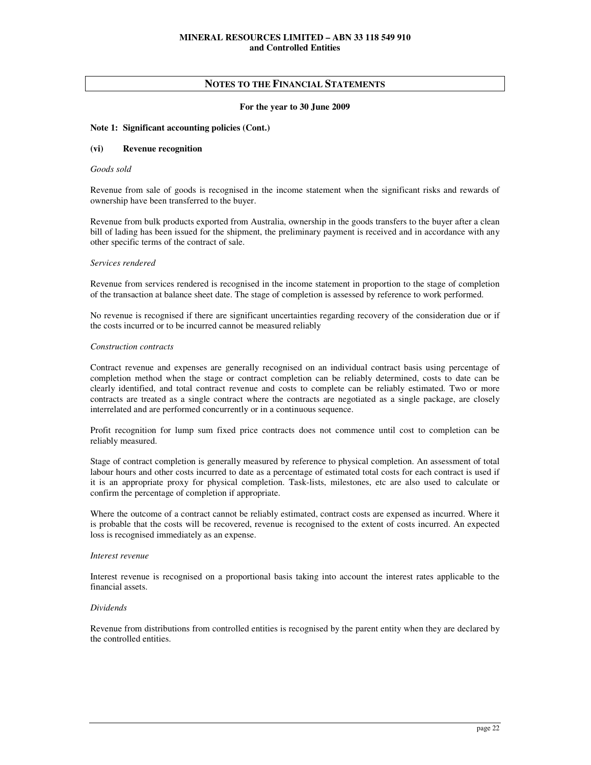# NOTES TO THE FINANCIAL STATEMENTS

**For the year to 30 June 2009**

**Note 1: Significant accounting policies (Cont.)**

**(vi) Revenue recognition**

*Goods sold*

Revenue from sale of goods is recognised in the income statement when the significant risks and rewards of ownership have been transferred to the buyer.

Revenue from bulk products exported from Australia, ownership in the goods transfers to the buyer after a clean bill of lading has been issued for the shipment, the preliminary payment is received and in accordance with any other specific terms of the contract of sale.

*Services rendered*

Revenue from services rendered is recognised in the income statement in proportion to the stage of completion of the transaction at balance sheet date. The stage of completion is assessed by reference to work performed.

No revenue is recognised if there are significant uncertainties regarding recovery of the consideration due or if the costs incurred or to be incurred cannot be measured reliably

*Construction contracts*

Contract revenue and expenses are generally recognised on an individual contract basis using percentage of completion method when the stage or contract completion can be reliably determined, costs to date can be clearly identified, and total contract revenue and costs to complete can be reliably estimated. Two or more contracts are treated as a single contract where the contracts are negotiated as a single package, are closely interrelated and are performed concurrently or in a continuous sequence.

Profit recognition for lump sum fixed price contracts does not commence until cost to completion can be reliably measured.

Stage of contract completion is generally measured by reference to physical completion. An assessment of total labour hours and other costs incurred to date as a percentage of estimated total costs for each contract is used if it is an appropriate proxy for physical completion. Task-lists, milestones, etc are also used to calculate or confirm the percentage of completion if appropriate.

Where the outcome of a contract cannot be reliably estimated, contract costs are expensed as incurred. Where it is probable that the costs will be recovered, revenue is recognised to the extent of costs incurred. An expected loss is recognised immediately as an expense.

*Interest revenue*

Interest revenue is recognised on a proportional basis taking into account the interest rates applicable to the financial assets.

*Dividends*

Revenue from distributions from controlled entities is recognised by the parent entity when they are declared by the controlled entities.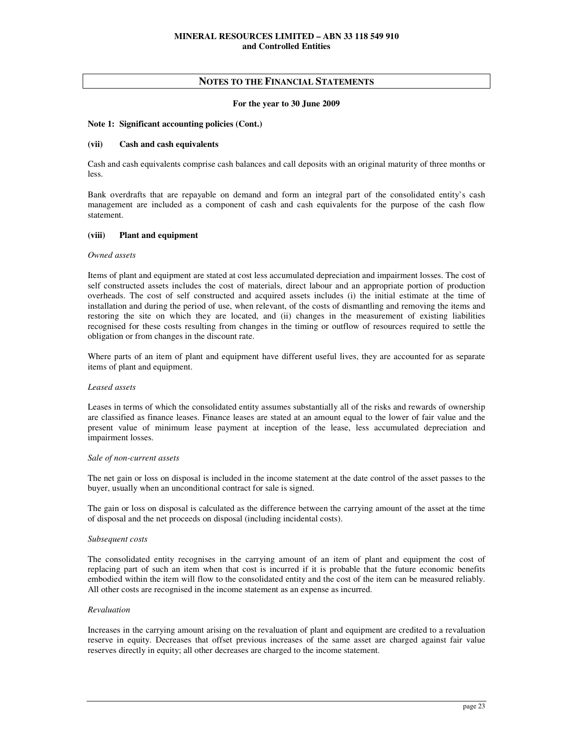## NOTES TO THE FINANCIAL STATEMENTS

**For the year to 30 June 2009**

**Note 1: Significant accounting policies (Cont.)**

**(vii) Cash and cash equivalents**

Cash and cash equivalents comprise cash balances and call deposits with an original maturity of three months or less.

Bank overdrafts that are repayable on demand and form an integral part of the consolidated entity's cash management are included as a component of cash and cash equivalents for the purpose of the cash flow statement.

**(viii) Plant and equipment**

*Owned assets*

Items of plant and equipment are stated at cost less accumulated depreciation and impairment losses. The cost of self constructed assets includes the cost of materials, direct labour and an appropriate portion of production overheads. The cost of self constructed and acquired assets includes (i) the initial estimate at the time of installation and during the period of use, when relevant, of the costs of dismantling and removing the items and restoring the site on which they are located, and (ii) changes in the measurement of existing liabilities recognised for these costs resulting from changes in the timing or outflow of resources required to settle the obligation or from changes in the discount rate.

Where parts of an item of plant and equipment have different useful lives, they are accounted for as separate items of plant and equipment.

*Leased assets*

Leases in terms of which the consolidated entity assumes substantially all of the risks and rewards of ownership are classified as finance leases. Finance leases are stated at an amount equal to the lower of fair value and the present value of minimum lease payment at inception of the lease, less accumulated depreciation and impairment losses.

*Sale of non-current assets*

The net gain or loss on disposal is included in the income statement at the date control of the asset passes to the buyer, usually when an unconditional contract for sale is signed.

The gain or loss on disposal is calculated as the difference between the carrying amount of the asset at the time of disposal and the net proceeds on disposal (including incidental costs).

*Subsequent costs*

The consolidated entity recognises in the carrying amount of an item of plant and equipment the cost of replacing part of such an item when that cost is incurred if it is probable that the future economic benefits embodied within the item will flow to the consolidated entity and the cost of the item can be measured reliably. All other costs are recognised in the income statement as an expense as incurred.

*Revaluation*

Increases in the carrying amount arising on the revaluation of plant and equipment are credited to a revaluation reserve in equity. Decreases that offset previous increases of the same asset are charged against fair value reserves directly in equity; all other decreases are charged to the income statement.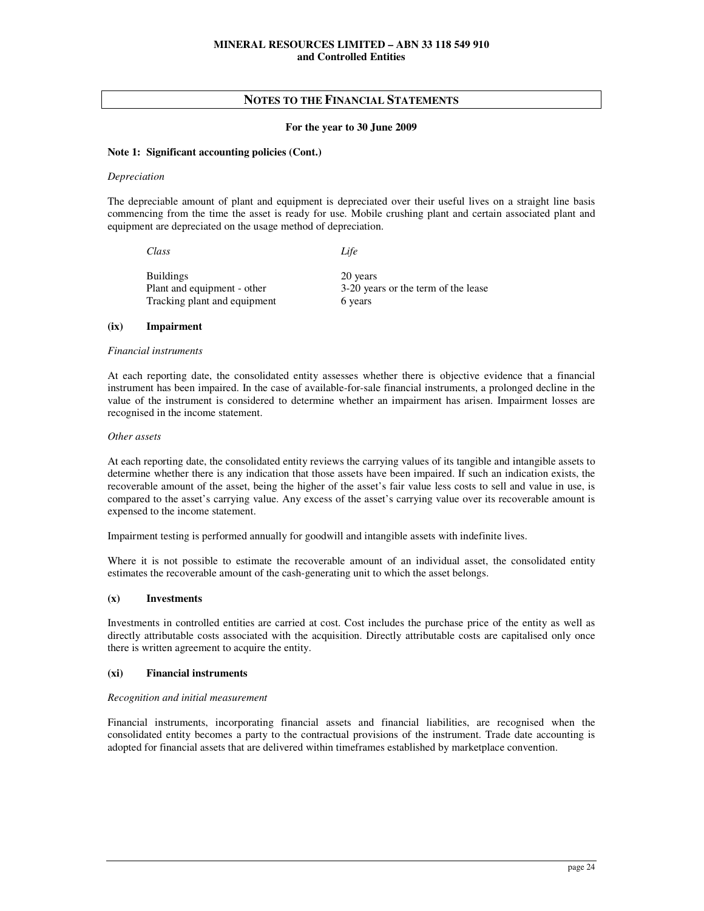## NOTES TO THE FINANCIAL STATEMENTS

**For the year to 30 June 2009**

**Note 1: Significant accounting policies (Cont.)**

*Depreciation*

The depreciable amount of plant and equipment is depreciated over their useful lives on a straight line basis commencing from the time the asset is ready for use. Mobile crushing plant and certain associated plant and equipment are depreciated on the usage method of depreciation.

| *Class* | *Life* |
|---|---|
| Buildings | 20 years |
| Plant and equipment - other | 3-20 years or the term of the lease |
| Tracking plant and equipment | 6 years |

**(ix) Impairment**

*Financial instruments*

At each reporting date, the consolidated entity assesses whether there is objective evidence that a financial instrument has been impaired. In the case of available-for-sale financial instruments, a prolonged decline in the value of the instrument is considered to determine whether an impairment has arisen. Impairment losses are recognised in the income statement.

*Other assets*

At each reporting date, the consolidated entity reviews the carrying values of its tangible and intangible assets to determine whether there is any indication that those assets have been impaired. If such an indication exists, the recoverable amount of the asset, being the higher of the asset's fair value less costs to sell and value in use, is compared to the asset's carrying value. Any excess of the asset's carrying value over its recoverable amount is expensed to the income statement.

Impairment testing is performed annually for goodwill and intangible assets with indefinite lives.

Where it is not possible to estimate the recoverable amount of an individual asset, the consolidated entity estimates the recoverable amount of the cash-generating unit to which the asset belongs.

**(x) Investments**

Investments in controlled entities are carried at cost. Cost includes the purchase price of the entity as well as directly attributable costs associated with the acquisition. Directly attributable costs are capitalised only once there is written agreement to acquire the entity.

**(xi) Financial instruments**

*Recognition and initial measurement*

Financial instruments, incorporating financial assets and financial liabilities, are recognised when the consolidated entity becomes a party to the contractual provisions of the instrument. Trade date accounting is adopted for financial assets that are delivered within timeframes established by marketplace convention.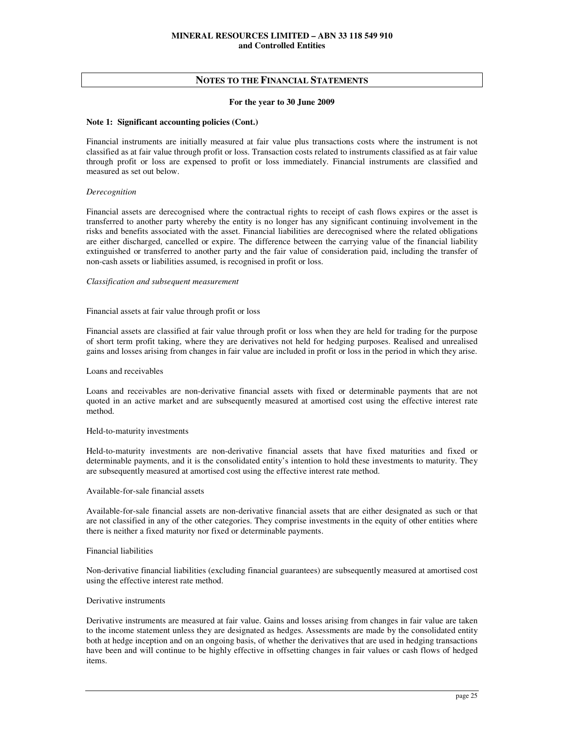## NOTES TO THE FINANCIAL STATEMENTS

**For the year to 30 June 2009**

**Note 1: Significant accounting policies (Cont.)**

Financial instruments are initially measured at fair value plus transactions costs where the instrument is not classified as at fair value through profit or loss. Transaction costs related to instruments classified as at fair value through profit or loss are expensed to profit or loss immediately. Financial instruments are classified and measured as set out below.

*Derecognition*

Financial assets are derecognised where the contractual rights to receipt of cash flows expires or the asset is transferred to another party whereby the entity is no longer has any significant continuing involvement in the risks and benefits associated with the asset. Financial liabilities are derecognised where the related obligations are either discharged, cancelled or expire. The difference between the carrying value of the financial liability extinguished or transferred to another party and the fair value of consideration paid, including the transfer of non-cash assets or liabilities assumed, is recognised in profit or loss.

*Classification and subsequent measurement*

Financial assets at fair value through profit or loss

Financial assets are classified at fair value through profit or loss when they are held for trading for the purpose of short term profit taking, where they are derivatives not held for hedging purposes. Realised and unrealised gains and losses arising from changes in fair value are included in profit or loss in the period in which they arise.

Loans and receivables

Loans and receivables are non-derivative financial assets with fixed or determinable payments that are not quoted in an active market and are subsequently measured at amortised cost using the effective interest rate method.

Held-to-maturity investments

Held-to-maturity investments are non-derivative financial assets that have fixed maturities and fixed or determinable payments, and it is the consolidated entity's intention to hold these investments to maturity. They are subsequently measured at amortised cost using the effective interest rate method.

Available-for-sale financial assets

Available-for-sale financial assets are non-derivative financial assets that are either designated as such or that are not classified in any of the other categories. They comprise investments in the equity of other entities where there is neither a fixed maturity nor fixed or determinable payments.

Financial liabilities

Non-derivative financial liabilities (excluding financial guarantees) are subsequently measured at amortised cost using the effective interest rate method.

Derivative instruments

Derivative instruments are measured at fair value. Gains and losses arising from changes in fair value are taken to the income statement unless they are designated as hedges. Assessments are made by the consolidated entity both at hedge inception and on an ongoing basis, of whether the derivatives that are used in hedging transactions have been and will continue to be highly effective in offsetting changes in fair values or cash flows of hedged items.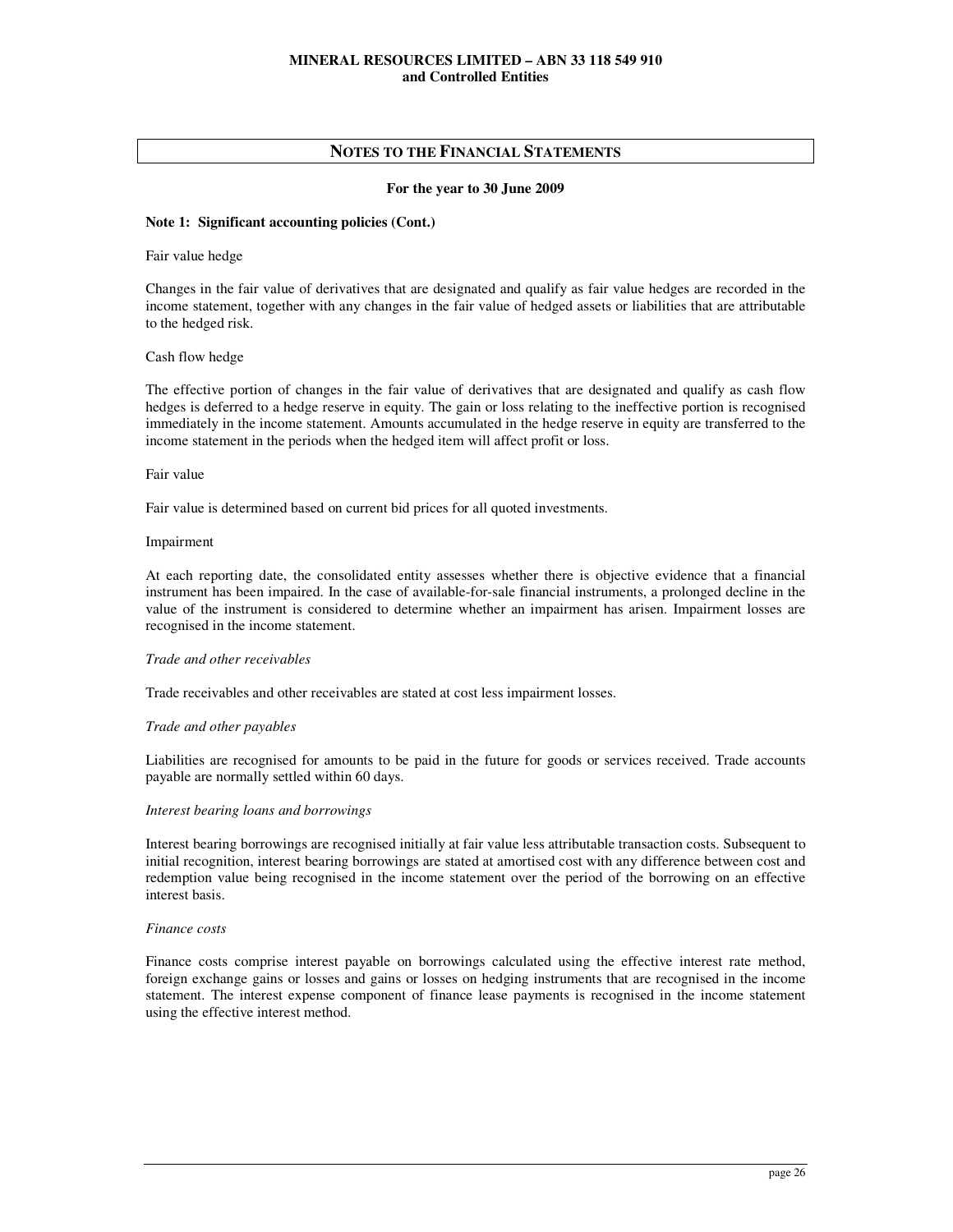## NOTES TO THE FINANCIAL STATEMENTS

**For the year to 30 June 2009**

**Note 1: Significant accounting policies (Cont.)**

Fair value hedge

Changes in the fair value of derivatives that are designated and qualify as fair value hedges are recorded in the income statement, together with any changes in the fair value of hedged assets or liabilities that are attributable to the hedged risk.

Cash flow hedge

The effective portion of changes in the fair value of derivatives that are designated and qualify as cash flow hedges is deferred to a hedge reserve in equity. The gain or loss relating to the ineffective portion is recognised immediately in the income statement. Amounts accumulated in the hedge reserve in equity are transferred to the income statement in the periods when the hedged item will affect profit or loss.

Fair value

Fair value is determined based on current bid prices for all quoted investments.

Impairment

At each reporting date, the consolidated entity assesses whether there is objective evidence that a financial instrument has been impaired. In the case of available-for-sale financial instruments, a prolonged decline in the value of the instrument is considered to determine whether an impairment has arisen. Impairment losses are recognised in the income statement.

*Trade and other receivables*

Trade receivables and other receivables are stated at cost less impairment losses.

*Trade and other payables*

Liabilities are recognised for amounts to be paid in the future for goods or services received. Trade accounts payable are normally settled within 60 days.

*Interest bearing loans and borrowings*

Interest bearing borrowings are recognised initially at fair value less attributable transaction costs. Subsequent to initial recognition, interest bearing borrowings are stated at amortised cost with any difference between cost and redemption value being recognised in the income statement over the period of the borrowing on an effective interest basis.

*Finance costs*

Finance costs comprise interest payable on borrowings calculated using the effective interest rate method, foreign exchange gains or losses and gains or losses on hedging instruments that are recognised in the income statement. The interest expense component of finance lease payments is recognised in the income statement using the effective interest method.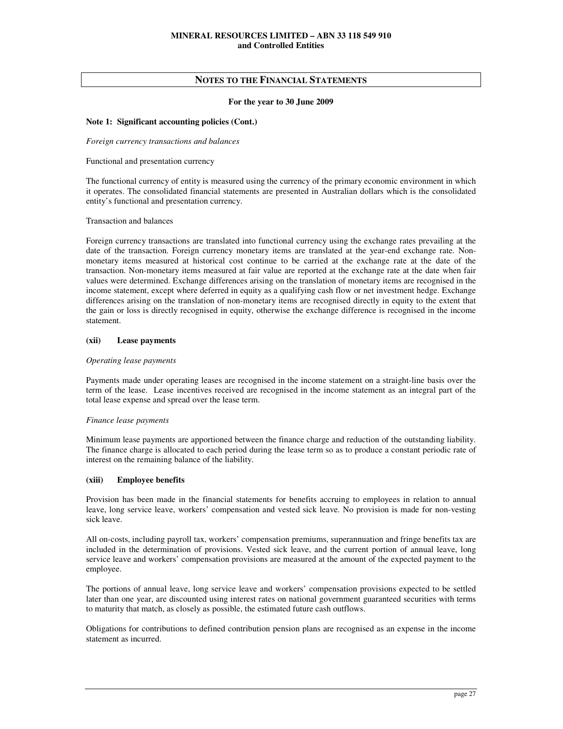## NOTES TO THE FINANCIAL STATEMENTS

**For the year to 30 June 2009**

**Note 1: Significant accounting policies (Cont.)**

*Foreign currency transactions and balances*

Functional and presentation currency

The functional currency of entity is measured using the currency of the primary economic environment in which it operates. The consolidated financial statements are presented in Australian dollars which is the consolidated entity's functional and presentation currency.

Transaction and balances

Foreign currency transactions are translated into functional currency using the exchange rates prevailing at the date of the transaction. Foreign currency monetary items are translated at the year-end exchange rate. Non-monetary items measured at historical cost continue to be carried at the exchange rate at the date of the transaction. Non-monetary items measured at fair value are reported at the exchange rate at the date when fair values were determined. Exchange differences arising on the translation of monetary items are recognised in the income statement, except where deferred in equity as a qualifying cash flow or net investment hedge. Exchange differences arising on the translation of non-monetary items are recognised directly in equity to the extent that the gain or loss is directly recognised in equity, otherwise the exchange difference is recognised in the income statement.

### (xii) Lease payments

*Operating lease payments*

Payments made under operating leases are recognised in the income statement on a straight-line basis over the term of the lease. Lease incentives received are recognised in the income statement as an integral part of the total lease expense and spread over the lease term.

*Finance lease payments*

Minimum lease payments are apportioned between the finance charge and reduction of the outstanding liability. The finance charge is allocated to each period during the lease term so as to produce a constant periodic rate of interest on the remaining balance of the liability.

### (xiii) Employee benefits

Provision has been made in the financial statements for benefits accruing to employees in relation to annual leave, long service leave, workers' compensation and vested sick leave. No provision is made for non-vesting sick leave.

All on-costs, including payroll tax, workers' compensation premiums, superannuation and fringe benefits tax are included in the determination of provisions. Vested sick leave, and the current portion of annual leave, long service leave and workers' compensation provisions are measured at the amount of the expected payment to the employee.

The portions of annual leave, long service leave and workers' compensation provisions expected to be settled later than one year, are discounted using interest rates on national government guaranteed securities with terms to maturity that match, as closely as possible, the estimated future cash outflows.

Obligations for contributions to defined contribution pension plans are recognised as an expense in the income statement as incurred.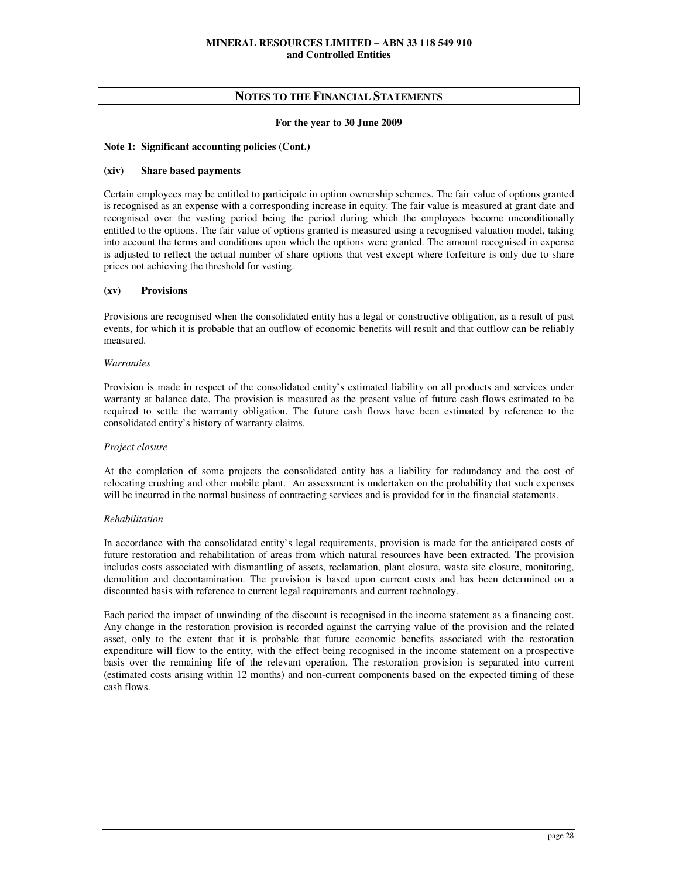## NOTES TO THE FINANCIAL STATEMENTS

**For the year to 30 June 2009**

**Note 1: Significant accounting policies (Cont.)**

**(xiv) Share based payments**

Certain employees may be entitled to participate in option ownership schemes. The fair value of options granted is recognised as an expense with a corresponding increase in equity. The fair value is measured at grant date and recognised over the vesting period being the period during which the employees become unconditionally entitled to the options. The fair value of options granted is measured using a recognised valuation model, taking into account the terms and conditions upon which the options were granted. The amount recognised in expense is adjusted to reflect the actual number of share options that vest except where forfeiture is only due to share prices not achieving the threshold for vesting.

**(xv) Provisions**

Provisions are recognised when the consolidated entity has a legal or constructive obligation, as a result of past events, for which it is probable that an outflow of economic benefits will result and that outflow can be reliably measured.

*Warranties*

Provision is made in respect of the consolidated entity's estimated liability on all products and services under warranty at balance date. The provision is measured as the present value of future cash flows estimated to be required to settle the warranty obligation. The future cash flows have been estimated by reference to the consolidated entity's history of warranty claims.

*Project closure*

At the completion of some projects the consolidated entity has a liability for redundancy and the cost of relocating crushing and other mobile plant. An assessment is undertaken on the probability that such expenses will be incurred in the normal business of contracting services and is provided for in the financial statements.

*Rehabilitation*

In accordance with the consolidated entity's legal requirements, provision is made for the anticipated costs of future restoration and rehabilitation of areas from which natural resources have been extracted. The provision includes costs associated with dismantling of assets, reclamation, plant closure, waste site closure, monitoring, demolition and decontamination. The provision is based upon current costs and has been determined on a discounted basis with reference to current legal requirements and current technology.

Each period the impact of unwinding of the discount is recognised in the income statement as a financing cost. Any change in the restoration provision is recorded against the carrying value of the provision and the related asset, only to the extent that it is probable that future economic benefits associated with the restoration expenditure will flow to the entity, with the effect being recognised in the income statement on a prospective basis over the remaining life of the relevant operation. The restoration provision is separated into current (estimated costs arising within 12 months) and non-current components based on the expected timing of these cash flows.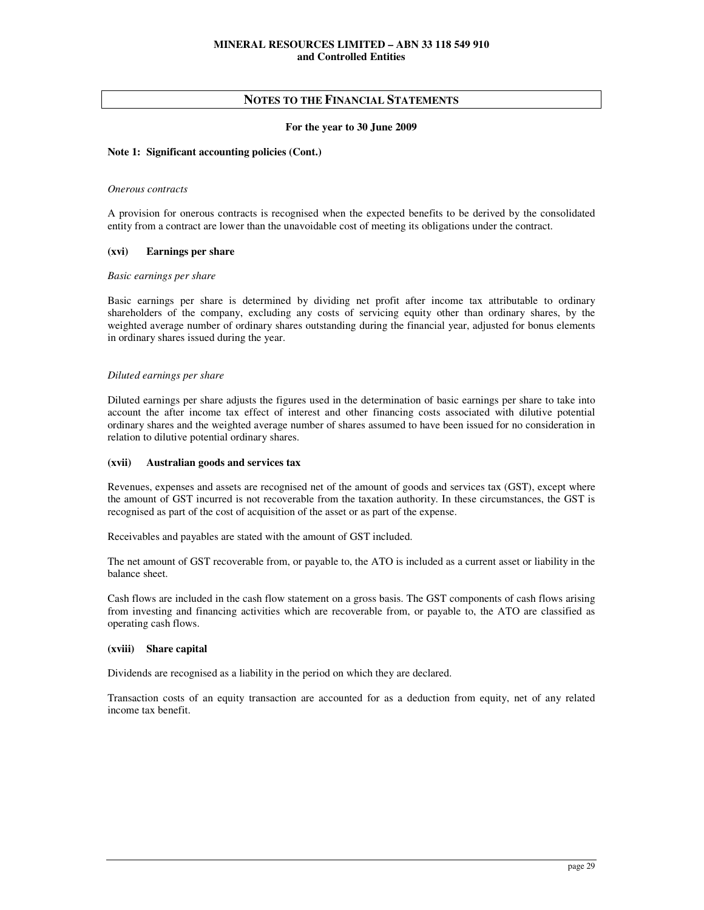## NOTES TO THE FINANCIAL STATEMENTS

**For the year to 30 June 2009**

**Note 1: Significant accounting policies (Cont.)**

*Onerous contracts*

A provision for onerous contracts is recognised when the expected benefits to be derived by the consolidated entity from a contract are lower than the unavoidable cost of meeting its obligations under the contract.

### (xvi) Earnings per share

*Basic earnings per share*

Basic earnings per share is determined by dividing net profit after income tax attributable to ordinary shareholders of the company, excluding any costs of servicing equity other than ordinary shares, by the weighted average number of ordinary shares outstanding during the financial year, adjusted for bonus elements in ordinary shares issued during the year.

*Diluted earnings per share*

Diluted earnings per share adjusts the figures used in the determination of basic earnings per share to take into account the after income tax effect of interest and other financing costs associated with dilutive potential ordinary shares and the weighted average number of shares assumed to have been issued for no consideration in relation to dilutive potential ordinary shares.

### (xvii) Australian goods and services tax

Revenues, expenses and assets are recognised net of the amount of goods and services tax (GST), except where the amount of GST incurred is not recoverable from the taxation authority. In these circumstances, the GST is recognised as part of the cost of acquisition of the asset or as part of the expense.

Receivables and payables are stated with the amount of GST included.

The net amount of GST recoverable from, or payable to, the ATO is included as a current asset or liability in the balance sheet.

Cash flows are included in the cash flow statement on a gross basis. The GST components of cash flows arising from investing and financing activities which are recoverable from, or payable to, the ATO are classified as operating cash flows.

### (xviii) Share capital

Dividends are recognised as a liability in the period on which they are declared.

Transaction costs of an equity transaction are accounted for as a deduction from equity, net of any related income tax benefit.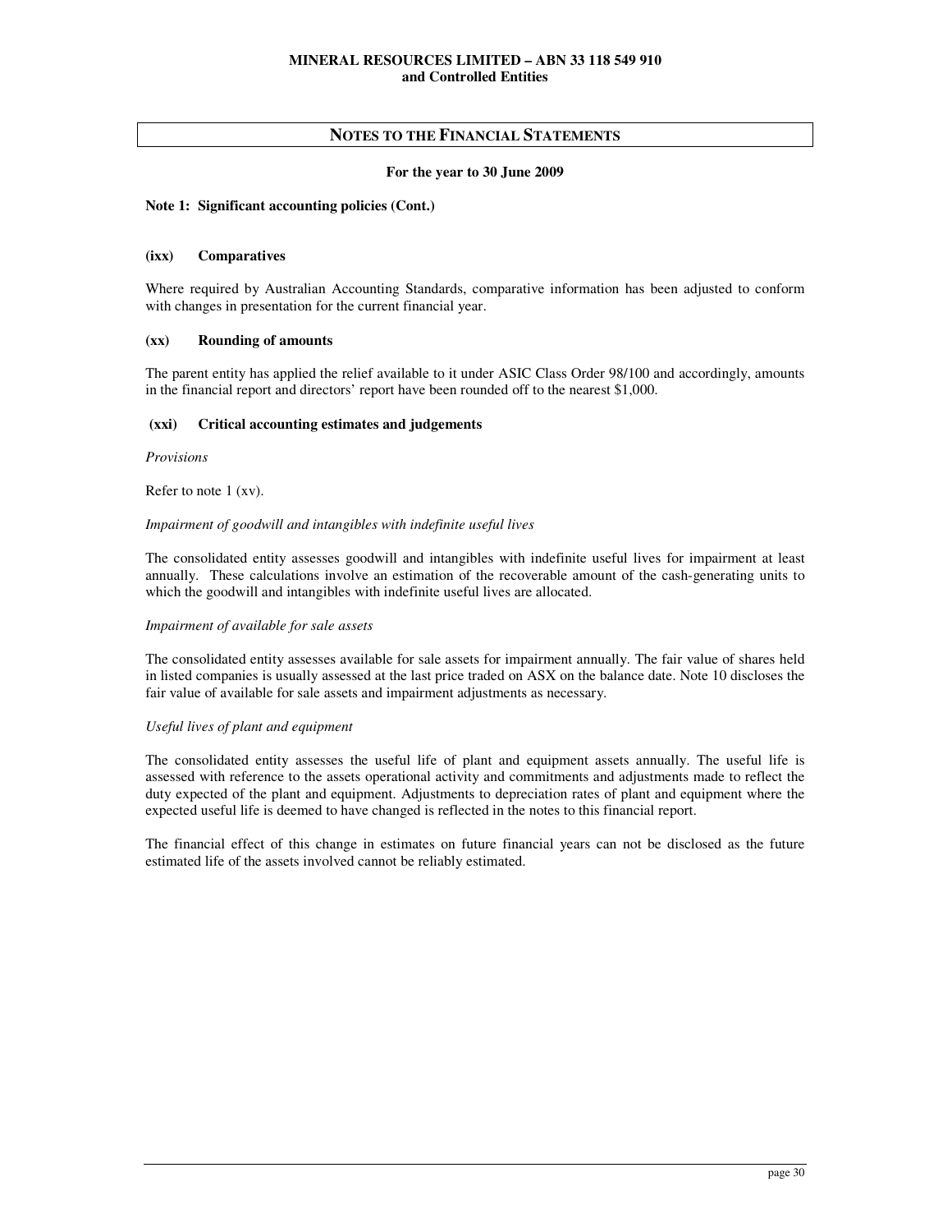## NOTES TO THE FINANCIAL STATEMENTS

**For the year to 30 June 2009**

**Note 1: Significant accounting policies (Cont.)**

### (ixx) Comparatives

Where required by Australian Accounting Standards, comparative information has been adjusted to conform with changes in presentation for the current financial year.

### (xx) Rounding of amounts

The parent entity has applied the relief available to it under ASIC Class Order 98/100 and accordingly, amounts in the financial report and directors' report have been rounded off to the nearest $1,000.

### (xxi) Critical accounting estimates and judgements

*Provisions*

Refer to note 1 (xv).

*Impairment of goodwill and intangibles with indefinite useful lives*

The consolidated entity assesses goodwill and intangibles with indefinite useful lives for impairment at least annually. These calculations involve an estimation of the recoverable amount of the cash-generating units to which the goodwill and intangibles with indefinite useful lives are allocated.

*Impairment of available for sale assets*

The consolidated entity assesses available for sale assets for impairment annually. The fair value of shares held in listed companies is usually assessed at the last price traded on ASX on the balance date. Note 10 discloses the fair value of available for sale assets and impairment adjustments as necessary.

*Useful lives of plant and equipment*

The consolidated entity assesses the useful life of plant and equipment assets annually. The useful life is assessed with reference to the assets operational activity and commitments and adjustments made to reflect the duty expected of the plant and equipment. Adjustments to depreciation rates of plant and equipment where the expected useful life is deemed to have changed is reflected in the notes to this financial report.

The financial effect of this change in estimates on future financial years can not be disclosed as the future estimated life of the assets involved cannot be reliably estimated.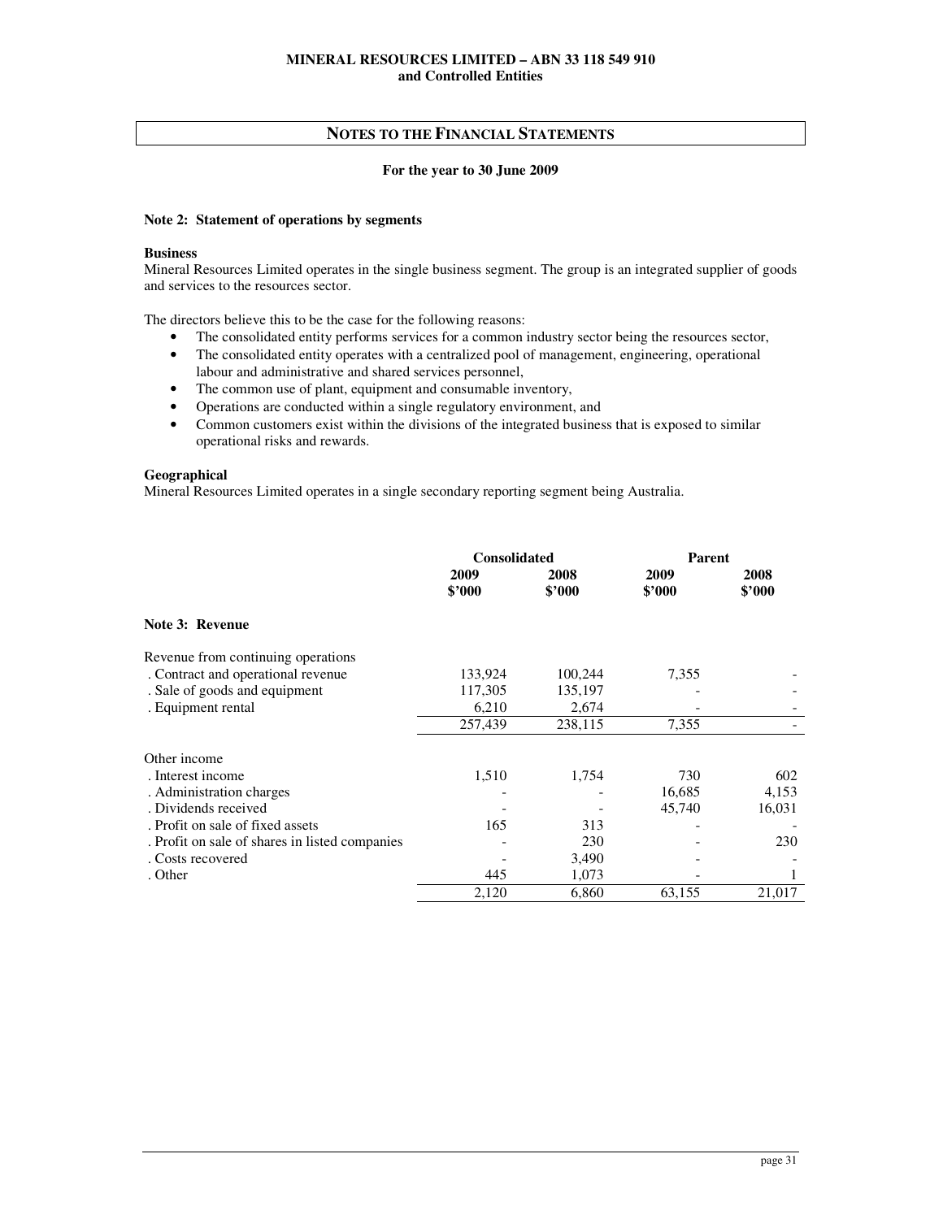**MINERAL RESOURCES LIMITED – ABN 33 118 549 910**
**and Controlled Entities**

## NOTES TO THE FINANCIAL STATEMENTS

**For the year to 30 June 2009**

### Note 2: Statement of operations by segments

**Business**
Mineral Resources Limited operates in the single business segment. The group is an integrated supplier of goods and services to the resources sector.

The directors believe this to be the case for the following reasons:

- The consolidated entity performs services for a common industry sector being the resources sector,
- The consolidated entity operates with a centralized pool of management, engineering, operational labour and administrative and shared services personnel,
- The common use of plant, equipment and consumable inventory,
- Operations are conducted within a single regulatory environment, and
- Common customers exist within the divisions of the integrated business that is exposed to similar operational risks and rewards.

**Geographical**
Mineral Resources Limited operates in a single secondary reporting segment being Australia.

| | Consolidated | | Parent | |
|---|---|---|---|---|
| | 2009 $'000 | 2008 $'000 | 2009 $'000 | 2008 $'000 |
| **Note 3: Revenue** | | | | |
| Revenue from continuing operations | | | | |
| . Contract and operational revenue | 133,924 | 100,244 | 7,355 | - |
| . Sale of goods and equipment | 117,305 | 135,197 | - | - |
| . Equipment rental | 6,210 | 2,674 | - | - |
| | 257,439 | 238,115 | 7,355 | - |
| Other income | | | | |
| . Interest income | 1,510 | 1,754 | 730 | 602 |
| . Administration charges | - | - | 16,685 | 4,153 |
| . Dividends received | - | - | 45,740 | 16,031 |
| . Profit on sale of fixed assets | 165 | 313 | - | - |
| . Profit on sale of shares in listed companies | - | 230 | - | 230 |
| . Costs recovered | - | 3,490 | - | - |
| . Other | 445 | 1,073 | - | 1 |
| | 2,120 | 6,860 | 63,155 | 21,017 |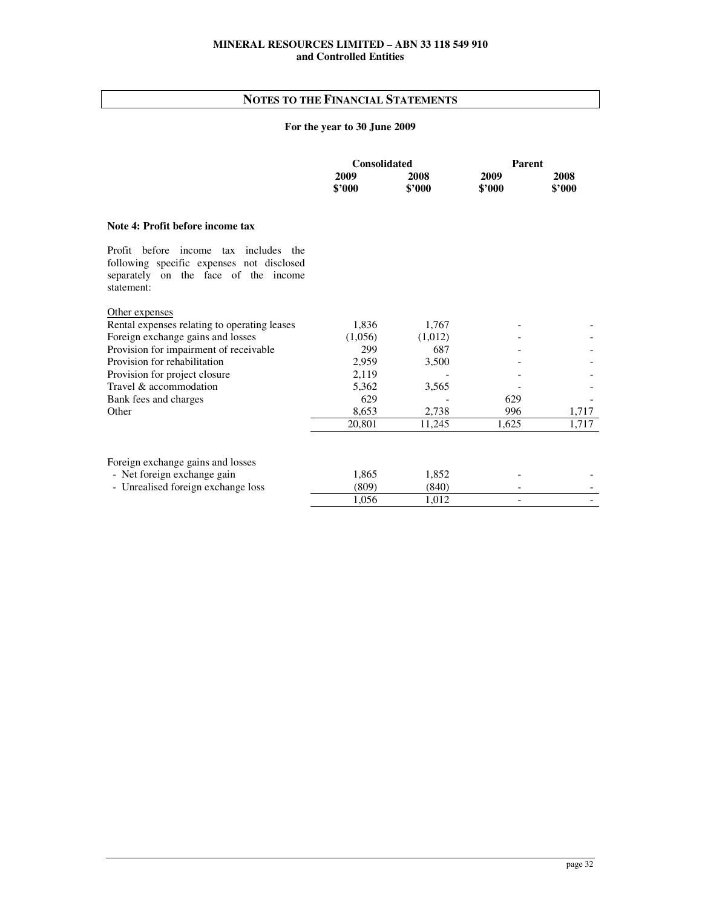MINERAL RESOURCES LIMITED – ABN 33 118 549 910
and Controlled Entities

## NOTES TO THE FINANCIAL STATEMENTS

**For the year to 30 June 2009**

### Note 4: Profit before income tax

Profit before income tax includes the following specific expenses not disclosed separately on the face of the income statement:

| | Consolidated | | Parent | |
|---|---|---|---|---|
| | **2009 $'000** | **2008 $'000** | **2009 $'000** | **2008 $'000** |
| Other expenses | | | | |
| Rental expenses relating to operating leases | 1,836 | 1,767 | - | - |
| Foreign exchange gains and losses | (1,056) | (1,012) | - | - |
| Provision for impairment of receivable | 299 | 687 | - | - |
| Provision for rehabilitation | 2,959 | 3,500 | - | - |
| Provision for project closure | 2,119 | - | - | - |
| Travel & accommodation | 5,362 | 3,565 | - | - |
| Bank fees and charges | 629 | - | 629 | - |
| Other | 8,653 | 2,738 | 996 | 1,717 |
| | 20,801 | 11,245 | 1,625 | 1,717 |
| | | | | |
| Foreign exchange gains and losses | | | | |
| - Net foreign exchange gain | 1,865 | 1,852 | - | - |
| - Unrealised foreign exchange loss | (809) | (840) | - | - |
| | 1,056 | 1,012 | - | - |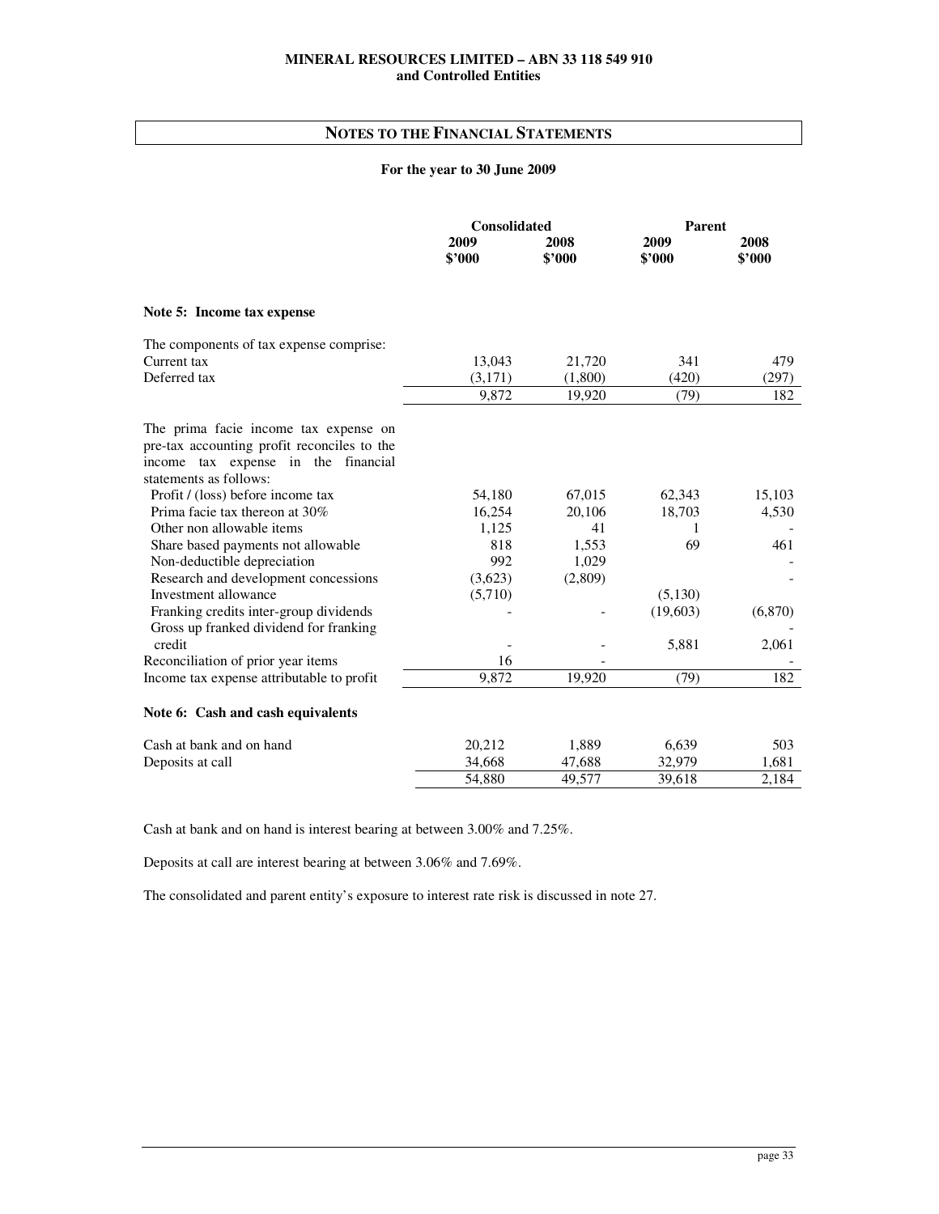**MINERAL RESOURCES LIMITED – ABN 33 118 549 910**
**and Controlled Entities**

## NOTES TO THE FINANCIAL STATEMENTS

**For the year to 30 June 2009**

| | Consolidated | | Parent | |
|---|---|---|---|---|
| | **2009 $'000** | **2008 $'000** | **2009 $'000** | **2008 $'000** |
| **Note 5: Income tax expense** | | | | |
| The components of tax expense comprise: | | | | |
| Current tax | 13,043 | 21,720 | 341 | 479 |
| Deferred tax | (3,171) | (1,800) | (420) | (297) |
| | 9,872 | 19,920 | (79) | 182 |
| The prima facie income tax expense on pre-tax accounting profit reconciles to the income tax expense in the financial statements as follows: | | | | |
| Profit / (loss) before income tax | 54,180 | 67,015 | 62,343 | 15,103 |
| Prima facie tax thereon at 30% | 16,254 | 20,106 | 18,703 | 4,530 |
| Other non allowable items | 1,125 | 41 | 1 | - |
| Share based payments not allowable | 818 | 1,553 | 69 | 461 |
| Non-deductible depreciation | 992 | 1,029 | | - |
| Research and development concessions | (3,623) | (2,809) | | - |
| Investment allowance | (5,710) | | (5,130) | |
| Franking credits inter-group dividends | - | - | (19,603) | (6,870) |
| Gross up franked dividend for franking credit | - | - | 5,881 | 2,061 |
| Reconciliation of prior year items | 16 | - | | - |
| Income tax expense attributable to profit | 9,872 | 19,920 | (79) | 182 |

**Note 6: Cash and cash equivalents**

| | Consolidated 2009 $'000 | Consolidated 2008 $'000 | Parent 2009 $'000 | Parent 2008 $'000 |
|---|---|---|---|---|
| Cash at bank and on hand | 20,212 | 1,889 | 6,639 | 503 |
| Deposits at call | 34,668 | 47,688 | 32,979 | 1,681 |
| | 54,880 | 49,577 | 39,618 | 2,184 |

Cash at bank and on hand is interest bearing at between 3.00% and 7.25%.

Deposits at call are interest bearing at between 3.06% and 7.69%.

The consolidated and parent entity's exposure to interest rate risk is discussed in note 27.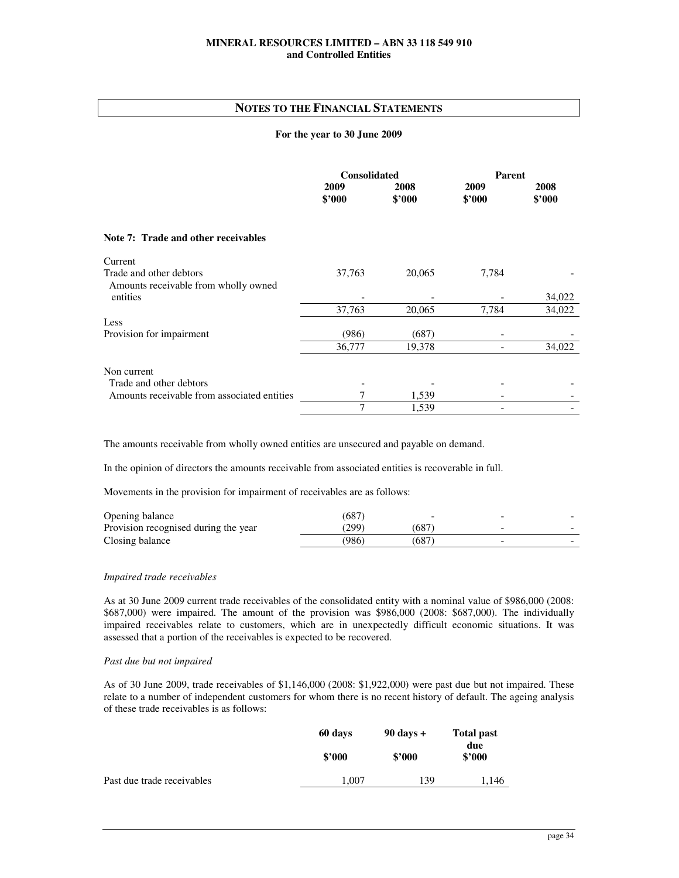## NOTES TO THE FINANCIAL STATEMENTS

**For the year to 30 June 2009**

| | Consolidated | | Parent | |
|---|---|---|---|---|
| | **2009 $'000** | **2008 $'000** | **2009 $'000** | **2008 $'000** |
| **Note 7: Trade and other receivables** | | | | |
| Current | | | | |
| Trade and other debtors | 37,763 | 20,065 | 7,784 | - |
| Amounts receivable from wholly owned entities | - | - | - | 34,022 |
| | 37,763 | 20,065 | 7,784 | 34,022 |
| Less | | | | |
| Provision for impairment | (986) | (687) | - | - |
| | 36,777 | 19,378 | - | 34,022 |
| Non current | | | | |
| Trade and other debtors | - | - | - | - |
| Amounts receivable from associated entities | 7 | 1,539 | - | - |
| | 7 | 1,539 | - | - |

The amounts receivable from wholly owned entities are unsecured and payable on demand.

In the opinion of directors the amounts receivable from associated entities is recoverable in full.

Movements in the provision for impairment of receivables are as follows:

| | Consolidated 2009 | Consolidated 2008 | Parent 2009 | Parent 2008 |
|---|---|---|---|---|
| Opening balance | (687) | - | - | - |
| Provision recognised during the year | (299) | (687) | - | - |
| Closing balance | (986) | (687) | - | - |

*Impaired trade receivables*

As at 30 June 2009 current trade receivables of the consolidated entity with a nominal value of $986,000 (2008: $687,000) were impaired. The amount of the provision was $986,000 (2008: $687,000). The individually impaired receivables relate to customers, which are in unexpectedly difficult economic situations. It was assessed that a portion of the receivables is expected to be recovered.

*Past due but not impaired*

As of 30 June 2009, trade receivables of $1,146,000 (2008: $1,922,000) were past due but not impaired. These relate to a number of independent customers for whom there is no recent history of default. The ageing analysis of these trade receivables is as follows:

| | 60 days $'000 | 90 days + $'000 | Total past due $'000 |
|---|---|---|---|
| Past due trade receivables | 1,007 | 139 | 1,146 |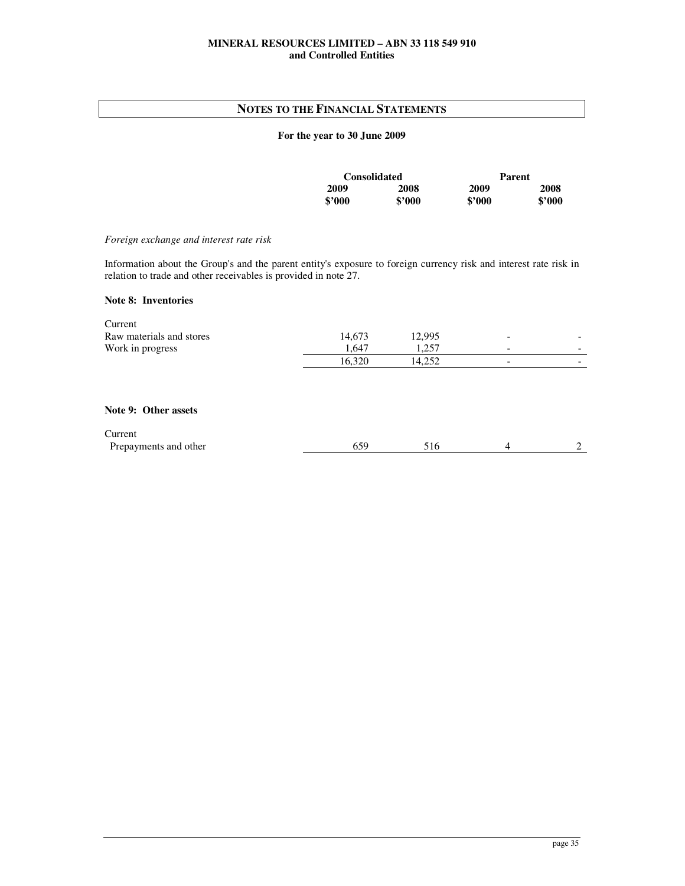## NOTES TO THE FINANCIAL STATEMENTS

**For the year to 30 June 2009**

| | Consolidated | | Parent | |
|---|---|---|---|---|
| | **2009** | **2008** | **2009** | **2008** |
| | **$'000** | **$'000** | **$'000** | **$'000** |

*Foreign exchange and interest rate risk*

Information about the Group's and the parent entity's exposure to foreign currency risk and interest rate risk in relation to trade and other receivables is provided in note 27.

### Note 8: Inventories

| | Consolidated 2009 $'000 | Consolidated 2008 $'000 | Parent 2009 $'000 | Parent 2008 $'000 |
|---|---|---|---|---|
| Current | | | | |
| Raw materials and stores | 14,673 | 12,995 | - | - |
| Work in progress | 1,647 | 1,257 | - | - |
| | 16,320 | 14,252 | - | - |

### Note 9: Other assets

| | Consolidated 2009 $'000 | Consolidated 2008 $'000 | Parent 2009 $'000 | Parent 2008 $'000 |
|---|---|---|---|---|
| Current | | | | |
| Prepayments and other | 659 | 516 | 4 | 2 |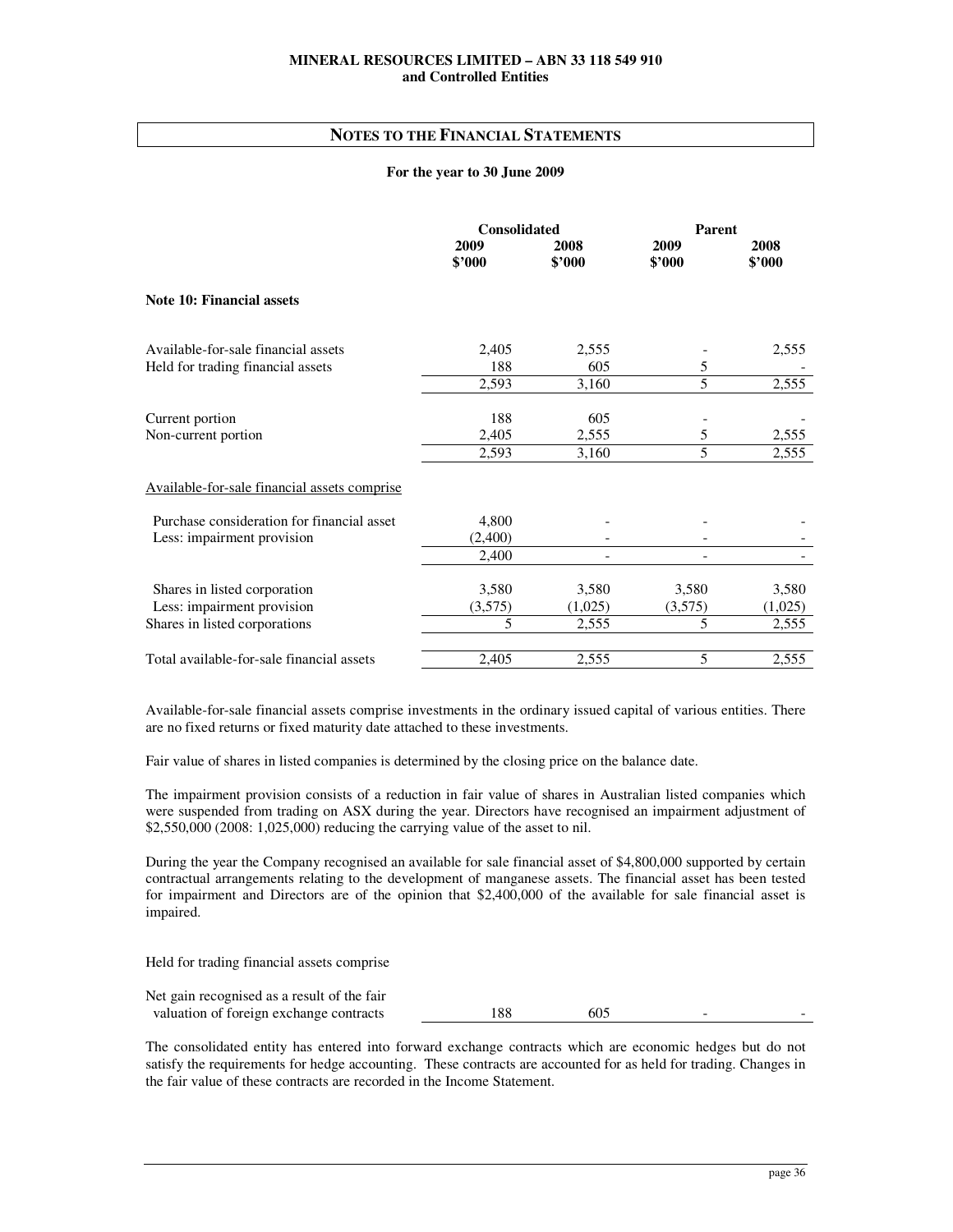## NOTES TO THE FINANCIAL STATEMENTS

**For the year to 30 June 2009**

| | Consolidated | | Parent | |
|---|---|---|---|---|
| | 2009 $'000 | 2008 $'000 | 2009 $'000 | 2008 $'000 |
| **Note 10: Financial assets** | | | | |
| Available-for-sale financial assets | 2,405 | 2,555 | - | 2,555 |
| Held for trading financial assets | 188 | 605 | 5 | - |
| | 2,593 | 3,160 | 5 | 2,555 |
| Current portion | 188 | 605 | - | - |
| Non-current portion | 2,405 | 2,555 | 5 | 2,555 |
| | 2,593 | 3,160 | 5 | 2,555 |
| Available-for-sale financial assets comprise | | | | |
| Purchase consideration for financial asset | 4,800 | - | - | - |
| Less: impairment provision | (2,400) | - | - | - |
| | 2,400 | - | - | - |
| Shares in listed corporation | 3,580 | 3,580 | 3,580 | 3,580 |
| Less: impairment provision | (3,575) | (1,025) | (3,575) | (1,025) |
| Shares in listed corporations | 5 | 2,555 | 5 | 2,555 |
| Total available-for-sale financial assets | 2,405 | 2,555 | 5 | 2,555 |

Available-for-sale financial assets comprise investments in the ordinary issued capital of various entities. There are no fixed returns or fixed maturity date attached to these investments.

Fair value of shares in listed companies is determined by the closing price on the balance date.

The impairment provision consists of a reduction in fair value of shares in Australian listed companies which were suspended from trading on ASX during the year. Directors have recognised an impairment adjustment of $2,550,000 (2008: 1,025,000) reducing the carrying value of the asset to nil.

During the year the Company recognised an available for sale financial asset of $4,800,000 supported by certain contractual arrangements relating to the development of manganese assets. The financial asset has been tested for impairment and Directors are of the opinion that $2,400,000 of the available for sale financial asset is impaired.

| Held for trading financial assets comprise | | | | |
|---|---|---|---|---|
| Net gain recognised as a result of the fair valuation of foreign exchange contracts | 188 | 605 | - | - |

The consolidated entity has entered into forward exchange contracts which are economic hedges but do not satisfy the requirements for hedge accounting. These contracts are accounted for as held for trading. Changes in the fair value of these contracts are recorded in the Income Statement.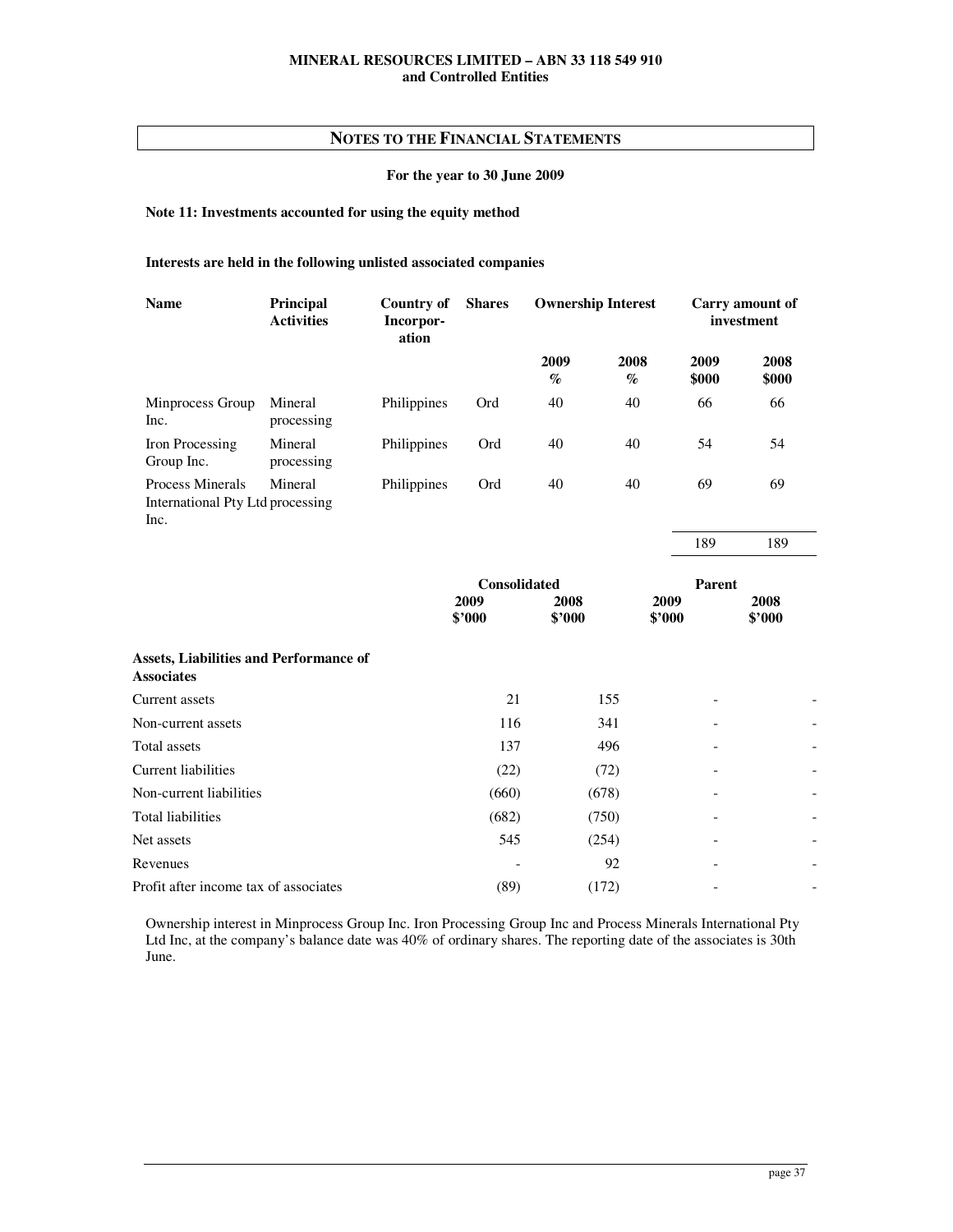## NOTES TO THE FINANCIAL STATEMENTS

**For the year to 30 June 2009**

### Note 11: Investments accounted for using the equity method

**Interests are held in the following unlisted associated companies**

| Name | Principal Activities | Country of Incorporation | Shares | Ownership Interest | | Carry amount of investment | |
|---|---|---|---|---|---|---|---|
| | | | | 2009 % | 2008 % | 2009 $000 | 2008 $000 |
| Minprocess Group Inc. | Mineral processing | Philippines | Ord | 40 | 40 | 66 | 66 |
| Iron Processing Group Inc. | Mineral processing | Philippines | Ord | 40 | 40 | 54 | 54 |
| Process Minerals International Pty Ltd Inc. | Mineral processing | Philippines | Ord | 40 | 40 | 69 | 69 |
| | | | | | | 189 | 189 |

| | Consolidated | | Parent | |
|---|---|---|---|---|
| | 2009 $'000 | 2008 $'000 | 2009 $'000 | 2008 $'000 |
| **Assets, Liabilities and Performance of Associates** | | | | |
| Current assets | 21 | 155 | - | - |
| Non-current assets | 116 | 341 | - | - |
| Total assets | 137 | 496 | - | - |
| Current liabilities | (22) | (72) | - | - |
| Non-current liabilities | (660) | (678) | - | - |
| Total liabilities | (682) | (750) | - | - |
| Net assets | 545 | (254) | - | - |
| Revenues | - | 92 | - | - |
| Profit after income tax of associates | (89) | (172) | - | - |

Ownership interest in Minprocess Group Inc. Iron Processing Group Inc and Process Minerals International Pty Ltd Inc, at the company's balance date was 40% of ordinary shares. The reporting date of the associates is 30th June.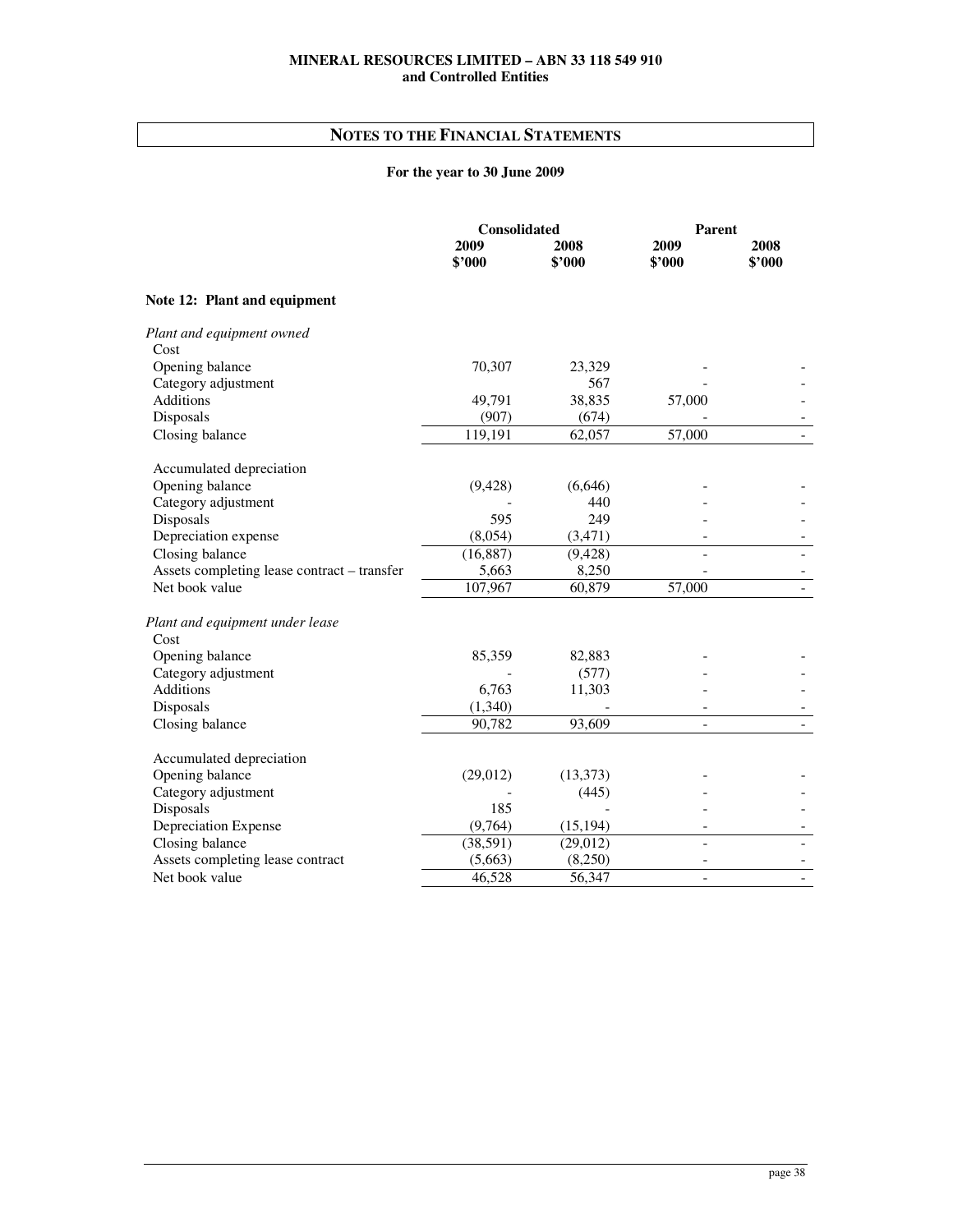**MINERAL RESOURCES LIMITED – ABN 33 118 549 910**
**and Controlled Entities**

## NOTES TO THE FINANCIAL STATEMENTS

**For the year to 30 June 2009**

| | Consolidated | | Parent | |
|---|---|---|---|---|
| | **2009 $'000** | **2008 $'000** | **2009 $'000** | **2008 $'000** |
| **Note 12: Plant and equipment** | | | | |
| *Plant and equipment owned* | | | | |
| Cost | | | | |
| Opening balance | 70,307 | 23,329 | - | - |
| Category adjustment | | 567 | - | - |
| Additions | 49,791 | 38,835 | 57,000 | - |
| Disposals | (907) | (674) | - | - |
| Closing balance | 119,191 | 62,057 | 57,000 | - |
| | | | | |
| Accumulated depreciation | | | | |
| Opening balance | (9,428) | (6,646) | - | - |
| Category adjustment | - | 440 | - | - |
| Disposals | 595 | 249 | - | - |
| Depreciation expense | (8,054) | (3,471) | - | - |
| Closing balance | (16,887) | (9,428) | - | - |
| Assets completing lease contract – transfer | 5,663 | 8,250 | - | - |
| Net book value | 107,967 | 60,879 | 57,000 | - |
| | | | | |
| *Plant and equipment under lease* | | | | |
| Cost | | | | |
| Opening balance | 85,359 | 82,883 | - | - |
| Category adjustment | - | (577) | - | - |
| Additions | 6,763 | 11,303 | - | - |
| Disposals | (1,340) | - | - | - |
| Closing balance | 90,782 | 93,609 | - | - |
| | | | | |
| Accumulated depreciation | | | | |
| Opening balance | (29,012) | (13,373) | - | - |
| Category adjustment | - | (445) | - | - |
| Disposals | 185 | - | - | - |
| Depreciation Expense | (9,764) | (15,194) | - | - |
| Closing balance | (38,591) | (29,012) | - | - |
| Assets completing lease contract | (5,663) | (8,250) | - | - |
| Net book value | 46,528 | 56,347 | - | - |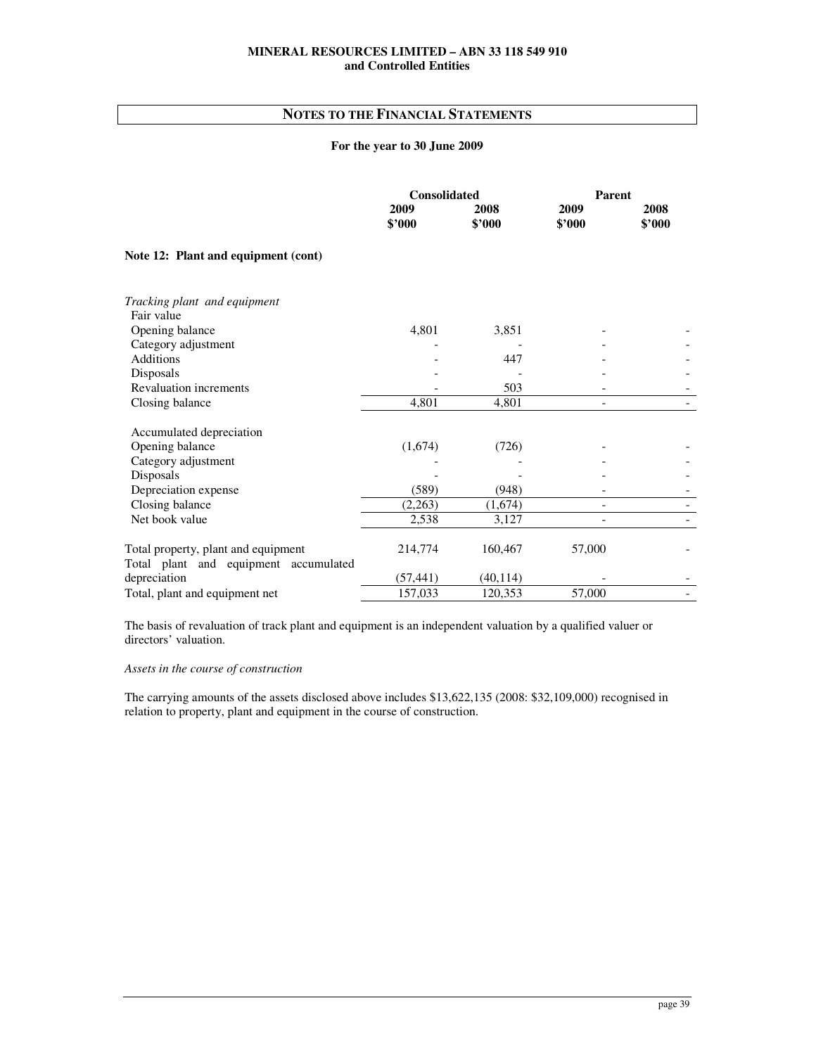## NOTES TO THE FINANCIAL STATEMENTS

**For the year to 30 June 2009**

| | Consolidated | | Parent | |
|---|---|---|---|---|
| | **2009** | **2008** | **2009** | **2008** |
| | **$'000** | **$'000** | **$'000** | **$'000** |
| **Note 12: Plant and equipment (cont)** | | | | |
| *Tracking plant and equipment* | | | | |
| Fair value | | | | |
| Opening balance | 4,801 | 3,851 | - | - |
| Category adjustment | - | - | - | - |
| Additions | - | 447 | - | - |
| Disposals | - | - | - | - |
| Revaluation increments | - | 503 | - | - |
| Closing balance | 4,801 | 4,801 | - | - |
| Accumulated depreciation | | | | |
| Opening balance | (1,674) | (726) | - | - |
| Category adjustment | - | - | - | - |
| Disposals | - | - | - | - |
| Depreciation expense | (589) | (948) | - | - |
| Closing balance | (2,263) | (1,674) | - | - |
| Net book value | 2,538 | 3,127 | - | - |
| Total property, plant and equipment | 214,774 | 160,467 | 57,000 | - |
| Total plant and equipment accumulated depreciation | (57,441) | (40,114) | - | - |
| Total, plant and equipment net | 157,033 | 120,353 | 57,000 | - |

The basis of revaluation of track plant and equipment is an independent valuation by a qualified valuer or directors' valuation.

*Assets in the course of construction*

The carrying amounts of the assets disclosed above includes $13,622,135 (2008: $32,109,000) recognised in relation to property, plant and equipment in the course of construction.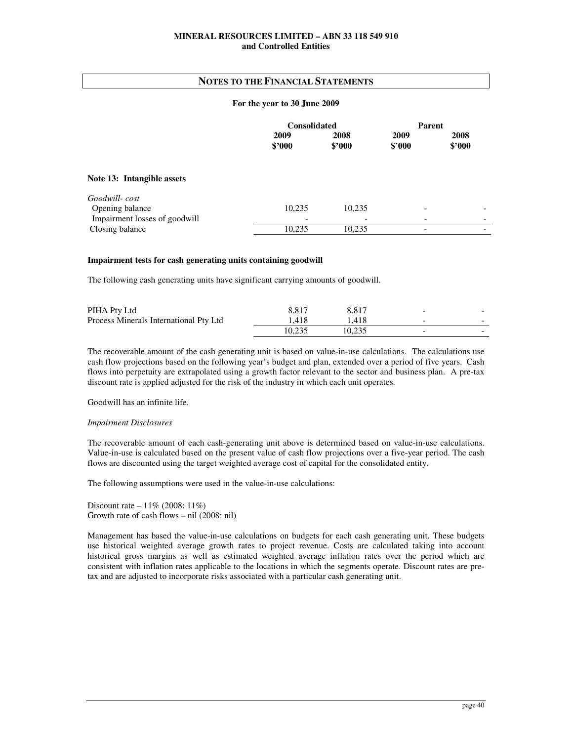**MINERAL RESOURCES LIMITED – ABN 33 118 549 910**
**and Controlled Entities**

## NOTES TO THE FINANCIAL STATEMENTS

**For the year to 30 June 2009**

| | Consolidated | | Parent | |
|---|---|---|---|---|
| | 2009 $'000 | 2008 $'000 | 2009 $'000 | 2008 $'000 |
| **Note 13: Intangible assets** | | | | |
| *Goodwill- cost* | | | | |
| Opening balance | 10,235 | 10,235 | - | - |
| Impairment losses of goodwill | - | - | - | - |
| Closing balance | 10,235 | 10,235 | - | - |

**Impairment tests for cash generating units containing goodwill**

The following cash generating units have significant carrying amounts of goodwill.

| | 2009 $'000 | 2008 $'000 | 2009 $'000 | 2008 $'000 |
|---|---|---|---|---|
| PIHA Pty Ltd | 8,817 | 8,817 | - | - |
| Process Minerals International Pty Ltd | 1,418 | 1,418 | - | - |
| | 10,235 | 10,235 | - | - |

The recoverable amount of the cash generating unit is based on value-in-use calculations. The calculations use cash flow projections based on the following year's budget and plan, extended over a period of five years. Cash flows into perpetuity are extrapolated using a growth factor relevant to the sector and business plan. A pre-tax discount rate is applied adjusted for the risk of the industry in which each unit operates.

Goodwill has an infinite life.

*Impairment Disclosures*

The recoverable amount of each cash-generating unit above is determined based on value-in-use calculations. Value-in-use is calculated based on the present value of cash flow projections over a five-year period. The cash flows are discounted using the target weighted average cost of capital for the consolidated entity.

The following assumptions were used in the value-in-use calculations:

Discount rate – 11% (2008: 11%)
Growth rate of cash flows – nil (2008: nil)

Management has based the value-in-use calculations on budgets for each cash generating unit. These budgets use historical weighted average growth rates to project revenue. Costs are calculated taking into account historical gross margins as well as estimated weighted average inflation rates over the period which are consistent with inflation rates applicable to the locations in which the segments operate. Discount rates are pre-tax and are adjusted to incorporate risks associated with a particular cash generating unit.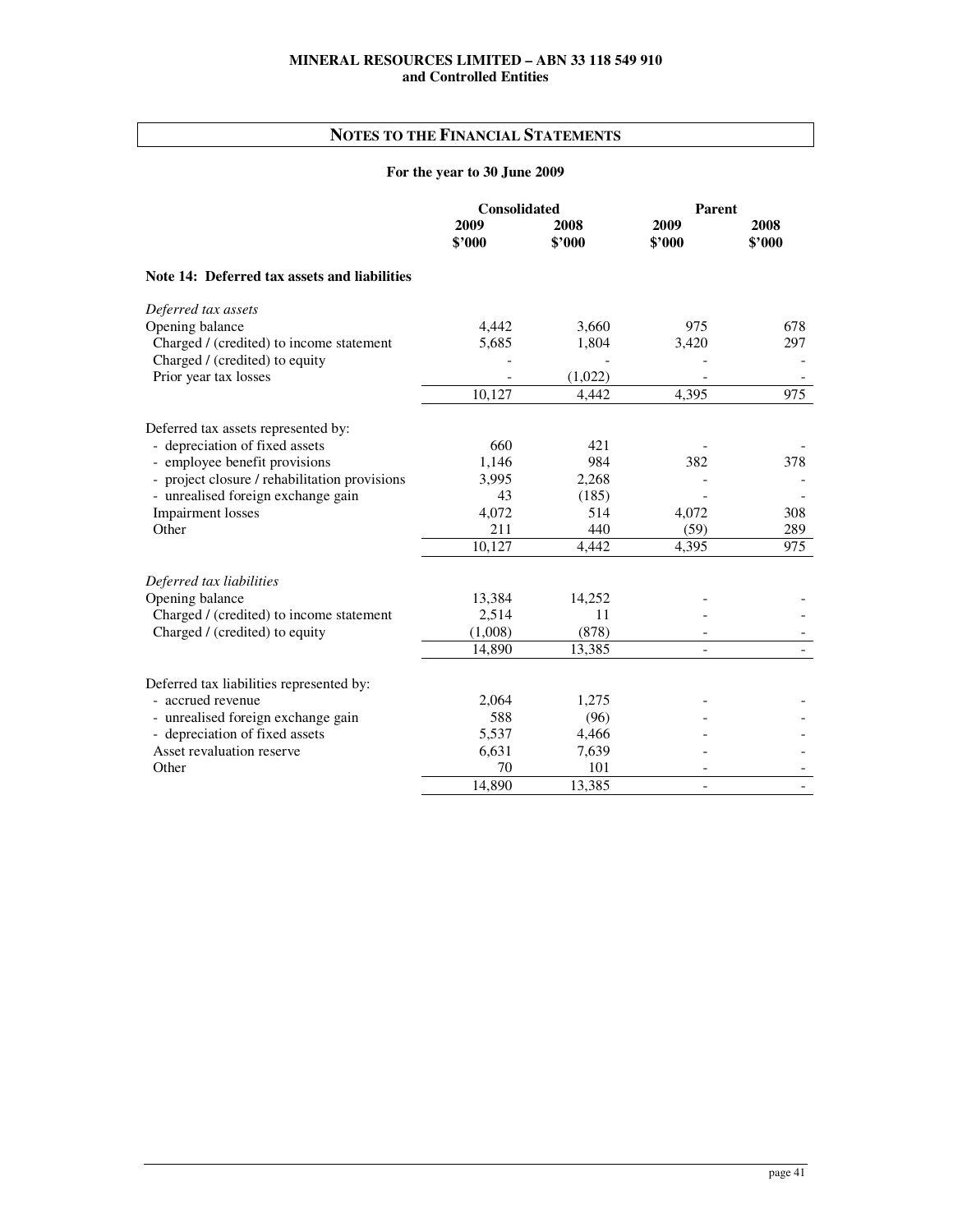## NOTES TO THE FINANCIAL STATEMENTS

**For the year to 30 June 2009**

| | Consolidated | | Parent | |
|---|---|---|---|---|
| | **2009** **$'000** | **2008** **$'000** | **2009** **$'000** | **2008** **$'000** |
| **Note 14: Deferred tax assets and liabilities** | | | | |
| *Deferred tax assets* | | | | |
| Opening balance | 4,442 | 3,660 | 975 | 678 |
| Charged / (credited) to income statement | 5,685 | 1,804 | 3,420 | 297 |
| Charged / (credited) to equity | - | - | - | - |
| Prior year tax losses | - | (1,022) | - | - |
| | 10,127 | 4,442 | 4,395 | 975 |
| Deferred tax assets represented by: | | | | |
| - depreciation of fixed assets | 660 | 421 | - | - |
| - employee benefit provisions | 1,146 | 984 | 382 | 378 |
| - project closure / rehabilitation provisions | 3,995 | 2,268 | - | - |
| - unrealised foreign exchange gain | 43 | (185) | - | - |
| Impairment losses | 4,072 | 514 | 4,072 | 308 |
| Other | 211 | 440 | (59) | 289 |
| | 10,127 | 4,442 | 4,395 | 975 |
| *Deferred tax liabilities* | | | | |
| Opening balance | 13,384 | 14,252 | - | - |
| Charged / (credited) to income statement | 2,514 | 11 | - | - |
| Charged / (credited) to equity | (1,008) | (878) | - | - |
| | 14,890 | 13,385 | - | - |
| Deferred tax liabilities represented by: | | | | |
| - accrued revenue | 2,064 | 1,275 | - | - |
| - unrealised foreign exchange gain | 588 | (96) | - | - |
| - depreciation of fixed assets | 5,537 | 4,466 | - | - |
| Asset revaluation reserve | 6,631 | 7,639 | - | - |
| Other | 70 | 101 | - | - |
| | 14,890 | 13,385 | - | - |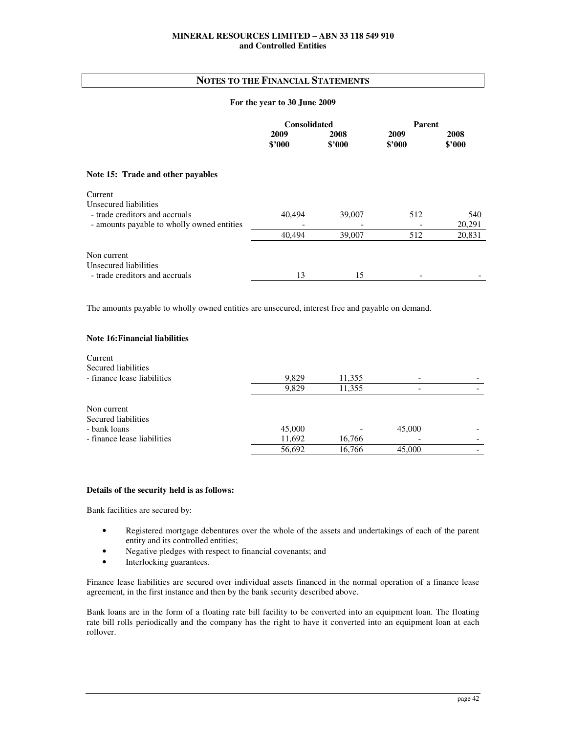## NOTES TO THE FINANCIAL STATEMENTS

**For the year to 30 June 2009**

| | Consolidated | | Parent | |
|---|---|---|---|---|
| | **2009 \$'000** | **2008 \$'000** | **2009 \$'000** | **2008 \$'000** |
| **Note 15: Trade and other payables** | | | | |
| Current | | | | |
| Unsecured liabilities | | | | |
| - trade creditors and accruals | 40,494 | 39,007 | 512 | 540 |
| - amounts payable to wholly owned entities | - | - | - | 20,291 |
| | 40,494 | 39,007 | 512 | 20,831 |
| Non current | | | | |
| Unsecured liabilities | | | | |
| - trade creditors and accruals | 13 | 15 | - | - |

The amounts payable to wholly owned entities are unsecured, interest free and payable on demand.

**Note 16: Financial liabilities**

| | Consolidated | | Parent | |
|---|---|---|---|---|
| | **2009 \$'000** | **2008 \$'000** | **2009 \$'000** | **2008 \$'000** |
| Current | | | | |
| Secured liabilities | | | | |
| - finance lease liabilities | 9,829 | 11,355 | - | - |
| | 9,829 | 11,355 | - | - |
| Non current | | | | |
| Secured liabilities | | | | |
| - bank loans | 45,000 | - | 45,000 | - |
| - finance lease liabilities | 11,692 | 16,766 | - | - |
| | 56,692 | 16,766 | 45,000 | - |

**Details of the security held is as follows:**

Bank facilities are secured by:

- Registered mortgage debentures over the whole of the assets and undertakings of each of the parent entity and its controlled entities;
- Negative pledges with respect to financial covenants; and
- Interlocking guarantees.

Finance lease liabilities are secured over individual assets financed in the normal operation of a finance lease agreement, in the first instance and then by the bank security described above.

Bank loans are in the form of a floating rate bill facility to be converted into an equipment loan. The floating rate bill rolls periodically and the company has the right to have it converted into an equipment loan at each rollover.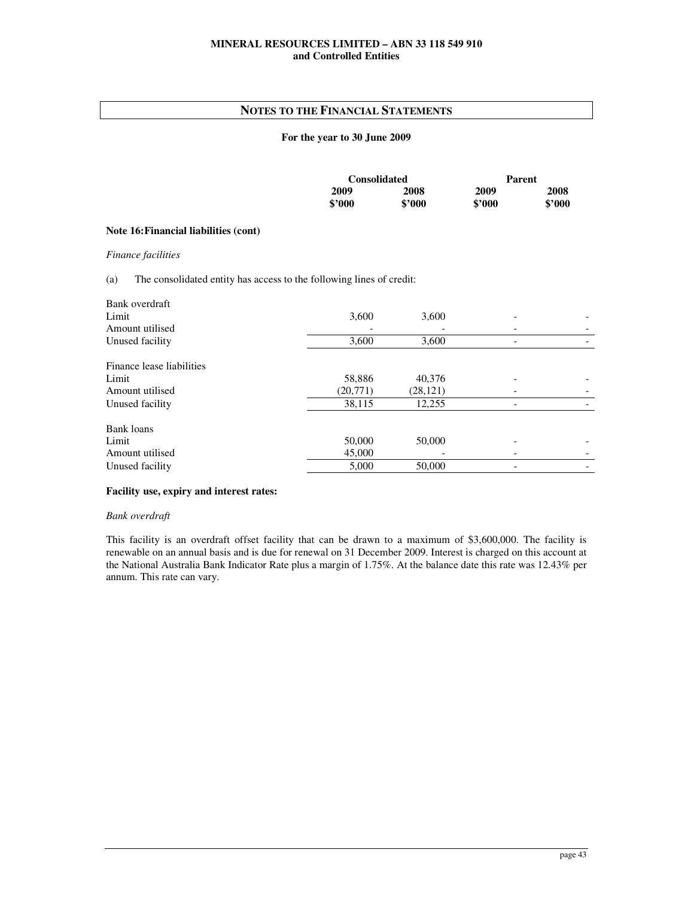## NOTES TO THE FINANCIAL STATEMENTS

**For the year to 30 June 2009**

| | Consolidated | | Parent | |
|---|---|---|---|---|
| | **2009** | **2008** | **2009** | **2008** |
| | **$'000** | **$'000** | **$'000** | **$'000** |

**Note 16: Financial liabilities (cont)**

*Finance facilities*

(a) The consolidated entity has access to the following lines of credit:

| | Consolidated 2009 $'000 | Consolidated 2008 $'000 | Parent 2009 $'000 | Parent 2008 $'000 |
|---|---|---|---|---|
| Bank overdraft | | | | |
| Limit | 3,600 | 3,600 | - | - |
| Amount utilised | - | - | - | - |
| Unused facility | 3,600 | 3,600 | - | - |
| Finance lease liabilities | | | | |
| Limit | 58,886 | 40,376 | - | - |
| Amount utilised | (20,771) | (28,121) | - | - |
| Unused facility | 38,115 | 12,255 | - | - |
| Bank loans | | | | |
| Limit | 50,000 | 50,000 | - | - |
| Amount utilised | 45,000 | - | - | - |
| Unused facility | 5,000 | 50,000 | - | - |

**Facility use, expiry and interest rates:**

*Bank overdraft*

This facility is an overdraft offset facility that can be drawn to a maximum of $3,600,000. The facility is renewable on an annual basis and is due for renewal on 31 December 2009. Interest is charged on this account at the National Australia Bank Indicator Rate plus a margin of 1.75%. At the balance date this rate was 12.43% per annum. This rate can vary.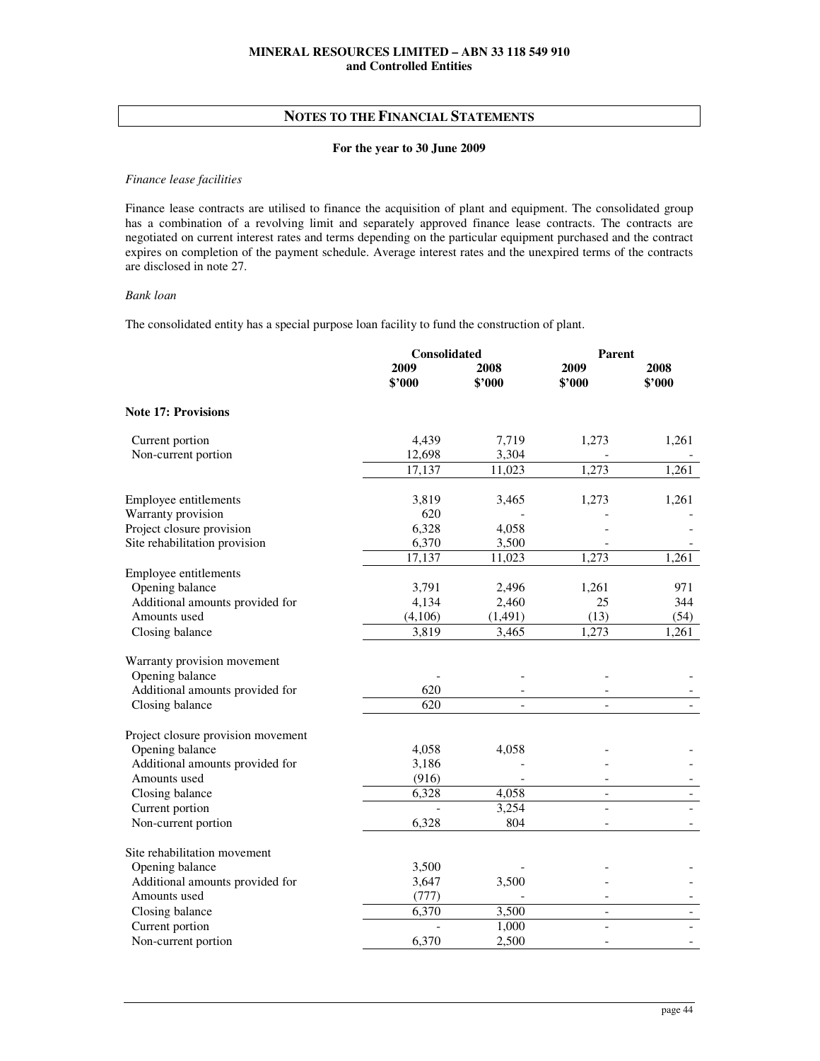## NOTES TO THE FINANCIAL STATEMENTS

**For the year to 30 June 2009**

*Finance lease facilities*

Finance lease contracts are utilised to finance the acquisition of plant and equipment. The consolidated group has a combination of a revolving limit and separately approved finance lease contracts. The contracts are negotiated on current interest rates and terms depending on the particular equipment purchased and the contract expires on completion of the payment schedule. Average interest rates and the unexpired terms of the contracts are disclosed in note 27.

*Bank loan*

The consolidated entity has a special purpose loan facility to fund the construction of plant.

| | Consolidated | | Parent | |
|---|---|---|---|---|
| | 2009 $'000 | 2008 $'000 | 2009 $'000 | 2008 $'000 |
| **Note 17: Provisions** | | | | |
| Current portion | 4,439 | 7,719 | 1,273 | 1,261 |
| Non-current portion | 12,698 | 3,304 | - | - |
| | 17,137 | 11,023 | 1,273 | 1,261 |
| Employee entitlements | 3,819 | 3,465 | 1,273 | 1,261 |
| Warranty provision | 620 | - | - | - |
| Project closure provision | 6,328 | 4,058 | - | - |
| Site rehabilitation provision | 6,370 | 3,500 | - | - |
| | 17,137 | 11,023 | 1,273 | 1,261 |
| Employee entitlements | | | | |
| Opening balance | 3,791 | 2,496 | 1,261 | 971 |
| Additional amounts provided for | 4,134 | 2,460 | 25 | 344 |
| Amounts used | (4,106) | (1,491) | (13) | (54) |
| Closing balance | 3,819 | 3,465 | 1,273 | 1,261 |
| Warranty provision movement | | | | |
| Opening balance | - | - | - | - |
| Additional amounts provided for | 620 | - | - | - |
| Closing balance | 620 | - | - | - |
| Project closure provision movement | | | | |
| Opening balance | 4,058 | 4,058 | - | - |
| Additional amounts provided for | 3,186 | - | - | - |
| Amounts used | (916) | - | - | - |
| Closing balance | 6,328 | 4,058 | - | - |
| Current portion | - | 3,254 | - | - |
| Non-current portion | 6,328 | 804 | - | - |
| Site rehabilitation movement | | | | |
| Opening balance | 3,500 | - | - | - |
| Additional amounts provided for | 3,647 | 3,500 | - | - |
| Amounts used | (777) | - | - | - |
| Closing balance | 6,370 | 3,500 | - | - |
| Current portion | - | 1,000 | - | - |
| Non-current portion | 6,370 | 2,500 | - | - |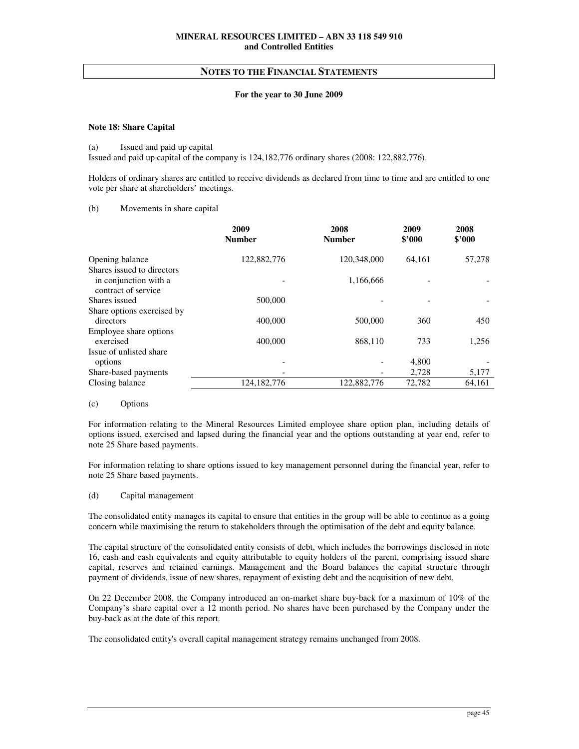MINERAL RESOURCES LIMITED – ABN 33 118 549 910
and Controlled Entities

## NOTES TO THE FINANCIAL STATEMENTS

**For the year to 30 June 2009**

### Note 18: Share Capital

(a) Issued and paid up capital

Issued and paid up capital of the company is 124,182,776 ordinary shares (2008: 122,882,776).

Holders of ordinary shares are entitled to receive dividends as declared from time to time and are entitled to one vote per share at shareholders' meetings.

(b) Movements in share capital

| | 2009 Number | 2008 Number | 2009 $'000 | 2008 $'000 |
|---|---|---|---|---|
| Opening balance | 122,882,776 | 120,348,000 | 64,161 | 57,278 |
| Shares issued to directors in conjunction with a contract of service | - | 1,166,666 | - | - |
| Shares issued | 500,000 | - | - | - |
| Share options exercised by directors | 400,000 | 500,000 | 360 | 450 |
| Employee share options exercised | 400,000 | 868,110 | 733 | 1,256 |
| Issue of unlisted share options | - | - | 4,800 | - |
| Share-based payments | - | - | 2,728 | 5,177 |
| Closing balance | 124,182,776 | 122,882,776 | 72,782 | 64,161 |

(c) Options

For information relating to the Mineral Resources Limited employee share option plan, including details of options issued, exercised and lapsed during the financial year and the options outstanding at year end, refer to note 25 Share based payments.

For information relating to share options issued to key management personnel during the financial year, refer to note 25 Share based payments.

(d) Capital management

The consolidated entity manages its capital to ensure that entities in the group will be able to continue as a going concern while maximising the return to stakeholders through the optimisation of the debt and equity balance.

The capital structure of the consolidated entity consists of debt, which includes the borrowings disclosed in note 16, cash and cash equivalents and equity attributable to equity holders of the parent, comprising issued share capital, reserves and retained earnings. Management and the Board balances the capital structure through payment of dividends, issue of new shares, repayment of existing debt and the acquisition of new debt.

On 22 December 2008, the Company introduced an on-market share buy-back for a maximum of 10% of the Company's share capital over a 12 month period. No shares have been purchased by the Company under the buy-back as at the date of this report.

The consolidated entity's overall capital management strategy remains unchanged from 2008.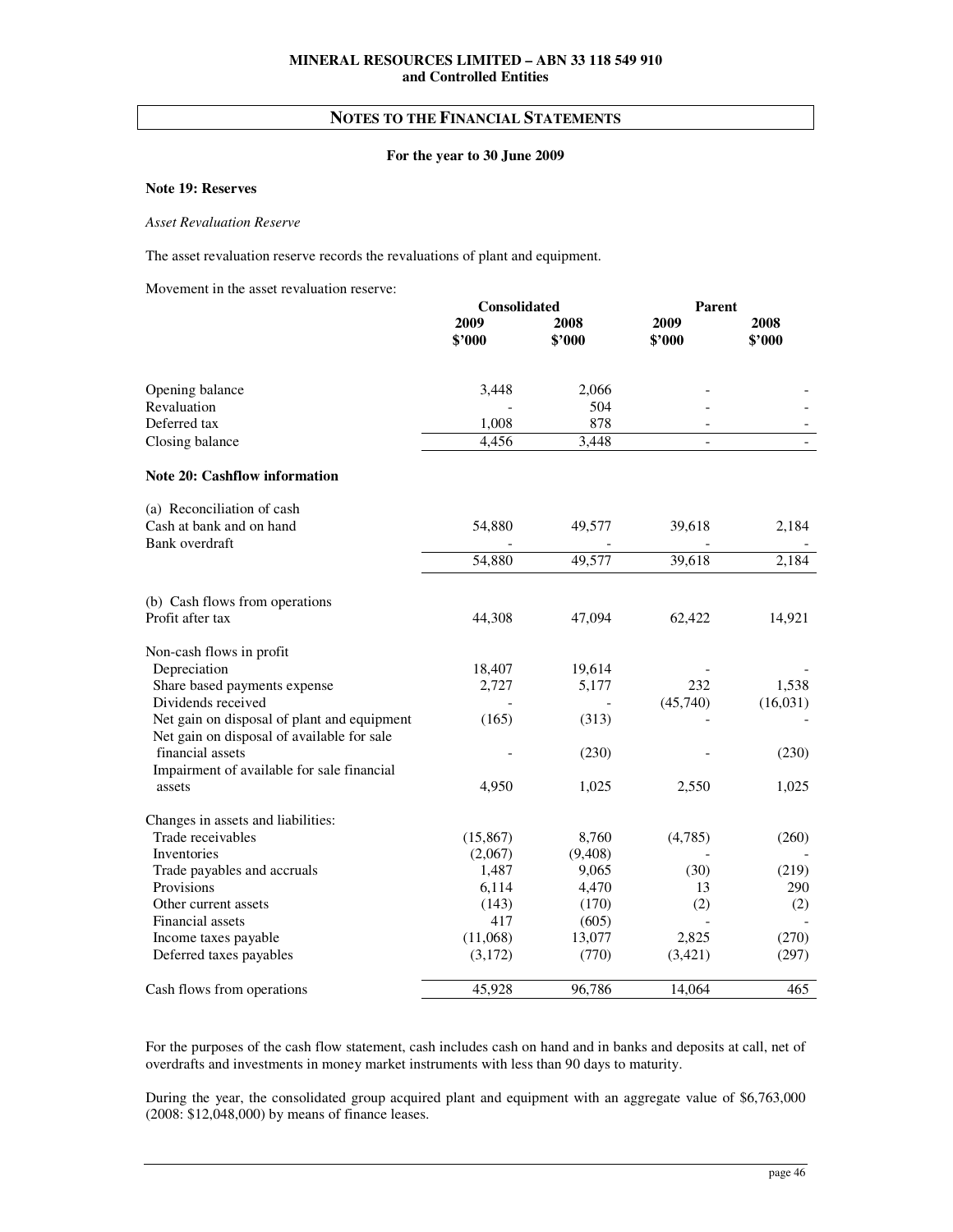## NOTES TO THE FINANCIAL STATEMENTS

**For the year to 30 June 2009**

### Note 19: Reserves

*Asset Revaluation Reserve*

The asset revaluation reserve records the revaluations of plant and equipment.

Movement in the asset revaluation reserve:

| | Consolidated | | Parent | |
|---|---|---|---|---|
| | 2009 $'000 | 2008 $'000 | 2009 $'000 | 2008 $'000 |
| Opening balance | 3,448 | 2,066 | - | - |
| Revaluation | - | 504 | - | - |
| Deferred tax | 1,008 | 878 | - | - |
| Closing balance | 4,456 | 3,448 | - | - |

### Note 20: Cashflow information

| | Consolidated | | Parent | |
|---|---|---|---|---|
| | 2009 $'000 | 2008 $'000 | 2009 $'000 | 2008 $'000 |
| (a) Reconciliation of cash | | | | |
| Cash at bank and on hand | 54,880 | 49,577 | 39,618 | 2,184 |
| Bank overdraft | - | - | - | - |
| | 54,880 | 49,577 | 39,618 | 2,184 |
| (b) Cash flows from operations | | | | |
| Profit after tax | 44,308 | 47,094 | 62,422 | 14,921 |
| Non-cash flows in profit | | | | |
| Depreciation | 18,407 | 19,614 | - | - |
| Share based payments expense | 2,727 | 5,177 | 232 | 1,538 |
| Dividends received | - | - | (45,740) | (16,031) |
| Net gain on disposal of plant and equipment | (165) | (313) | - | - |
| Net gain on disposal of available for sale financial assets | - | (230) | - | (230) |
| Impairment of available for sale financial assets | 4,950 | 1,025 | 2,550 | 1,025 |
| Changes in assets and liabilities: | | | | |
| Trade receivables | (15,867) | 8,760 | (4,785) | (260) |
| Inventories | (2,067) | (9,408) | - | - |
| Trade payables and accruals | 1,487 | 9,065 | (30) | (219) |
| Provisions | 6,114 | 4,470 | 13 | 290 |
| Other current assets | (143) | (170) | (2) | (2) |
| Financial assets | 417 | (605) | - | - |
| Income taxes payable | (11,068) | 13,077 | 2,825 | (270) |
| Deferred taxes payables | (3,172) | (770) | (3,421) | (297) |
| Cash flows from operations | 45,928 | 96,786 | 14,064 | 465 |

For the purposes of the cash flow statement, cash includes cash on hand and in banks and deposits at call, net of overdrafts and investments in money market instruments with less than 90 days to maturity.

During the year, the consolidated group acquired plant and equipment with an aggregate value of $6,763,000 (2008: $12,048,000) by means of finance leases.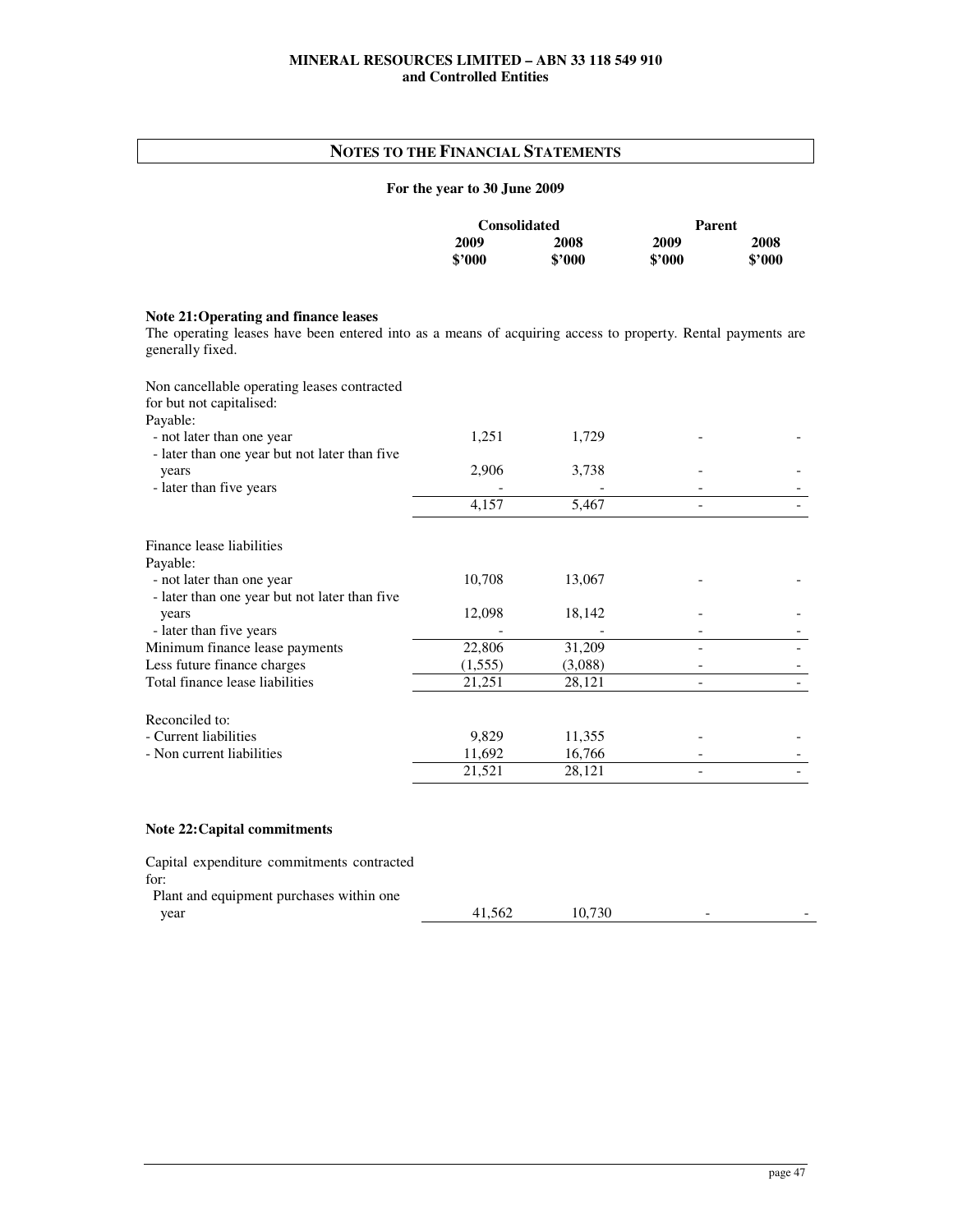MINERAL RESOURCES LIMITED – ABN 33 118 549 910
and Controlled Entities

## NOTES TO THE FINANCIAL STATEMENTS

**For the year to 30 June 2009**

### Note 21: Operating and finance leases

The operating leases have been entered into as a means of acquiring access to property. Rental payments are generally fixed.

| | Consolidated | | Parent | |
|---|---|---|---|---|
| | 2009 $'000 | 2008 $'000 | 2009 $'000 | 2008 $'000 |
| Non cancellable operating leases contracted for but not capitalised: | | | | |
| Payable: | | | | |
| - not later than one year | 1,251 | 1,729 | - | - |
| - later than one year but not later than five years | 2,906 | 3,738 | - | - |
| - later than five years | - | - | - | - |
| | 4,157 | 5,467 | - | - |
| Finance lease liabilities | | | | |
| Payable: | | | | |
| - not later than one year | 10,708 | 13,067 | - | - |
| - later than one year but not later than five years | 12,098 | 18,142 | - | - |
| - later than five years | - | - | - | - |
| Minimum finance lease payments | 22,806 | 31,209 | - | - |
| Less future finance charges | (1,555) | (3,088) | - | - |
| Total finance lease liabilities | 21,251 | 28,121 | - | - |
| Reconciled to: | | | | |
| - Current liabilities | 9,829 | 11,355 | - | - |
| - Non current liabilities | 11,692 | 16,766 | - | - |
| | 21,521 | 28,121 | - | - |

### Note 22: Capital commitments

| | Consolidated | | Parent | |
|---|---|---|---|---|
| | 2009 $'000 | 2008 $'000 | 2009 $'000 | 2008 $'000 |
| Capital expenditure commitments contracted for: | | | | |
| Plant and equipment purchases within one year | 41,562 | 10,730 | - | - |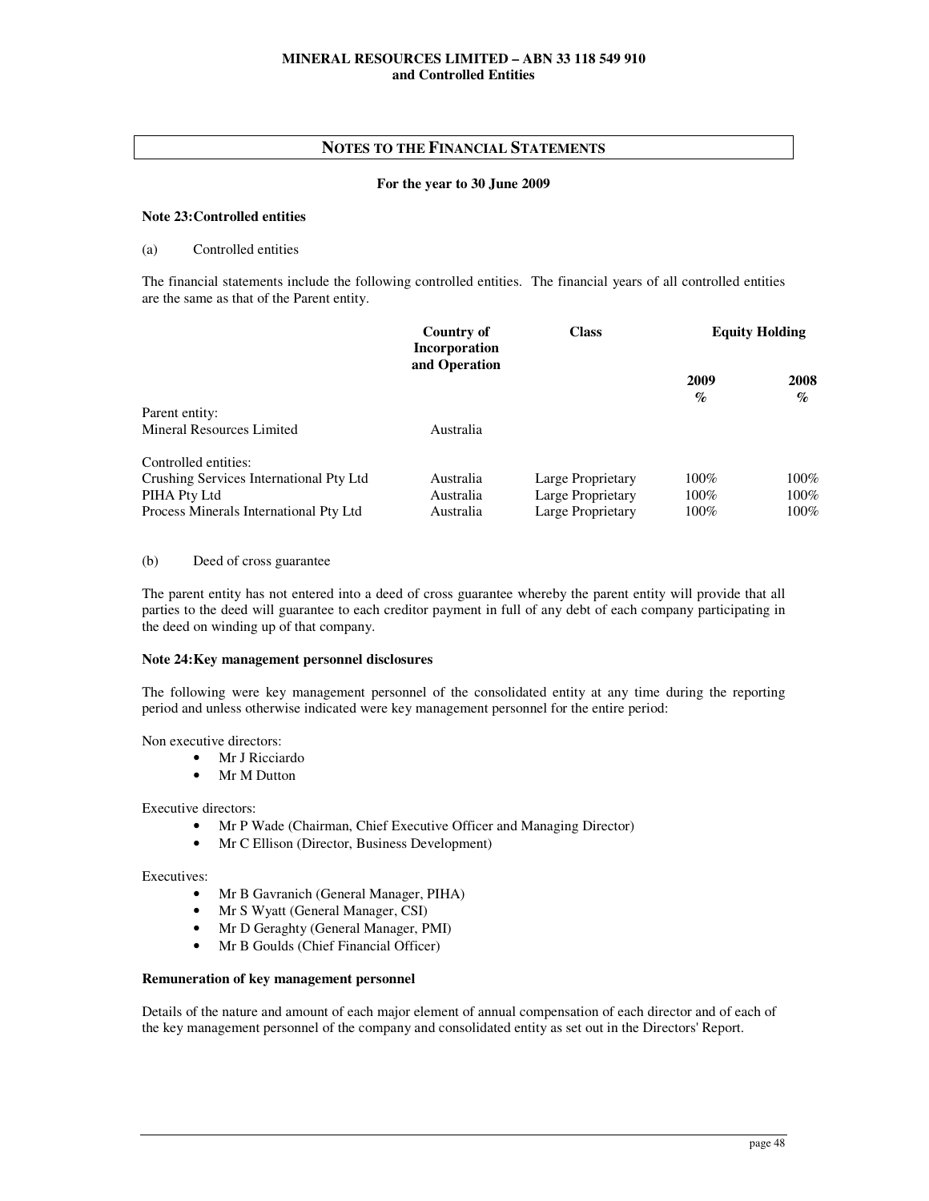**MINERAL RESOURCES LIMITED – ABN 33 118 549 910**
**and Controlled Entities**

## NOTES TO THE FINANCIAL STATEMENTS

**For the year to 30 June 2009**

**Note 23: Controlled entities**

(a) Controlled entities

The financial statements include the following controlled entities. The financial years of all controlled entities are the same as that of the Parent entity.

| | Country of Incorporation and Operation | Class | Equity Holding | |
|---|---|---|---|---|
| | | | 2009 % | 2008 % |
| Parent entity: | | | | |
| Mineral Resources Limited | Australia | | | |
| Controlled entities: | | | | |
| Crushing Services International Pty Ltd | Australia | Large Proprietary | 100% | 100% |
| PIHA Pty Ltd | Australia | Large Proprietary | 100% | 100% |
| Process Minerals International Pty Ltd | Australia | Large Proprietary | 100% | 100% |

(b) Deed of cross guarantee

The parent entity has not entered into a deed of cross guarantee whereby the parent entity will provide that all parties to the deed will guarantee to each creditor payment in full of any debt of each company participating in the deed on winding up of that company.

**Note 24: Key management personnel disclosures**

The following were key management personnel of the consolidated entity at any time during the reporting period and unless otherwise indicated were key management personnel for the entire period:

Non executive directors:

- Mr J Ricciardo
- Mr M Dutton

Executive directors:

- Mr P Wade (Chairman, Chief Executive Officer and Managing Director)
- Mr C Ellison (Director, Business Development)

Executives:

- Mr B Gavranich (General Manager, PIHA)
- Mr S Wyatt (General Manager, CSI)
- Mr D Geraghty (General Manager, PMI)
- Mr B Goulds (Chief Financial Officer)

**Remuneration of key management personnel**

Details of the nature and amount of each major element of annual compensation of each director and of each of the key management personnel of the company and consolidated entity as set out in the Directors' Report.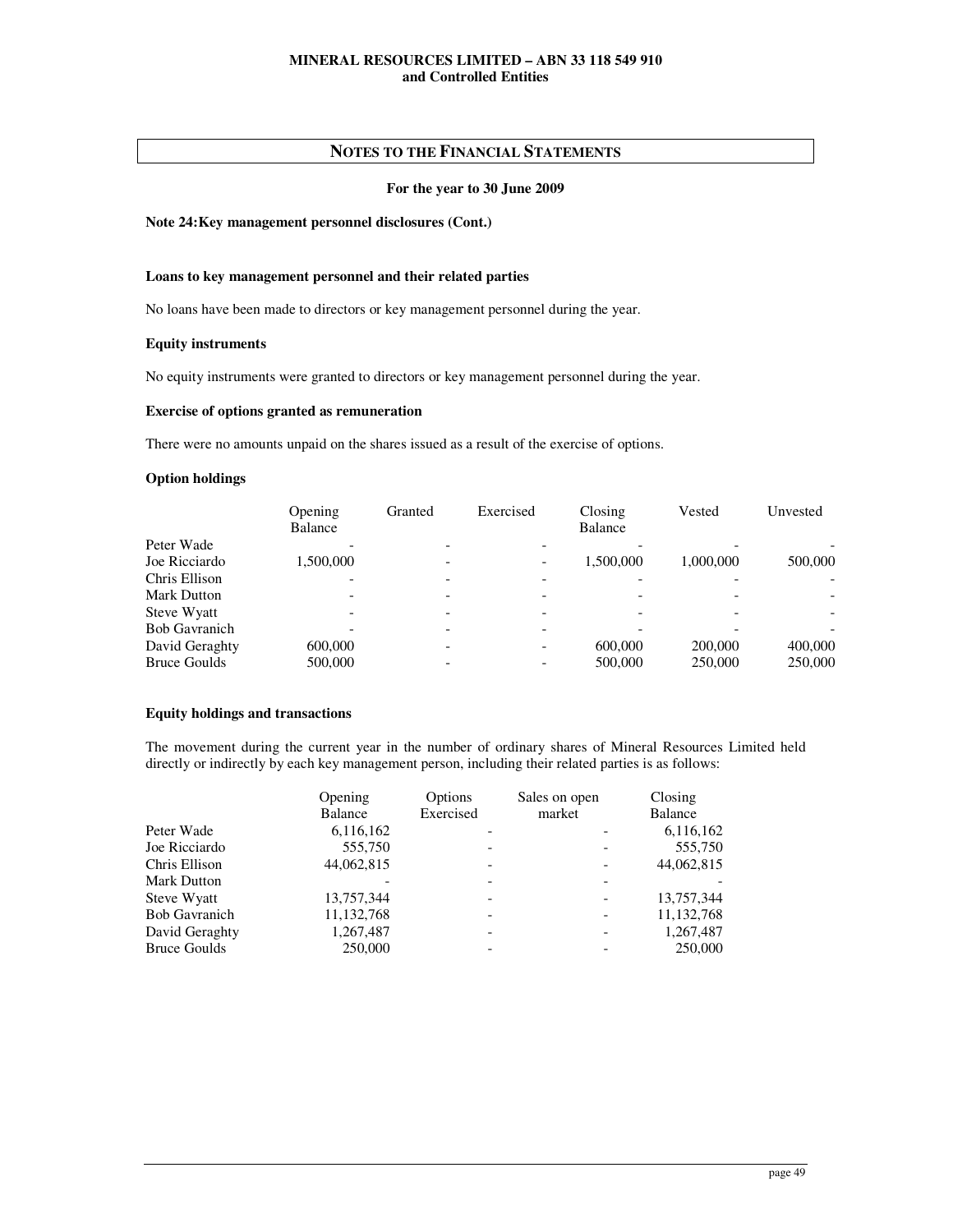## NOTES TO THE FINANCIAL STATEMENTS

**For the year to 30 June 2009**

**Note 24: Key management personnel disclosures (Cont.)**

**Loans to key management personnel and their related parties**

No loans have been made to directors or key management personnel during the year.

**Equity instruments**

No equity instruments were granted to directors or key management personnel during the year.

**Exercise of options granted as remuneration**

There were no amounts unpaid on the shares issued as a result of the exercise of options.

**Option holdings**

| | Opening Balance | Granted | Exercised | Closing Balance | Vested | Unvested |
|---|---|---|---|---|---|---|
| Peter Wade | - | - | - | - | - | - |
| Joe Ricciardo | 1,500,000 | - | - | 1,500,000 | 1,000,000 | 500,000 |
| Chris Ellison | - | - | - | - | - | - |
| Mark Dutton | - | - | - | - | - | - |
| Steve Wyatt | - | - | - | - | - | - |
| Bob Gavranich | - | - | - | - | - | - |
| David Geraghty | 600,000 | - | - | 600,000 | 200,000 | 400,000 |
| Bruce Goulds | 500,000 | - | - | 500,000 | 250,000 | 250,000 |

**Equity holdings and transactions**

The movement during the current year in the number of ordinary shares of Mineral Resources Limited held directly or indirectly by each key management person, including their related parties is as follows:

| | Opening Balance | Options Exercised | Sales on open market | Closing Balance |
|---|---|---|---|---|
| Peter Wade | 6,116,162 | - | - | 6,116,162 |
| Joe Ricciardo | 555,750 | - | - | 555,750 |
| Chris Ellison | 44,062,815 | - | - | 44,062,815 |
| Mark Dutton | - | - | - | - |
| Steve Wyatt | 13,757,344 | - | - | 13,757,344 |
| Bob Gavranich | 11,132,768 | - | - | 11,132,768 |
| David Geraghty | 1,267,487 | - | - | 1,267,487 |
| Bruce Goulds | 250,000 | - | - | 250,000 |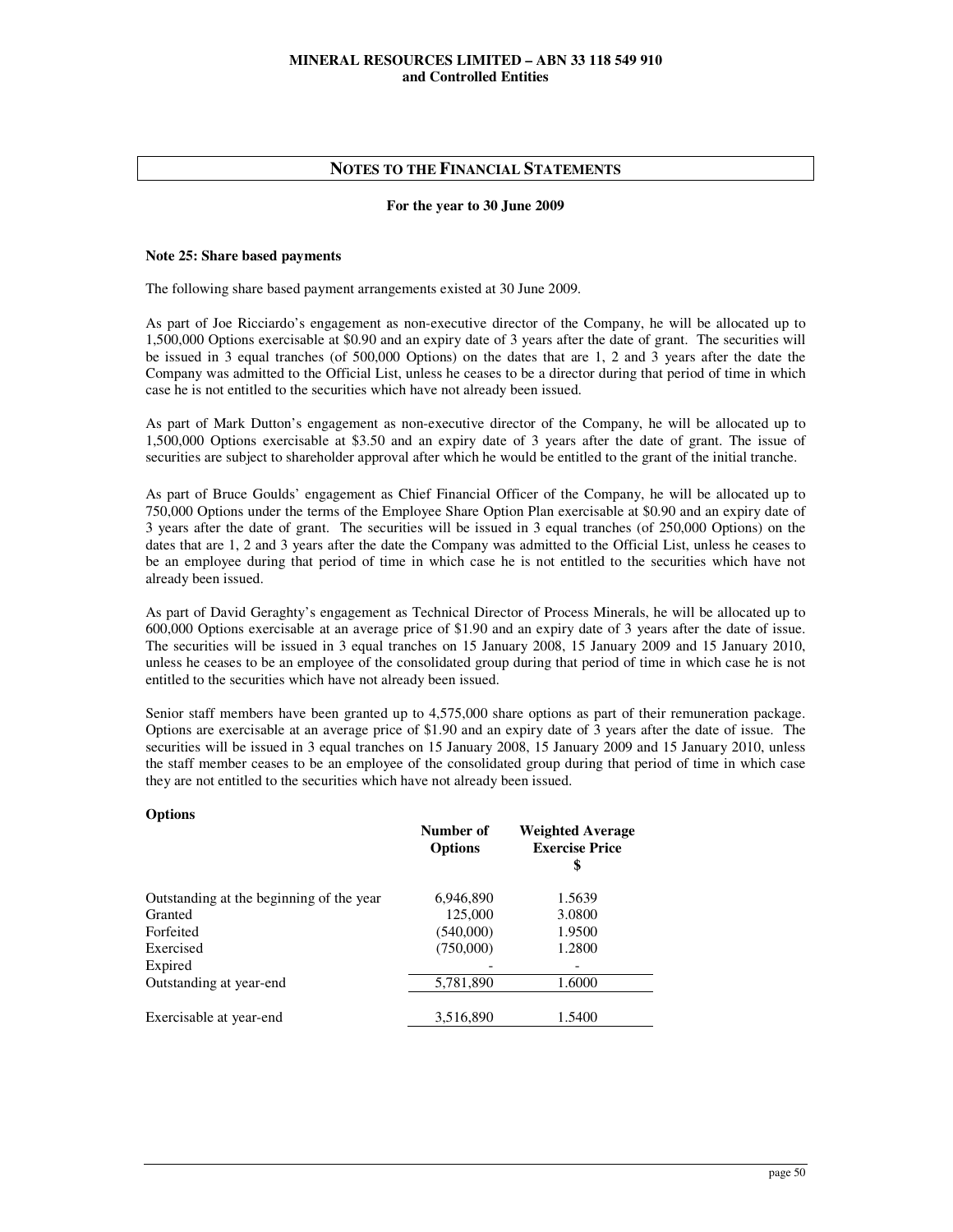## NOTES TO THE FINANCIAL STATEMENTS

**For the year to 30 June 2009**

**Note 25: Share based payments**

The following share based payment arrangements existed at 30 June 2009.

As part of Joe Ricciardo's engagement as non-executive director of the Company, he will be allocated up to 1,500,000 Options exercisable at $0.90 and an expiry date of 3 years after the date of grant. The securities will be issued in 3 equal tranches (of 500,000 Options) on the dates that are 1, 2 and 3 years after the date the Company was admitted to the Official List, unless he ceases to be a director during that period of time in which case he is not entitled to the securities which have not already been issued.

As part of Mark Dutton's engagement as non-executive director of the Company, he will be allocated up to 1,500,000 Options exercisable at $3.50 and an expiry date of 3 years after the date of grant. The issue of securities are subject to shareholder approval after which he would be entitled to the grant of the initial tranche.

As part of Bruce Goulds' engagement as Chief Financial Officer of the Company, he will be allocated up to 750,000 Options under the terms of the Employee Share Option Plan exercisable at $0.90 and an expiry date of 3 years after the date of grant. The securities will be issued in 3 equal tranches (of 250,000 Options) on the dates that are 1, 2 and 3 years after the date the Company was admitted to the Official List, unless he ceases to be an employee during that period of time in which case he is not entitled to the securities which have not already been issued.

As part of David Geraghty's engagement as Technical Director of Process Minerals, he will be allocated up to 600,000 Options exercisable at an average price of $1.90 and an expiry date of 3 years after the date of issue. The securities will be issued in 3 equal tranches on 15 January 2008, 15 January 2009 and 15 January 2010, unless he ceases to be an employee of the consolidated group during that period of time in which case he is not entitled to the securities which have not already been issued.

Senior staff members have been granted up to 4,575,000 share options as part of their remuneration package. Options are exercisable at an average price of $1.90 and an expiry date of 3 years after the date of issue. The securities will be issued in 3 equal tranches on 15 January 2008, 15 January 2009 and 15 January 2010, unless the staff member ceases to be an employee of the consolidated group during that period of time in which case they are not entitled to the securities which have not already been issued.

**Options**

| | Number of Options | Weighted Average Exercise Price $ |
|---|---|---|
| Outstanding at the beginning of the year | 6,946,890 | 1.5639 |
| Granted | 125,000 | 3.0800 |
| Forfeited | (540,000) | 1.9500 |
| Exercised | (750,000) | 1.2800 |
| Expired | - | - |
| Outstanding at year-end | 5,781,890 | 1.6000 |
| Exercisable at year-end | 3,516,890 | 1.5400 |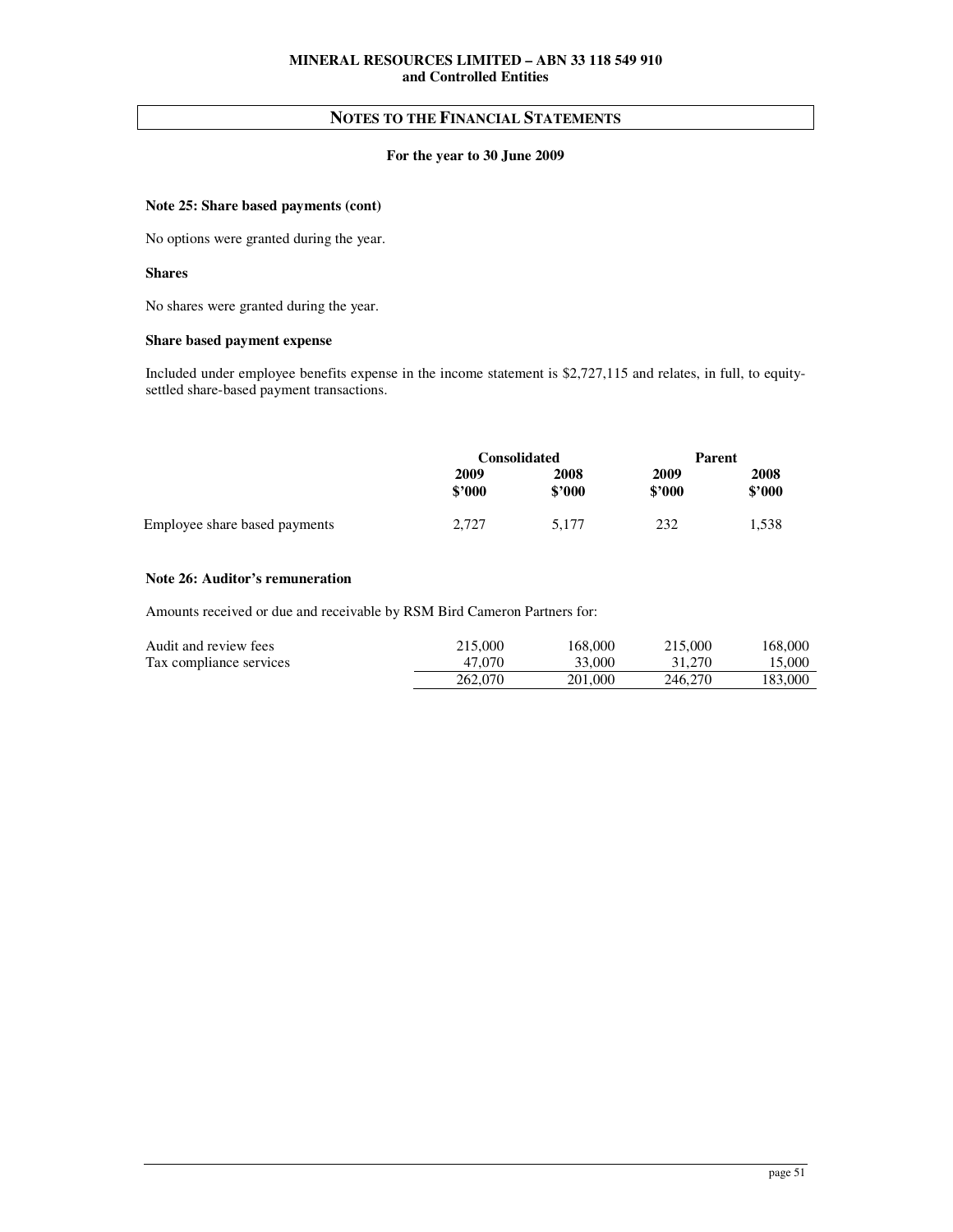## NOTES TO THE FINANCIAL STATEMENTS

**For the year to 30 June 2009**

**Note 25: Share based payments (cont)**

No options were granted during the year.

**Shares**

No shares were granted during the year.

**Share based payment expense**

Included under employee benefits expense in the income statement is $2,727,115 and relates, in full, to equity-settled share-based payment transactions.

| | Consolidated | | Parent | |
|---|---|---|---|---|
| | 2009 $'000 | 2008 $'000 | 2009 $'000 | 2008 $'000 |
| Employee share based payments | 2,727 | 5,177 | 232 | 1,538 |

**Note 26: Auditor's remuneration**

Amounts received or due and receivable by RSM Bird Cameron Partners for:

| | | | | |
|---|---|---|---|---|
| Audit and review fees | 215,000 | 168,000 | 215,000 | 168,000 |
| Tax compliance services | 47,070 | 33,000 | 31,270 | 15,000 |
| | 262,070 | 201,000 | 246,270 | 183,000 |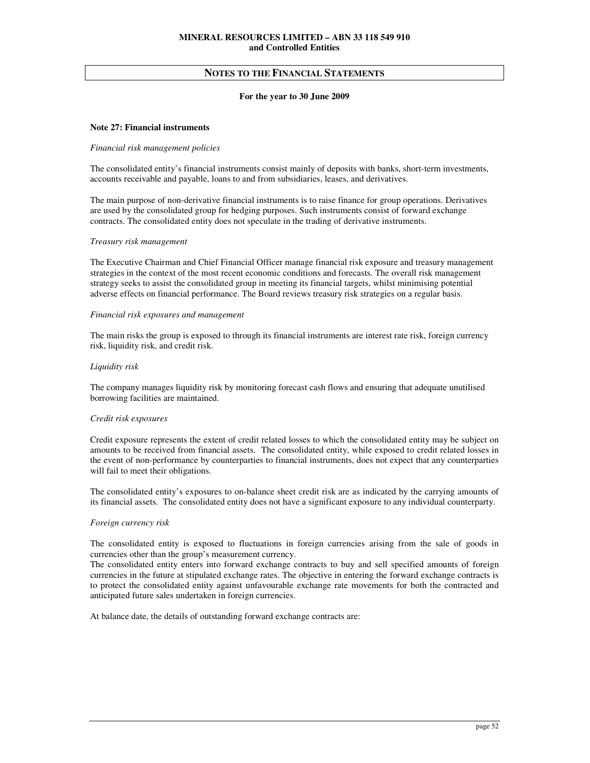# NOTES TO THE FINANCIAL STATEMENTS

**For the year to 30 June 2009**

### Note 27: Financial instruments

*Financial risk management policies*

The consolidated entity's financial instruments consist mainly of deposits with banks, short-term investments, accounts receivable and payable, loans to and from subsidiaries, leases, and derivatives.

The main purpose of non-derivative financial instruments is to raise finance for group operations. Derivatives are used by the consolidated group for hedging purposes. Such instruments consist of forward exchange contracts. The consolidated entity does not speculate in the trading of derivative instruments.

*Treasury risk management*

The Executive Chairman and Chief Financial Officer manage financial risk exposure and treasury management strategies in the context of the most recent economic conditions and forecasts. The overall risk management strategy seeks to assist the consolidated group in meeting its financial targets, whilst minimising potential adverse effects on financial performance. The Board reviews treasury risk strategies on a regular basis.

*Financial risk exposures and management*

The main risks the group is exposed to through its financial instruments are interest rate risk, foreign currency risk, liquidity risk, and credit risk.

*Liquidity risk*

The company manages liquidity risk by monitoring forecast cash flows and ensuring that adequate unutilised borrowing facilities are maintained.

*Credit risk exposures*

Credit exposure represents the extent of credit related losses to which the consolidated entity may be subject on amounts to be received from financial assets. The consolidated entity, while exposed to credit related losses in the event of non-performance by counterparties to financial instruments, does not expect that any counterparties will fail to meet their obligations.

The consolidated entity's exposures to on-balance sheet credit risk are as indicated by the carrying amounts of its financial assets. The consolidated entity does not have a significant exposure to any individual counterparty.

*Foreign currency risk*

The consolidated entity is exposed to fluctuations in foreign currencies arising from the sale of goods in currencies other than the group's measurement currency.
The consolidated entity enters into forward exchange contracts to buy and sell specified amounts of foreign currencies in the future at stipulated exchange rates. The objective in entering the forward exchange contracts is to protect the consolidated entity against unfavourable exchange rate movements for both the contracted and anticipated future sales undertaken in foreign currencies.

At balance date, the details of outstanding forward exchange contracts are: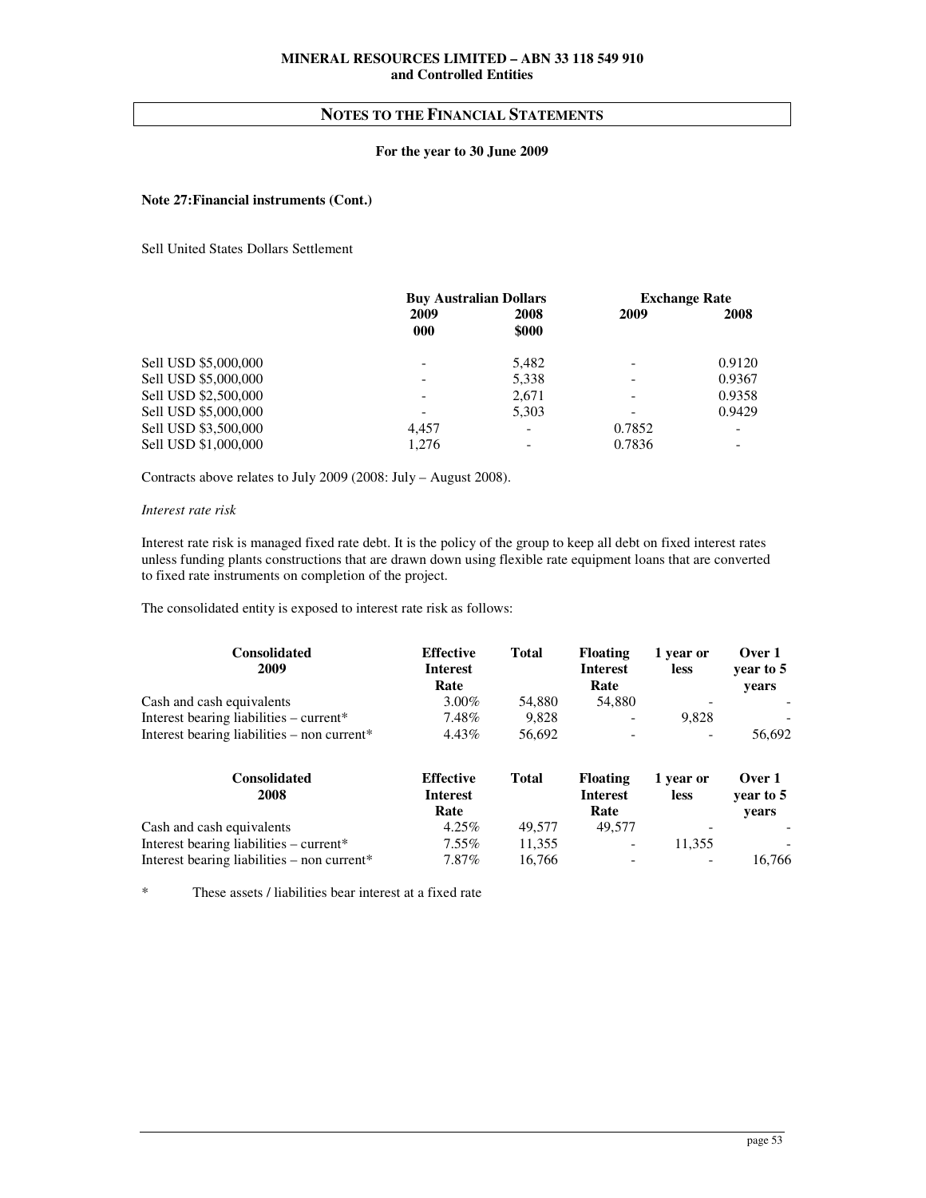**MINERAL RESOURCES LIMITED – ABN 33 118 549 910**
**and Controlled Entities**

## NOTES TO THE FINANCIAL STATEMENTS

**For the year to 30 June 2009**

**Note 27:Financial instruments (Cont.)**

Sell United States Dollars Settlement

| | Buy Australian Dollars | | Exchange Rate | |
|---|---|---|---|---|
| | 2009 000 | 2008 $000 | 2009 | 2008 |
| Sell USD $5,000,000 | - | 5,482 | - | 0.9120 |
| Sell USD $5,000,000 | - | 5,338 | - | 0.9367 |
| Sell USD $2,500,000 | - | 2,671 | - | 0.9358 |
| Sell USD $5,000,000 | - | 5,303 | - | 0.9429 |
| Sell USD $3,500,000 | 4,457 | - | 0.7852 | - |
| Sell USD $1,000,000 | 1,276 | - | 0.7836 | - |

Contracts above relates to July 2009 (2008: July – August 2008).

*Interest rate risk*

Interest rate risk is managed fixed rate debt. It is the policy of the group to keep all debt on fixed interest rates unless funding plants constructions that are drawn down using flexible rate equipment loans that are converted to fixed rate instruments on completion of the project.

The consolidated entity is exposed to interest rate risk as follows:

| Consolidated 2009 | Effective Interest Rate | Total | Floating Interest Rate | 1 year or less | Over 1 year to 5 years |
|---|---|---|---|---|---|
| Cash and cash equivalents | 3.00% | 54,880 | 54,880 | - | - |
| Interest bearing liabilities – current* | 7.48% | 9,828 | - | 9,828 | - |
| Interest bearing liabilities – non current* | 4.43% | 56,692 | - | - | 56,692 |

| Consolidated 2008 | Effective Interest Rate | Total | Floating Interest Rate | 1 year or less | Over 1 year to 5 years |
|---|---|---|---|---|---|
| Cash and cash equivalents | 4.25% | 49,577 | 49,577 | - | - |
| Interest bearing liabilities – current* | 7.55% | 11,355 | - | 11,355 | - |
| Interest bearing liabilities – non current* | 7.87% | 16,766 | - | - | 16,766 |

\* These assets / liabilities bear interest at a fixed rate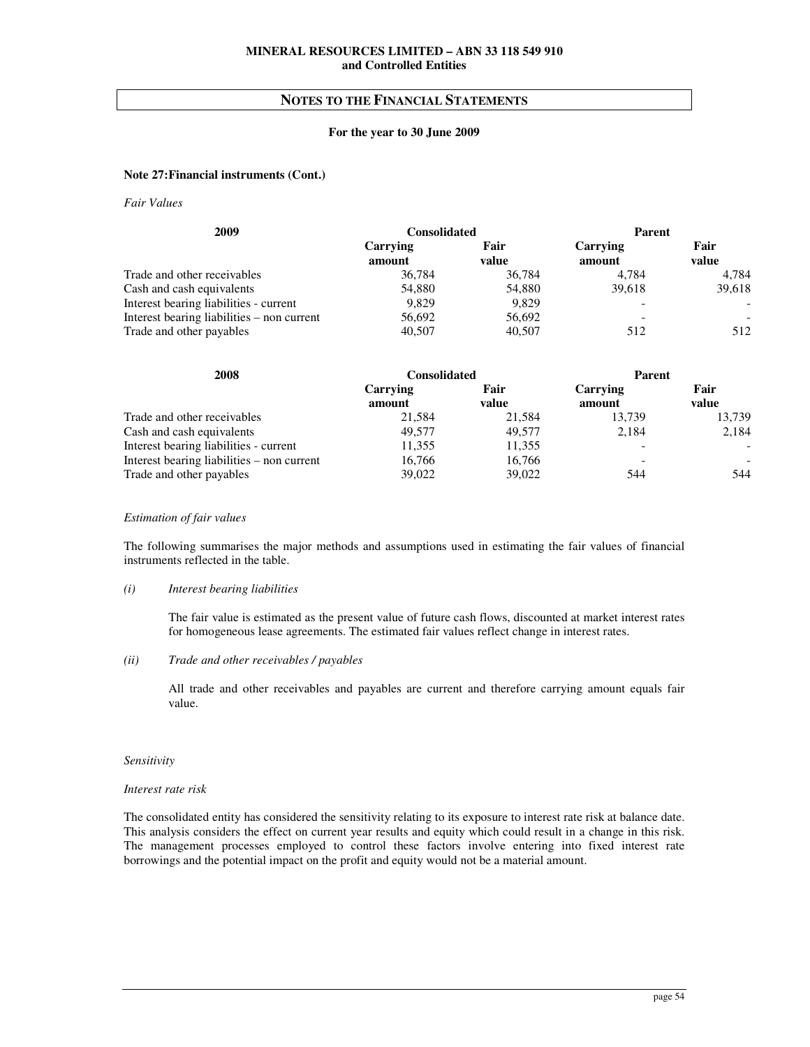MINERAL RESOURCES LIMITED – ABN 33 118 549 910
and Controlled Entities

## NOTES TO THE FINANCIAL STATEMENTS

**For the year to 30 June 2009**

**Note 27:Financial instruments (Cont.)**

*Fair Values*

| 2009 | Consolidated | | Parent | |
|---|---|---|---|---|
| | Carrying amount | Fair value | Carrying amount | Fair value |
| Trade and other receivables | 36,784 | 36,784 | 4,784 | 4,784 |
| Cash and cash equivalents | 54,880 | 54,880 | 39,618 | 39,618 |
| Interest bearing liabilities - current | 9,829 | 9,829 | - | - |
| Interest bearing liabilities – non current | 56,692 | 56,692 | - | - |
| Trade and other payables | 40,507 | 40,507 | 512 | 512 |

| 2008 | Consolidated | | Parent | |
|---|---|---|---|---|
| | Carrying amount | Fair value | Carrying amount | Fair value |
| Trade and other receivables | 21,584 | 21,584 | 13,739 | 13,739 |
| Cash and cash equivalents | 49,577 | 49,577 | 2,184 | 2,184 |
| Interest bearing liabilities - current | 11,355 | 11,355 | - | - |
| Interest bearing liabilities – non current | 16,766 | 16,766 | - | - |
| Trade and other payables | 39,022 | 39,022 | 544 | 544 |

*Estimation of fair values*

The following summarises the major methods and assumptions used in estimating the fair values of financial instruments reflected in the table.

(i) *Interest bearing liabilities*

The fair value is estimated as the present value of future cash flows, discounted at market interest rates for homogeneous lease agreements. The estimated fair values reflect change in interest rates.

(ii) *Trade and other receivables / payables*

All trade and other receivables and payables are current and therefore carrying amount equals fair value.

*Sensitivity*

*Interest rate risk*

The consolidated entity has considered the sensitivity relating to its exposure to interest rate risk at balance date. This analysis considers the effect on current year results and equity which could result in a change in this risk. The management processes employed to control these factors involve entering into fixed interest rate borrowings and the potential impact on the profit and equity would not be a material amount.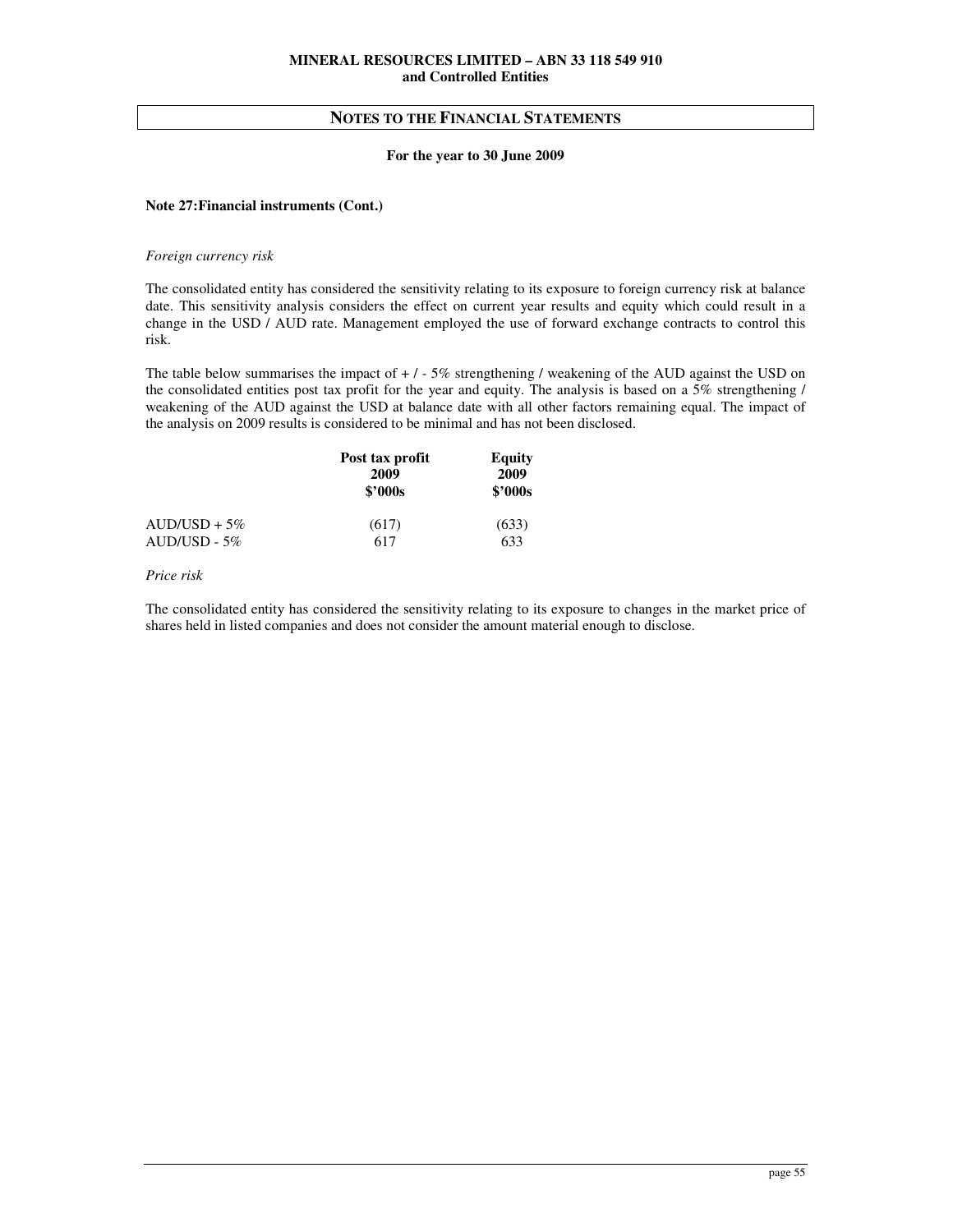**MINERAL RESOURCES LIMITED – ABN 33 118 549 910**
**and Controlled Entities**

## NOTES TO THE FINANCIAL STATEMENTS

**For the year to 30 June 2009**

**Note 27:Financial instruments (Cont.)**

*Foreign currency risk*

The consolidated entity has considered the sensitivity relating to its exposure to foreign currency risk at balance date. This sensitivity analysis considers the effect on current year results and equity which could result in a change in the USD / AUD rate. Management employed the use of forward exchange contracts to control this risk.

The table below summarises the impact of + / - 5% strengthening / weakening of the AUD against the USD on the consolidated entities post tax profit for the year and equity. The analysis is based on a 5% strengthening / weakening of the AUD against the USD at balance date with all other factors remaining equal. The impact of the analysis on 2009 results is considered to be minimal and has not been disclosed.

| | Post tax profit 2009 $'000s | Equity 2009 $'000s |
|---|---|---|
| AUD/USD + 5% | (617) | (633) |
| AUD/USD - 5% | 617 | 633 |

*Price risk*

The consolidated entity has considered the sensitivity relating to its exposure to changes in the market price of shares held in listed companies and does not consider the amount material enough to disclose.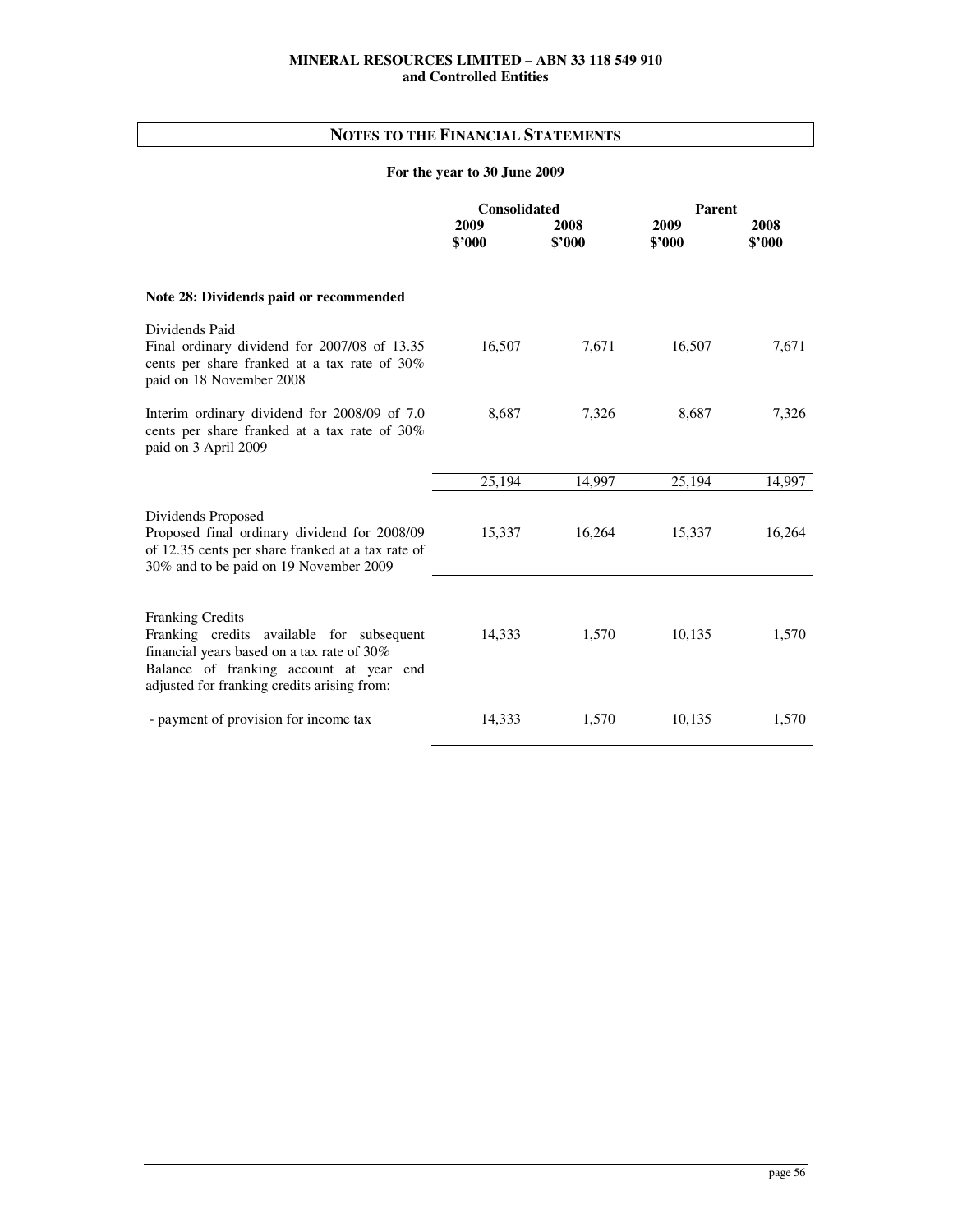## NOTES TO THE FINANCIAL STATEMENTS

**For the year to 30 June 2009**

| | Consolidated | | Parent | |
|---|---|---|---|---|
| | **2009 \$'000** | **2008 \$'000** | **2009 \$'000** | **2008 \$'000** |
| **Note 28: Dividends paid or recommended** | | | | |
| Dividends Paid | | | | |
| Final ordinary dividend for 2007/08 of 13.35 cents per share franked at a tax rate of 30% paid on 18 November 2008 | 16,507 | 7,671 | 16,507 | 7,671 |
| Interim ordinary dividend for 2008/09 of 7.0 cents per share franked at a tax rate of 30% paid on 3 April 2009 | 8,687 | 7,326 | 8,687 | 7,326 |
| | 25,194 | 14,997 | 25,194 | 14,997 |
| Dividends Proposed | | | | |
| Proposed final ordinary dividend for 2008/09 of 12.35 cents per share franked at a tax rate of 30% and to be paid on 19 November 2009 | 15,337 | 16,264 | 15,337 | 16,264 |
| Franking Credits | | | | |
| Franking credits available for subsequent financial years based on a tax rate of 30% | 14,333 | 1,570 | 10,135 | 1,570 |
| Balance of franking account at year end adjusted for franking credits arising from: | | | | |
| - payment of provision for income tax | 14,333 | 1,570 | 10,135 | 1,570 |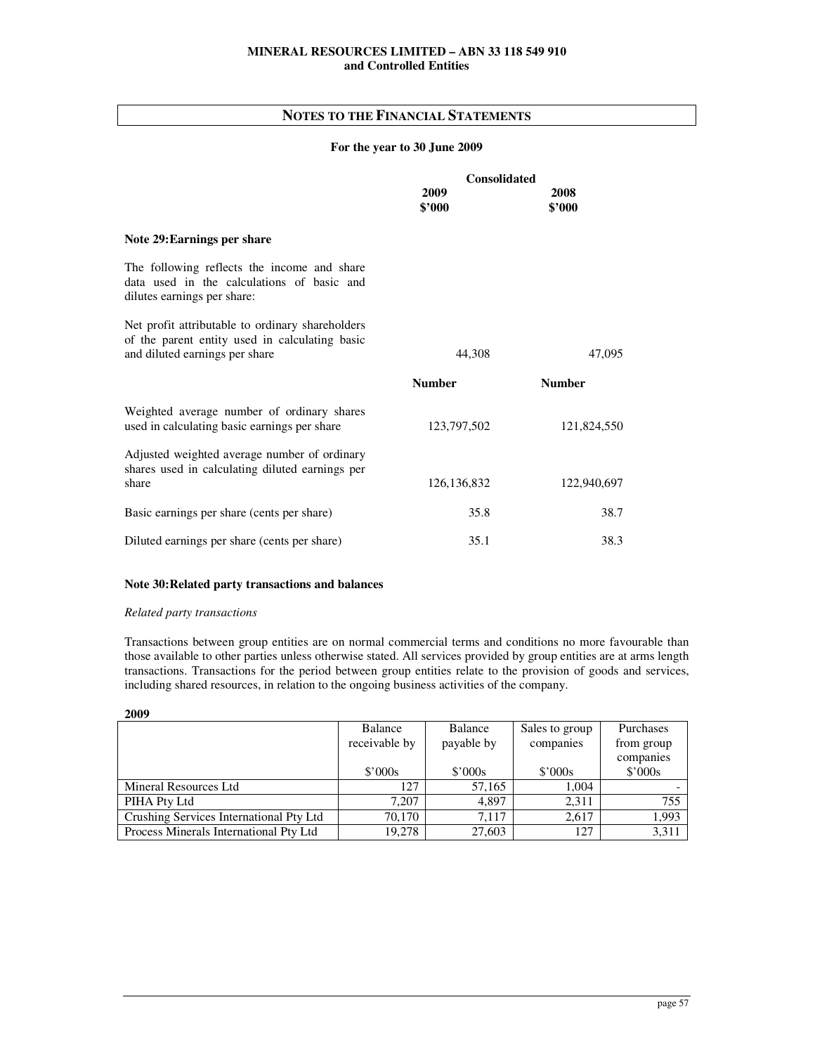MINERAL RESOURCES LIMITED – ABN 33 118 549 910
and Controlled Entities

# NOTES TO THE FINANCIAL STATEMENTS

**For the year to 30 June 2009**

## Note 29: Earnings per share

| | Consolidated | |
|---|---|---|
| | 2009 $'000 | 2008 $'000 |
| The following reflects the income and share data used in the calculations of basic and dilutes earnings per share: | | |
| Net profit attributable to ordinary shareholders of the parent entity used in calculating basic and diluted earnings per share | 44,308 | 47,095 |
| | **Number** | **Number** |
| Weighted average number of ordinary shares used in calculating basic earnings per share | 123,797,502 | 121,824,550 |
| Adjusted weighted average number of ordinary shares used in calculating diluted earnings per share | 126,136,832 | 122,940,697 |
| Basic earnings per share (cents per share) | 35.8 | 38.7 |
| Diluted earnings per share (cents per share) | 35.1 | 38.3 |

## Note 30: Related party transactions and balances

*Related party transactions*

Transactions between group entities are on normal commercial terms and conditions no more favourable than those available to other parties unless otherwise stated. All services provided by group entities are at arms length transactions. Transactions for the period between group entities relate to the provision of goods and services, including shared resources, in relation to the ongoing business activities of the company.

**2009**

| | Balance receivable by $'000s | Balance payable by $'000s | Sales to group companies $'000s | Purchases from group companies $'000s |
|---|---|---|---|---|
| Mineral Resources Ltd | 127 | 57,165 | 1,004 | - |
| PIHA Pty Ltd | 7,207 | 4,897 | 2,311 | 755 |
| Crushing Services International Pty Ltd | 70,170 | 7,117 | 2,617 | 1,993 |
| Process Minerals International Pty Ltd | 19,278 | 27,603 | 127 | 3,311 |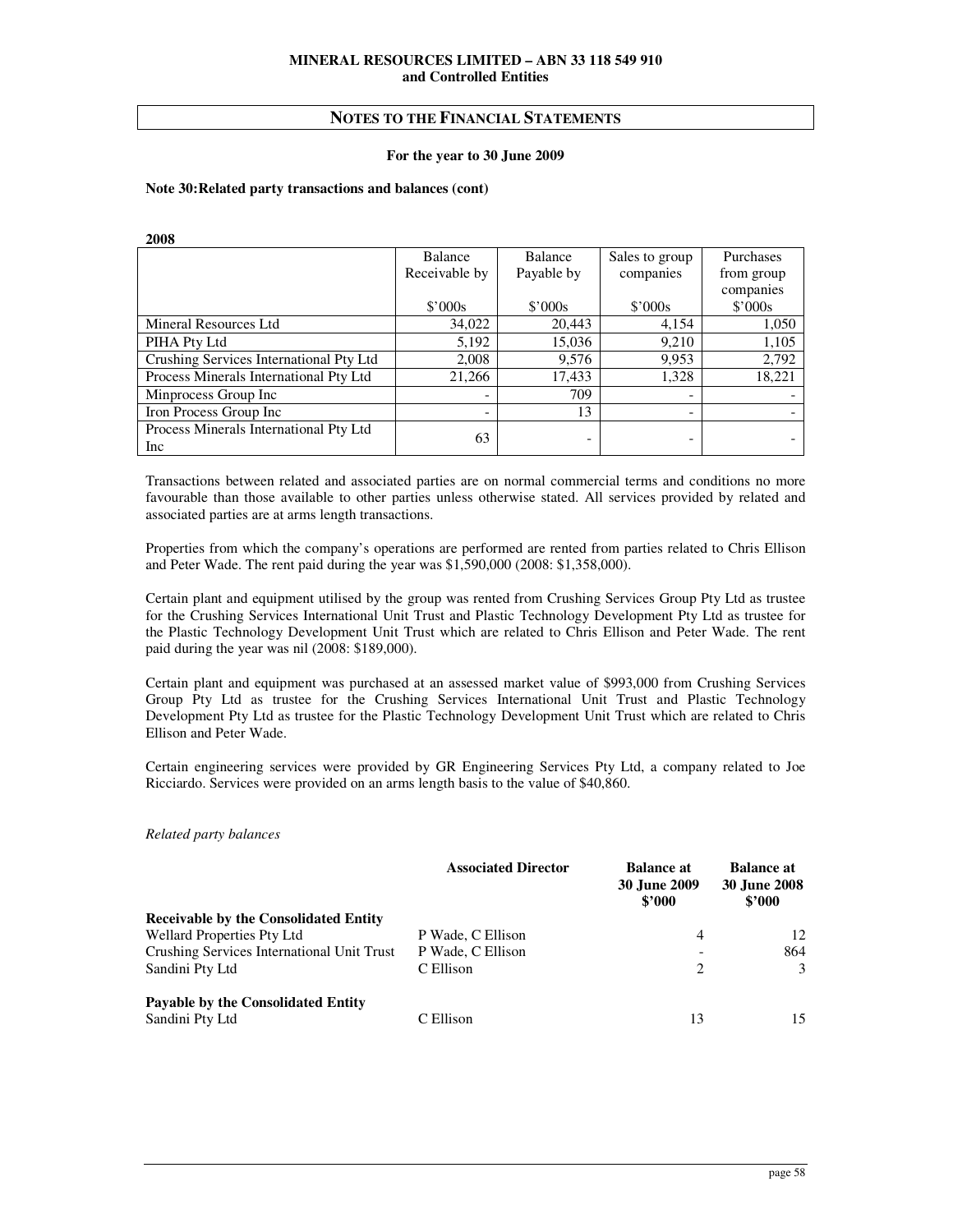MINERAL RESOURCES LIMITED – ABN 33 118 549 910
and Controlled Entities

## NOTES TO THE FINANCIAL STATEMENTS

**For the year to 30 June 2009**

**Note 30: Related party transactions and balances (cont)**

**2008**

| | Balance Receivable by $'000s | Balance Payable by $'000s | Sales to group companies $'000s | Purchases from group companies $'000s |
|---|---|---|---|---|
| Mineral Resources Ltd | 34,022 | 20,443 | 4,154 | 1,050 |
| PIHA Pty Ltd | 5,192 | 15,036 | 9,210 | 1,105 |
| Crushing Services International Pty Ltd | 2,008 | 9,576 | 9,953 | 2,792 |
| Process Minerals International Pty Ltd | 21,266 | 17,433 | 1,328 | 18,221 |
| Minprocess Group Inc | - | 709 | - | - |
| Iron Process Group Inc | - | 13 | - | - |
| Process Minerals International Pty Ltd Inc | 63 | - | - | - |

Transactions between related and associated parties are on normal commercial terms and conditions no more favourable than those available to other parties unless otherwise stated. All services provided by related and associated parties are at arms length transactions.

Properties from which the company's operations are performed are rented from parties related to Chris Ellison and Peter Wade. The rent paid during the year was $1,590,000 (2008: $1,358,000).

Certain plant and equipment utilised by the group was rented from Crushing Services Group Pty Ltd as trustee for the Crushing Services International Unit Trust and Plastic Technology Development Pty Ltd as trustee for the Plastic Technology Development Unit Trust which are related to Chris Ellison and Peter Wade. The rent paid during the year was nil (2008: $189,000).

Certain plant and equipment was purchased at an assessed market value of $993,000 from Crushing Services Group Pty Ltd as trustee for the Crushing Services International Unit Trust and Plastic Technology Development Pty Ltd as trustee for the Plastic Technology Development Unit Trust which are related to Chris Ellison and Peter Wade.

Certain engineering services were provided by GR Engineering Services Pty Ltd, a company related to Joe Ricciardo. Services were provided on an arms length basis to the value of $40,860.

*Related party balances*

| | Associated Director | Balance at 30 June 2009 $'000 | Balance at 30 June 2008 $'000 |
|---|---|---|---|
| **Receivable by the Consolidated Entity** | | | |
| Wellard Properties Pty Ltd | P Wade, C Ellison | 4 | 12 |
| Crushing Services International Unit Trust | P Wade, C Ellison | - | 864 |
| Sandini Pty Ltd | C Ellison | 2 | 3 |
| **Payable by the Consolidated Entity** | | | |
| Sandini Pty Ltd | C Ellison | 13 | 15 |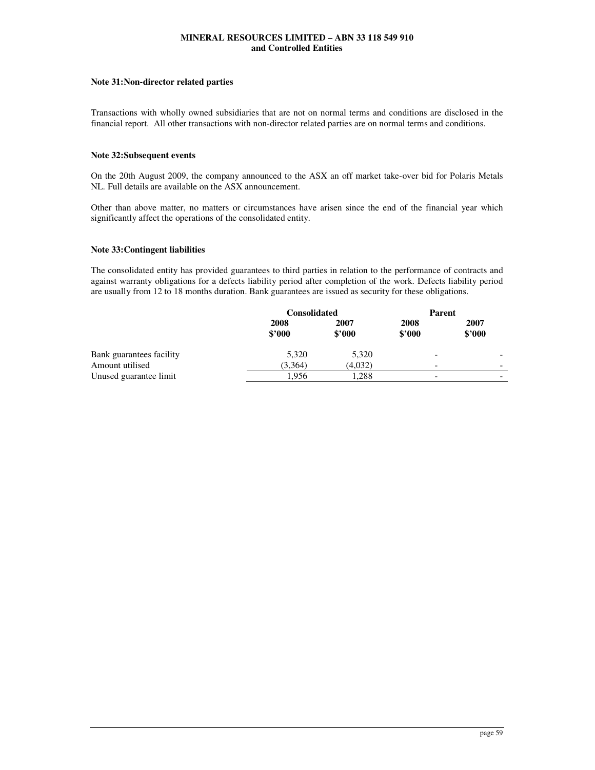### Note 31: Non-director related parties

Transactions with wholly owned subsidiaries that are not on normal terms and conditions are disclosed in the financial report. All other transactions with non-director related parties are on normal terms and conditions.

### Note 32: Subsequent events

On the 20th August 2009, the company announced to the ASX an off market take-over bid for Polaris Metals NL. Full details are available on the ASX announcement.

Other than above matter, no matters or circumstances have arisen since the end of the financial year which significantly affect the operations of the consolidated entity.

### Note 33: Contingent liabilities

The consolidated entity has provided guarantees to third parties in relation to the performance of contracts and against warranty obligations for a defects liability period after completion of the work. Defects liability period are usually from 12 to 18 months duration. Bank guarantees are issued as security for these obligations.

| | Consolidated | | Parent | |
|---|---|---|---|---|
| | 2008 $'000 | 2007 $'000 | 2008 $'000 | 2007 $'000 |
| Bank guarantees facility | 5,320 | 5,320 | - | - |
| Amount utilised | (3,364) | (4,032) | - | - |
| Unused guarantee limit | 1,956 | 1,288 | - | - |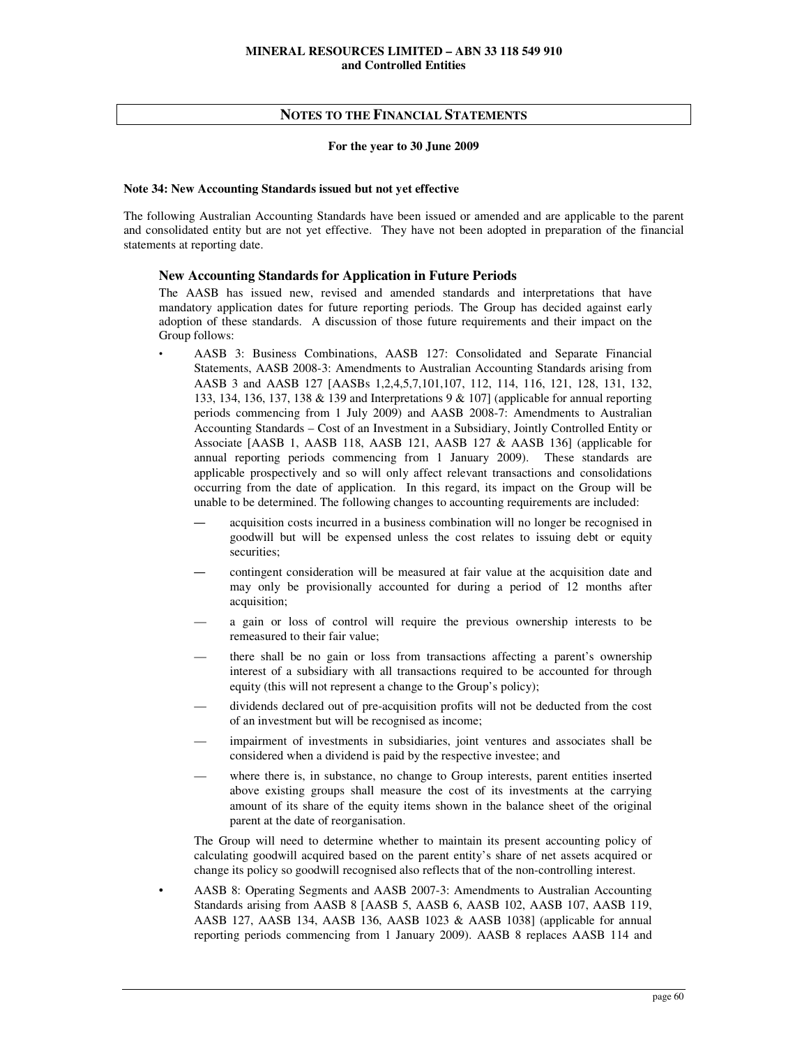## NOTES TO THE FINANCIAL STATEMENTS

**For the year to 30 June 2009**

**Note 34: New Accounting Standards issued but not yet effective**

The following Australian Accounting Standards have been issued or amended and are applicable to the parent and consolidated entity but are not yet effective. They have not been adopted in preparation of the financial statements at reporting date.

### New Accounting Standards for Application in Future Periods

The AASB has issued new, revised and amended standards and interpretations that have mandatory application dates for future reporting periods. The Group has decided against early adoption of these standards. A discussion of those future requirements and their impact on the Group follows:

- AASB 3: Business Combinations, AASB 127: Consolidated and Separate Financial Statements, AASB 2008-3: Amendments to Australian Accounting Standards arising from AASB 3 and AASB 127 [AASBs 1,2,4,5,7,101,107, 112, 114, 116, 121, 128, 131, 132, 133, 134, 136, 137, 138 & 139 and Interpretations 9 & 107] (applicable for annual reporting periods commencing from 1 July 2009) and AASB 2008-7: Amendments to Australian Accounting Standards – Cost of an Investment in a Subsidiary, Jointly Controlled Entity or Associate [AASB 1, AASB 118, AASB 121, AASB 127 & AASB 136] (applicable for annual reporting periods commencing from 1 January 2009). These standards are applicable prospectively and so will only affect relevant transactions and consolidations occurring from the date of application. In this regard, its impact on the Group will be unable to be determined. The following changes to accounting requirements are included:

  — acquisition costs incurred in a business combination will no longer be recognised in goodwill but will be expensed unless the cost relates to issuing debt or equity securities;

  — contingent consideration will be measured at fair value at the acquisition date and may only be provisionally accounted for during a period of 12 months after acquisition;

  — a gain or loss of control will require the previous ownership interests to be remeasured to their fair value;

  — there shall be no gain or loss from transactions affecting a parent's ownership interest of a subsidiary with all transactions required to be accounted for through equity (this will not represent a change to the Group's policy);

  — dividends declared out of pre-acquisition profits will not be deducted from the cost of an investment but will be recognised as income;

  — impairment of investments in subsidiaries, joint ventures and associates shall be considered when a dividend is paid by the respective investee; and

  — where there is, in substance, no change to Group interests, parent entities inserted above existing groups shall measure the cost of its investments at the carrying amount of its share of the equity items shown in the balance sheet of the original parent at the date of reorganisation.

  The Group will need to determine whether to maintain its present accounting policy of calculating goodwill acquired based on the parent entity's share of net assets acquired or change its policy so goodwill recognised also reflects that of the non-controlling interest.

- AASB 8: Operating Segments and AASB 2007-3: Amendments to Australian Accounting Standards arising from AASB 8 [AASB 5, AASB 6, AASB 102, AASB 107, AASB 119, AASB 127, AASB 134, AASB 136, AASB 1023 & AASB 1038] (applicable for annual reporting periods commencing from 1 January 2009). AASB 8 replaces AASB 114 and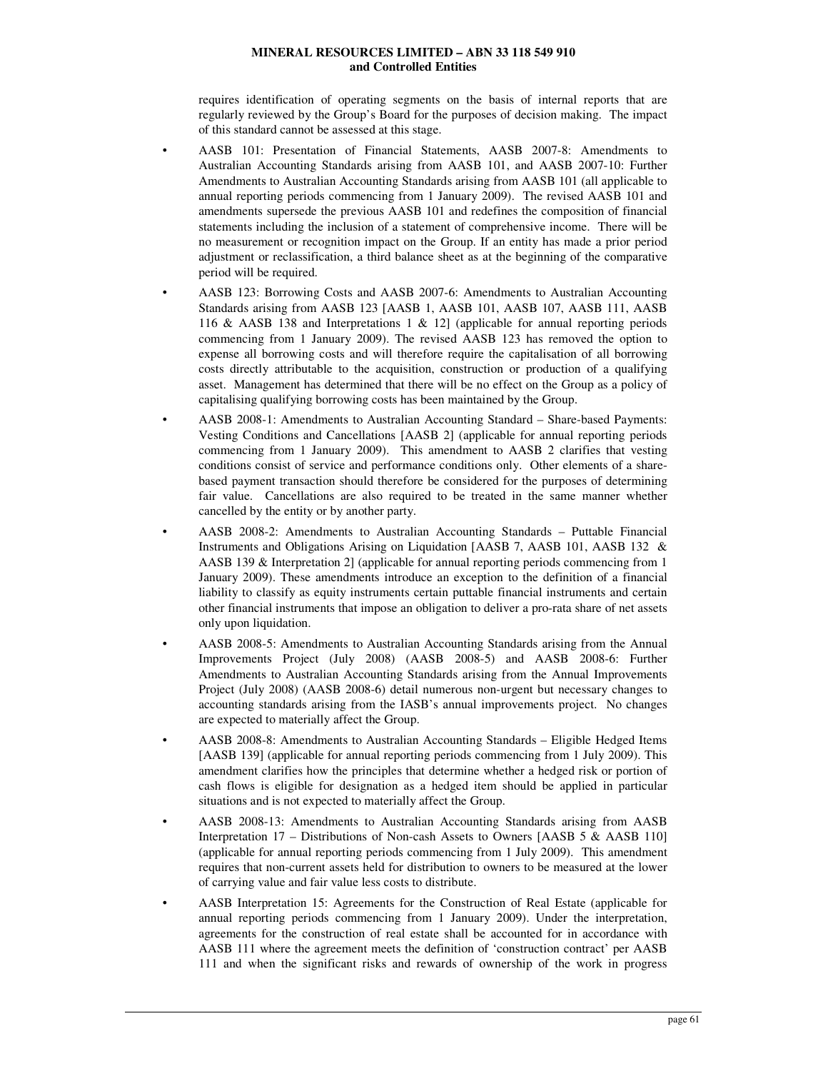requires identification of operating segments on the basis of internal reports that are regularly reviewed by the Group's Board for the purposes of decision making. The impact of this standard cannot be assessed at this stage.

- AASB 101: Presentation of Financial Statements, AASB 2007-8: Amendments to Australian Accounting Standards arising from AASB 101, and AASB 2007-10: Further Amendments to Australian Accounting Standards arising from AASB 101 (all applicable to annual reporting periods commencing from 1 January 2009). The revised AASB 101 and amendments supersede the previous AASB 101 and redefines the composition of financial statements including the inclusion of a statement of comprehensive income. There will be no measurement or recognition impact on the Group. If an entity has made a prior period adjustment or reclassification, a third balance sheet as at the beginning of the comparative period will be required.
- AASB 123: Borrowing Costs and AASB 2007-6: Amendments to Australian Accounting Standards arising from AASB 123 [AASB 1, AASB 101, AASB 107, AASB 111, AASB 116 & AASB 138 and Interpretations 1 & 12] (applicable for annual reporting periods commencing from 1 January 2009). The revised AASB 123 has removed the option to expense all borrowing costs and will therefore require the capitalisation of all borrowing costs directly attributable to the acquisition, construction or production of a qualifying asset. Management has determined that there will be no effect on the Group as a policy of capitalising qualifying borrowing costs has been maintained by the Group.
- AASB 2008-1: Amendments to Australian Accounting Standard – Share-based Payments: Vesting Conditions and Cancellations [AASB 2] (applicable for annual reporting periods commencing from 1 January 2009). This amendment to AASB 2 clarifies that vesting conditions consist of service and performance conditions only. Other elements of a share-based payment transaction should therefore be considered for the purposes of determining fair value. Cancellations are also required to be treated in the same manner whether cancelled by the entity or by another party.
- AASB 2008-2: Amendments to Australian Accounting Standards – Puttable Financial Instruments and Obligations Arising on Liquidation [AASB 7, AASB 101, AASB 132 & AASB 139 & Interpretation 2] (applicable for annual reporting periods commencing from 1 January 2009). These amendments introduce an exception to the definition of a financial liability to classify as equity instruments certain puttable financial instruments and certain other financial instruments that impose an obligation to deliver a pro-rata share of net assets only upon liquidation.
- AASB 2008-5: Amendments to Australian Accounting Standards arising from the Annual Improvements Project (July 2008) (AASB 2008-5) and AASB 2008-6: Further Amendments to Australian Accounting Standards arising from the Annual Improvements Project (July 2008) (AASB 2008-6) detail numerous non-urgent but necessary changes to accounting standards arising from the IASB's annual improvements project. No changes are expected to materially affect the Group.
- AASB 2008-8: Amendments to Australian Accounting Standards – Eligible Hedged Items [AASB 139] (applicable for annual reporting periods commencing from 1 July 2009). This amendment clarifies how the principles that determine whether a hedged risk or portion of cash flows is eligible for designation as a hedged item should be applied in particular situations and is not expected to materially affect the Group.
- AASB 2008-13: Amendments to Australian Accounting Standards arising from AASB Interpretation 17 – Distributions of Non-cash Assets to Owners [AASB 5 & AASB 110] (applicable for annual reporting periods commencing from 1 July 2009). This amendment requires that non-current assets held for distribution to owners to be measured at the lower of carrying value and fair value less costs to distribute.
- AASB Interpretation 15: Agreements for the Construction of Real Estate (applicable for annual reporting periods commencing from 1 January 2009). Under the interpretation, agreements for the construction of real estate shall be accounted for in accordance with AASB 111 where the agreement meets the definition of 'construction contract' per AASB 111 and when the significant risks and rewards of ownership of the work in progress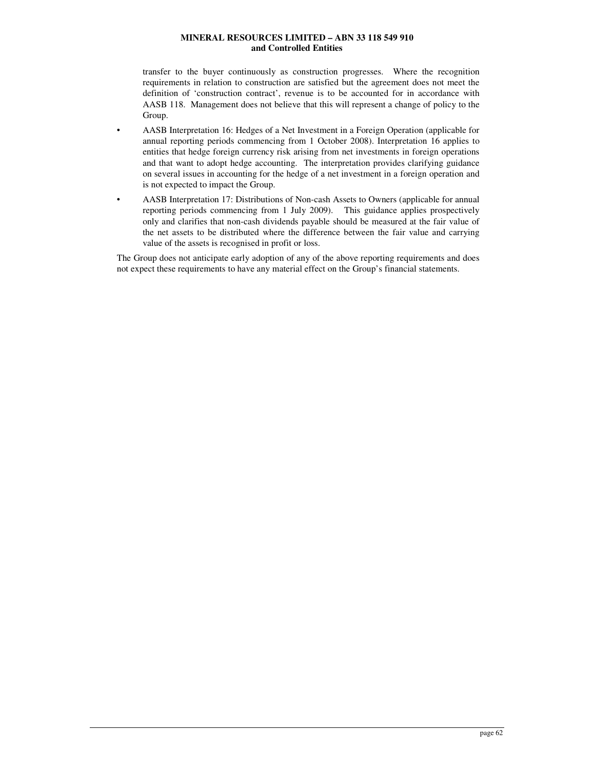transfer to the buyer continuously as construction progresses. Where the recognition requirements in relation to construction are satisfied but the agreement does not meet the definition of 'construction contract', revenue is to be accounted for in accordance with AASB 118. Management does not believe that this will represent a change of policy to the Group.

- AASB Interpretation 16: Hedges of a Net Investment in a Foreign Operation (applicable for annual reporting periods commencing from 1 October 2008). Interpretation 16 applies to entities that hedge foreign currency risk arising from net investments in foreign operations and that want to adopt hedge accounting. The interpretation provides clarifying guidance on several issues in accounting for the hedge of a net investment in a foreign operation and is not expected to impact the Group.
- AASB Interpretation 17: Distributions of Non-cash Assets to Owners (applicable for annual reporting periods commencing from 1 July 2009). This guidance applies prospectively only and clarifies that non-cash dividends payable should be measured at the fair value of the net assets to be distributed where the difference between the fair value and carrying value of the assets is recognised in profit or loss.

The Group does not anticipate early adoption of any of the above reporting requirements and does not expect these requirements to have any material effect on the Group's financial statements.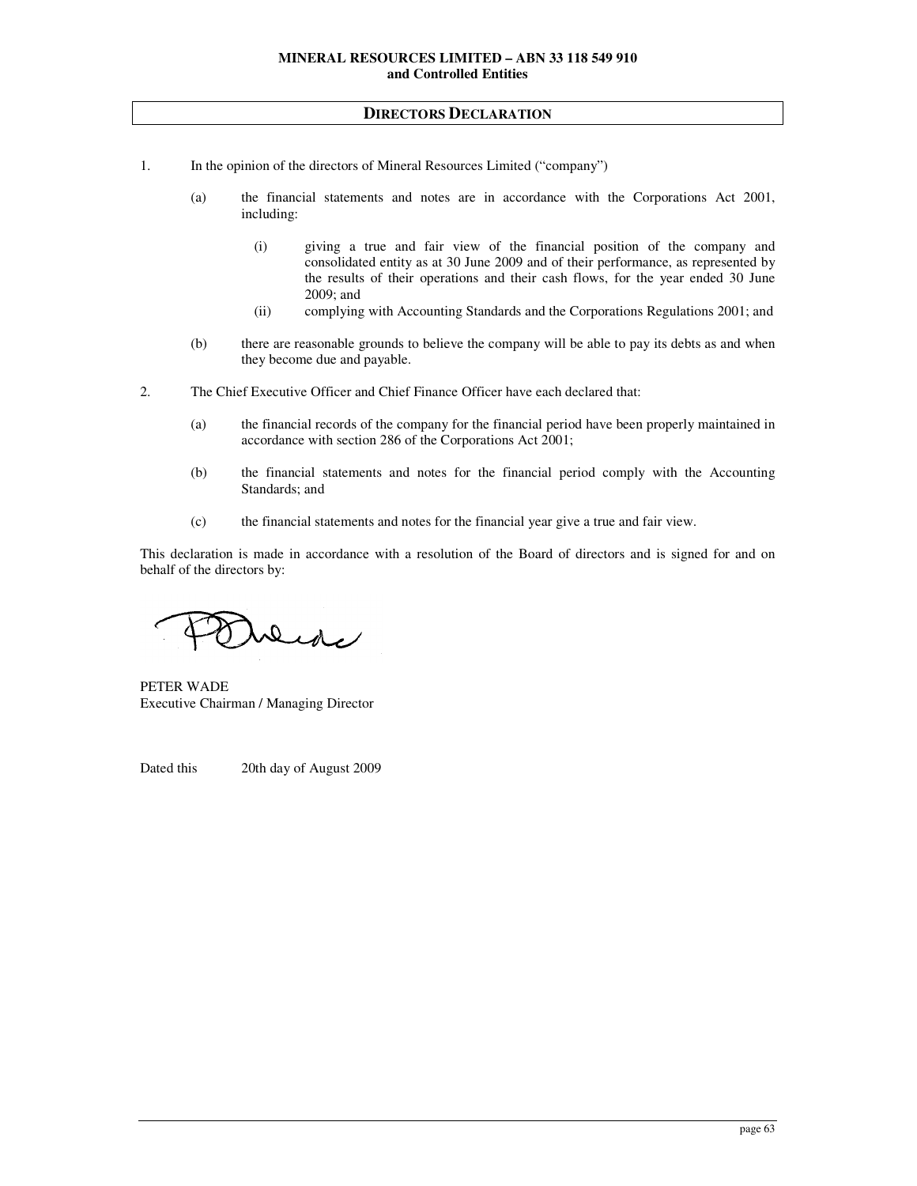**MINERAL RESOURCES LIMITED – ABN 33 118 549 910**
**and Controlled Entities**

## DIRECTORS DECLARATION

1. In the opinion of the directors of Mineral Resources Limited ("company")

   (a) the financial statements and notes are in accordance with the Corporations Act 2001, including:

      (i) giving a true and fair view of the financial position of the company and consolidated entity as at 30 June 2009 and of their performance, as represented by the results of their operations and their cash flows, for the year ended 30 June 2009; and

      (ii) complying with Accounting Standards and the Corporations Regulations 2001; and

   (b) there are reasonable grounds to believe the company will be able to pay its debts as and when they become due and payable.

2. The Chief Executive Officer and Chief Finance Officer have each declared that:

   (a) the financial records of the company for the financial period have been properly maintained in accordance with section 286 of the Corporations Act 2001;

   (b) the financial statements and notes for the financial period comply with the Accounting Standards; and

   (c) the financial statements and notes for the financial year give a true and fair view.

This declaration is made in accordance with a resolution of the Board of directors and is signed for and on behalf of the directors by:

PETER WADE
Executive Chairman / Managing Director

Dated this 20th day of August 2009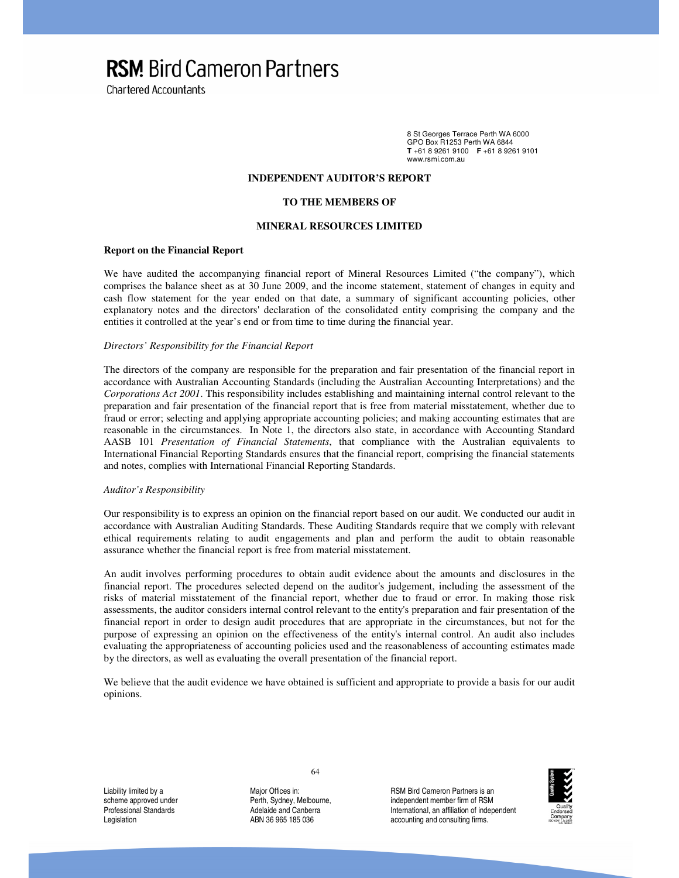**RSM Bird Cameron Partners**

Chartered Accountants

8 St Georges Terrace Perth WA 6000
GPO Box R1253 Perth WA 6844
**T** +61 8 9261 9100 **F** +61 8 9261 9101
www.rsmi.com.au

# INDEPENDENT AUDITOR'S REPORT

## TO THE MEMBERS OF

## MINERAL RESOURCES LIMITED

### Report on the Financial Report

We have audited the accompanying financial report of Mineral Resources Limited ("the company"), which comprises the balance sheet as at 30 June 2009, and the income statement, statement of changes in equity and cash flow statement for the year ended on that date, a summary of significant accounting policies, other explanatory notes and the directors' declaration of the consolidated entity comprising the company and the entities it controlled at the year's end or from time to time during the financial year.

*Directors' Responsibility for the Financial Report*

The directors of the company are responsible for the preparation and fair presentation of the financial report in accordance with Australian Accounting Standards (including the Australian Accounting Interpretations) and the *Corporations Act 2001*. This responsibility includes establishing and maintaining internal control relevant to the preparation and fair presentation of the financial report that is free from material misstatement, whether due to fraud or error; selecting and applying appropriate accounting policies; and making accounting estimates that are reasonable in the circumstances. In Note 1, the directors also state, in accordance with Accounting Standard AASB 101 *Presentation of Financial Statements*, that compliance with the Australian equivalents to International Financial Reporting Standards ensures that the financial report, comprising the financial statements and notes, complies with International Financial Reporting Standards.

*Auditor's Responsibility*

Our responsibility is to express an opinion on the financial report based on our audit. We conducted our audit in accordance with Australian Auditing Standards. These Auditing Standards require that we comply with relevant ethical requirements relating to audit engagements and plan and perform the audit to obtain reasonable assurance whether the financial report is free from material misstatement.

An audit involves performing procedures to obtain audit evidence about the amounts and disclosures in the financial report. The procedures selected depend on the auditor's judgement, including the assessment of the risks of material misstatement of the financial report, whether due to fraud or error. In making those risk assessments, the auditor considers internal control relevant to the entity's preparation and fair presentation of the financial report in order to design audit procedures that are appropriate in the circumstances, but not for the purpose of expressing an opinion on the effectiveness of the entity's internal control. An audit also includes evaluating the appropriateness of accounting policies used and the reasonableness of accounting estimates made by the directors, as well as evaluating the overall presentation of the financial report.

We believe that the audit evidence we have obtained is sufficient and appropriate to provide a basis for our audit opinions.

Liability limited by a scheme approved under Professional Standards Legislation

Major Offices in: Perth, Sydney, Melbourne, Adelaide and Canberra
ABN 36 965 185 036

RSM Bird Cameron Partners is an independent member firm of RSM International, an affiliation of independent accounting and consulting firms.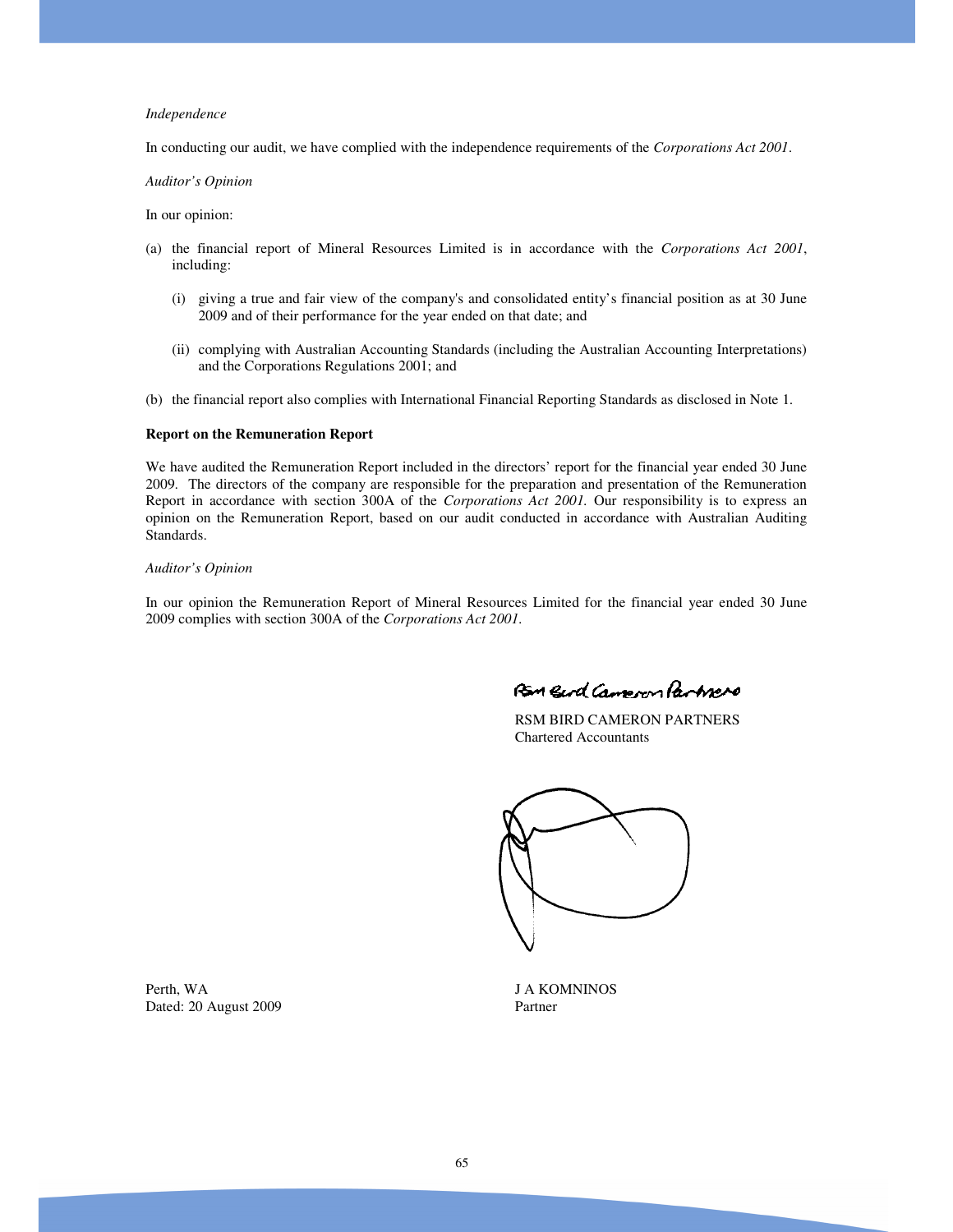*Independence*

In conducting our audit, we have complied with the independence requirements of the *Corporations Act 2001*.

*Auditor's Opinion*

In our opinion:

(a) the financial report of Mineral Resources Limited is in accordance with the *Corporations Act 2001*, including:

  (i) giving a true and fair view of the company's and consolidated entity's financial position as at 30 June 2009 and of their performance for the year ended on that date; and

  (ii) complying with Australian Accounting Standards (including the Australian Accounting Interpretations) and the Corporations Regulations 2001; and

(b) the financial report also complies with International Financial Reporting Standards as disclosed in Note 1.

**Report on the Remuneration Report**

We have audited the Remuneration Report included in the directors' report for the financial year ended 30 June 2009. The directors of the company are responsible for the preparation and presentation of the Remuneration Report in accordance with section 300A of the *Corporations Act 2001.* Our responsibility is to express an opinion on the Remuneration Report, based on our audit conducted in accordance with Australian Auditing Standards.

*Auditor's Opinion*

In our opinion the Remuneration Report of Mineral Resources Limited for the financial year ended 30 June 2009 complies with section 300A of the *Corporations Act 2001.*

RSM BIRD CAMERON PARTNERS
Chartered Accountants

Perth, WA
Dated: 20 August 2009

J A KOMNINOS
Partner